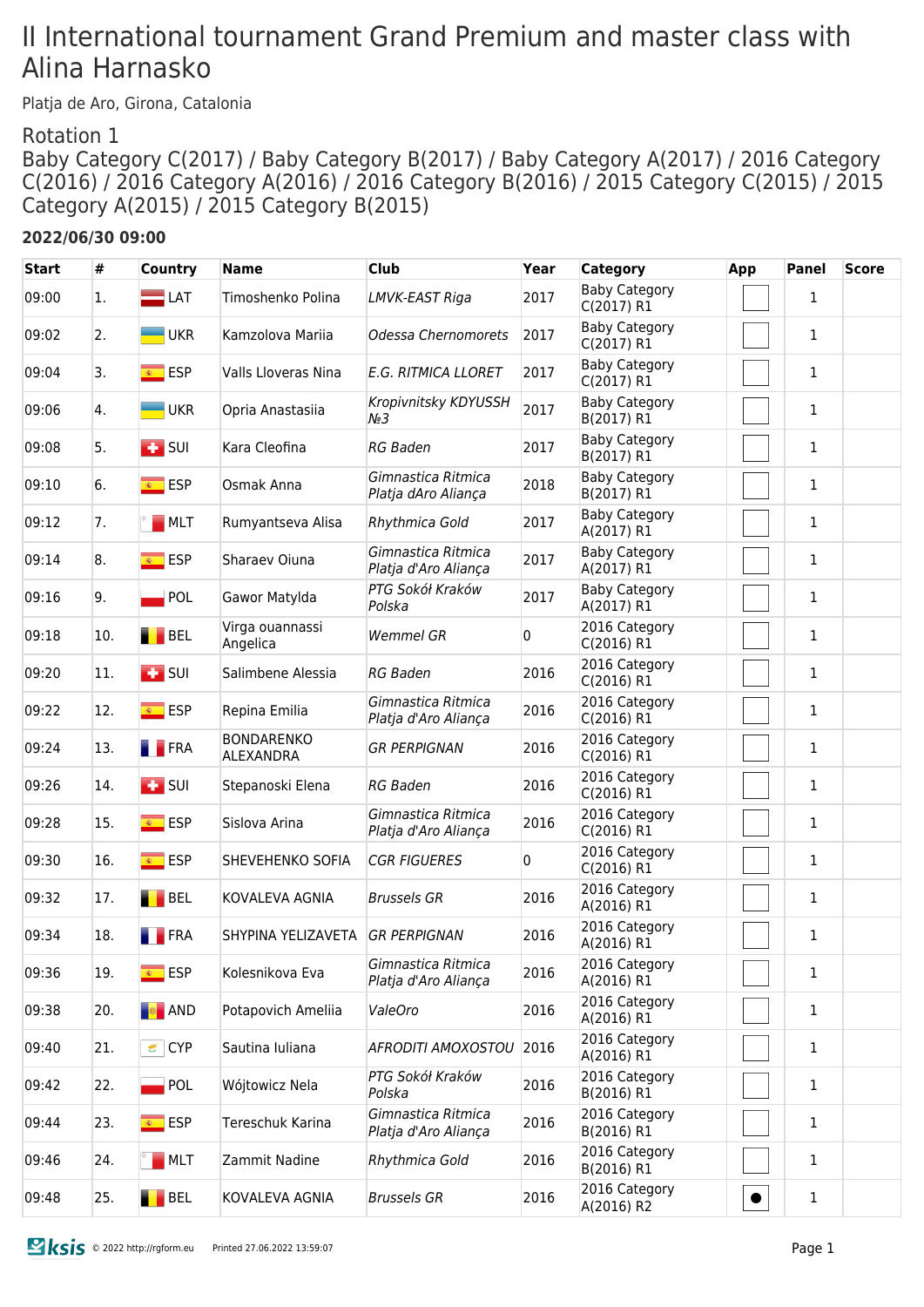# II International tournament Grand Premium and master class with Alina Harnasko

Platja de Aro, Girona, Catalonia

## Rotation 1

## Baby Category C(2017) / Baby Category B(2017) / Baby Category A(2017) / 2016 Category C(2016) / 2016 Category A(2016) / 2016 Category B(2016) / 2015 Category C(2015) / 2015 Category A(2015) / 2015 Category B(2015)

**2022/06/30 09:00**

| Start | # | Country | Name | Club | Year | Category | App | Panel | Score |
|---|---|---|---|---|---|---|---|---|---|
| 09:00 | 1. | LAT | Timoshenko Polina | *LMVK-EAST Riga* | 2017 | Baby Category C(2017) R1 | | 1 | |
| 09:02 | 2. | UKR | Kamzolova Mariia | *Odessa Chernomorets* | 2017 | Baby Category C(2017) R1 | | 1 | |
| 09:04 | 3. | ESP | Valls Lloveras Nina | *E.G. RITMICA LLORET* | 2017 | Baby Category C(2017) R1 | | 1 | |
| 09:06 | 4. | UKR | Opria Anastasiia | *Kropivnitsky KDYUSSH №3* | 2017 | Baby Category B(2017) R1 | | 1 | |
| 09:08 | 5. | SUI | Kara Cleofina | *RG Baden* | 2017 | Baby Category B(2017) R1 | | 1 | |
| 09:10 | 6. | ESP | Osmak Anna | *Gimnastica Ritmica Platja dAro Aliança* | 2018 | Baby Category B(2017) R1 | | 1 | |
| 09:12 | 7. | MLT | Rumyantseva Alisa | *Rhythmica Gold* | 2017 | Baby Category A(2017) R1 | | 1 | |
| 09:14 | 8. | ESP | Sharaev Oiuna | *Gimnastica Ritmica Platja d'Aro Aliança* | 2017 | Baby Category A(2017) R1 | | 1 | |
| 09:16 | 9. | POL | Gawor Matylda | *PTG Sokół Kraków Polska* | 2017 | Baby Category A(2017) R1 | | 1 | |
| 09:18 | 10. | BEL | Virga ouannassi Angelica | *Wemmel GR* | 0 | 2016 Category C(2016) R1 | | 1 | |
| 09:20 | 11. | SUI | Salimbene Alessia | *RG Baden* | 2016 | 2016 Category C(2016) R1 | | 1 | |
| 09:22 | 12. | ESP | Repina Emilia | *Gimnastica Ritmica Platja d'Aro Aliança* | 2016 | 2016 Category C(2016) R1 | | 1 | |
| 09:24 | 13. | FRA | BONDARENKO ALEXANDRA | *GR PERPIGNAN* | 2016 | 2016 Category C(2016) R1 | | 1 | |
| 09:26 | 14. | SUI | Stepanoski Elena | *RG Baden* | 2016 | 2016 Category C(2016) R1 | | 1 | |
| 09:28 | 15. | ESP | Sislova Arina | *Gimnastica Ritmica Platja d'Aro Aliança* | 2016 | 2016 Category C(2016) R1 | | 1 | |
| 09:30 | 16. | ESP | SHEVEHENKO SOFIA | *CGR FIGUERES* | 0 | 2016 Category C(2016) R1 | | 1 | |
| 09:32 | 17. | BEL | KOVALEVA AGNIA | *Brussels GR* | 2016 | 2016 Category A(2016) R1 | | 1 | |
| 09:34 | 18. | FRA | SHYPINA YELIZAVETA | *GR PERPIGNAN* | 2016 | 2016 Category A(2016) R1 | | 1 | |
| 09:36 | 19. | ESP | Kolesnikova Eva | *Gimnastica Ritmica Platja d'Aro Aliança* | 2016 | 2016 Category A(2016) R1 | | 1 | |
| 09:38 | 20. | AND | Potapovich Ameliia | *ValeOro* | 2016 | 2016 Category A(2016) R1 | | 1 | |
| 09:40 | 21. | CYP | Sautina Iuliana | *AFRODITI AMOXOSTOU* | 2016 | 2016 Category A(2016) R1 | | 1 | |
| 09:42 | 22. | POL | Wójtowicz Nela | *PTG Sokół Kraków Polska* | 2016 | 2016 Category B(2016) R1 | | 1 | |
| 09:44 | 23. | ESP | Tereschuk Karina | *Gimnastica Ritmica Platja d'Aro Aliança* | 2016 | 2016 Category B(2016) R1 | | 1 | |
| 09:46 | 24. | MLT | Zammit Nadine | *Rhythmica Gold* | 2016 | 2016 Category B(2016) R1 | | 1 | |
| 09:48 | 25. | BEL | KOVALEVA AGNIA | *Brussels GR* | 2016 | 2016 Category A(2016) R2 | ● | 1 | |

© 2022 http://rgform.eu Printed 27.06.2022 13:59:07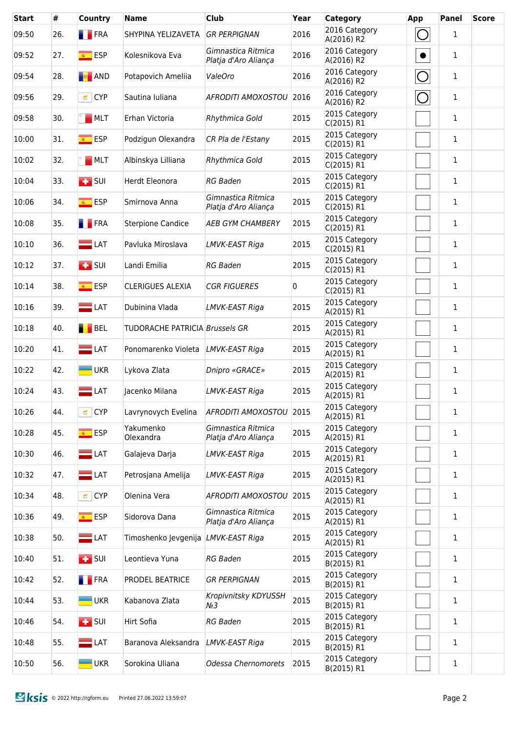| Start | # | Country | Name | Club | Year | Category | App | Panel | Score |
|---|---|---|---|---|---|---|---|---|---|
| 09:50 | 26. | FRA | SHYPINA YELIZAVETA | *GR PERPIGNAN* | 2016 | 2016 Category A(2016) R2 | ◯ | 1 | |
| 09:52 | 27. | ESP | Kolesnikova Eva | *Gimnastica Ritmica Platja d'Aro Aliança* | 2016 | 2016 Category A(2016) R2 | ● | 1 | |
| 09:54 | 28. | AND | Potapovich Ameliia | *ValeOro* | 2016 | 2016 Category A(2016) R2 | ◯ | 1 | |
| 09:56 | 29. | CYP | Sautina Iuliana | *AFRODITI AMOXOSTOU* | 2016 | 2016 Category A(2016) R2 | ◯ | 1 | |
| 09:58 | 30. | MLT | Erhan Victoria | *Rhythmica Gold* | 2015 | 2015 Category C(2015) R1 | | 1 | |
| 10:00 | 31. | ESP | Podzigun Olexandra | *CR Pla de l'Estany* | 2015 | 2015 Category C(2015) R1 | | 1 | |
| 10:02 | 32. | MLT | Albinskya Lilliana | *Rhythmica Gold* | 2015 | 2015 Category C(2015) R1 | | 1 | |
| 10:04 | 33. | SUI | Herdt Eleonora | *RG Baden* | 2015 | 2015 Category C(2015) R1 | | 1 | |
| 10:06 | 34. | ESP | Smirnova Anna | *Gimnastica Ritmica Platja d'Aro Aliança* | 2015 | 2015 Category C(2015) R1 | | 1 | |
| 10:08 | 35. | FRA | Sterpione Candice | *AEB GYM CHAMBERY* | 2015 | 2015 Category C(2015) R1 | | 1 | |
| 10:10 | 36. | LAT | Pavluka Miroslava | *LMVK-EAST Riga* | 2015 | 2015 Category C(2015) R1 | | 1 | |
| 10:12 | 37. | SUI | Landi Emilia | *RG Baden* | 2015 | 2015 Category C(2015) R1 | | 1 | |
| 10:14 | 38. | ESP | CLERIGUES ALEXIA | *CGR FIGUERES* | 0 | 2015 Category C(2015) R1 | | 1 | |
| 10:16 | 39. | LAT | Dubinina Vlada | *LMVK-EAST Riga* | 2015 | 2015 Category A(2015) R1 | | 1 | |
| 10:18 | 40. | BEL | TUDORACHE PATRICIA | *Brussels GR* | 2015 | 2015 Category A(2015) R1 | | 1 | |
| 10:20 | 41. | LAT | Ponomarenko Violeta | *LMVK-EAST Riga* | 2015 | 2015 Category A(2015) R1 | | 1 | |
| 10:22 | 42. | UKR | Lykova Zlata | *Dnipro «GRACE»* | 2015 | 2015 Category A(2015) R1 | | 1 | |
| 10:24 | 43. | LAT | Jacenko Milana | *LMVK-EAST Riga* | 2015 | 2015 Category A(2015) R1 | | 1 | |
| 10:26 | 44. | CYP | Lavrynovych Evelina | *AFRODITI AMOXOSTOU* | 2015 | 2015 Category A(2015) R1 | | 1 | |
| 10:28 | 45. | ESP | Yakumenko Olexandra | *Gimnastica Ritmica Platja d'Aro Aliança* | 2015 | 2015 Category A(2015) R1 | | 1 | |
| 10:30 | 46. | LAT | Galajeva Darja | *LMVK-EAST Riga* | 2015 | 2015 Category A(2015) R1 | | 1 | |
| 10:32 | 47. | LAT | Petrosjana Amelija | *LMVK-EAST Riga* | 2015 | 2015 Category A(2015) R1 | | 1 | |
| 10:34 | 48. | CYP | Olenina Vera | *AFRODITI AMOXOSTOU* | 2015 | 2015 Category A(2015) R1 | | 1 | |
| 10:36 | 49. | ESP | Sidorova Dana | *Gimnastica Ritmica Platja d'Aro Aliança* | 2015 | 2015 Category A(2015) R1 | | 1 | |
| 10:38 | 50. | LAT | Timoshenko Jevgenija | *LMVK-EAST Riga* | 2015 | 2015 Category A(2015) R1 | | 1 | |
| 10:40 | 51. | SUI | Leontieva Yuna | *RG Baden* | 2015 | 2015 Category B(2015) R1 | | 1 | |
| 10:42 | 52. | FRA | PRODEL BEATRICE | *GR PERPIGNAN* | 2015 | 2015 Category B(2015) R1 | | 1 | |
| 10:44 | 53. | UKR | Kabanova Zlata | *Kropivnitsky KDYUSSH №3* | 2015 | 2015 Category B(2015) R1 | | 1 | |
| 10:46 | 54. | SUI | Hirt Sofia | *RG Baden* | 2015 | 2015 Category B(2015) R1 | | 1 | |
| 10:48 | 55. | LAT | Baranova Aleksandra | *LMVK-EAST Riga* | 2015 | 2015 Category B(2015) R1 | | 1 | |
| 10:50 | 56. | UKR | Sorokina Uliana | *Odessa Chernomorets* | 2015 | 2015 Category B(2015) R1 | | 1 | |

© 2022 http://rgform.eu Printed 27.06.2022 13:59:07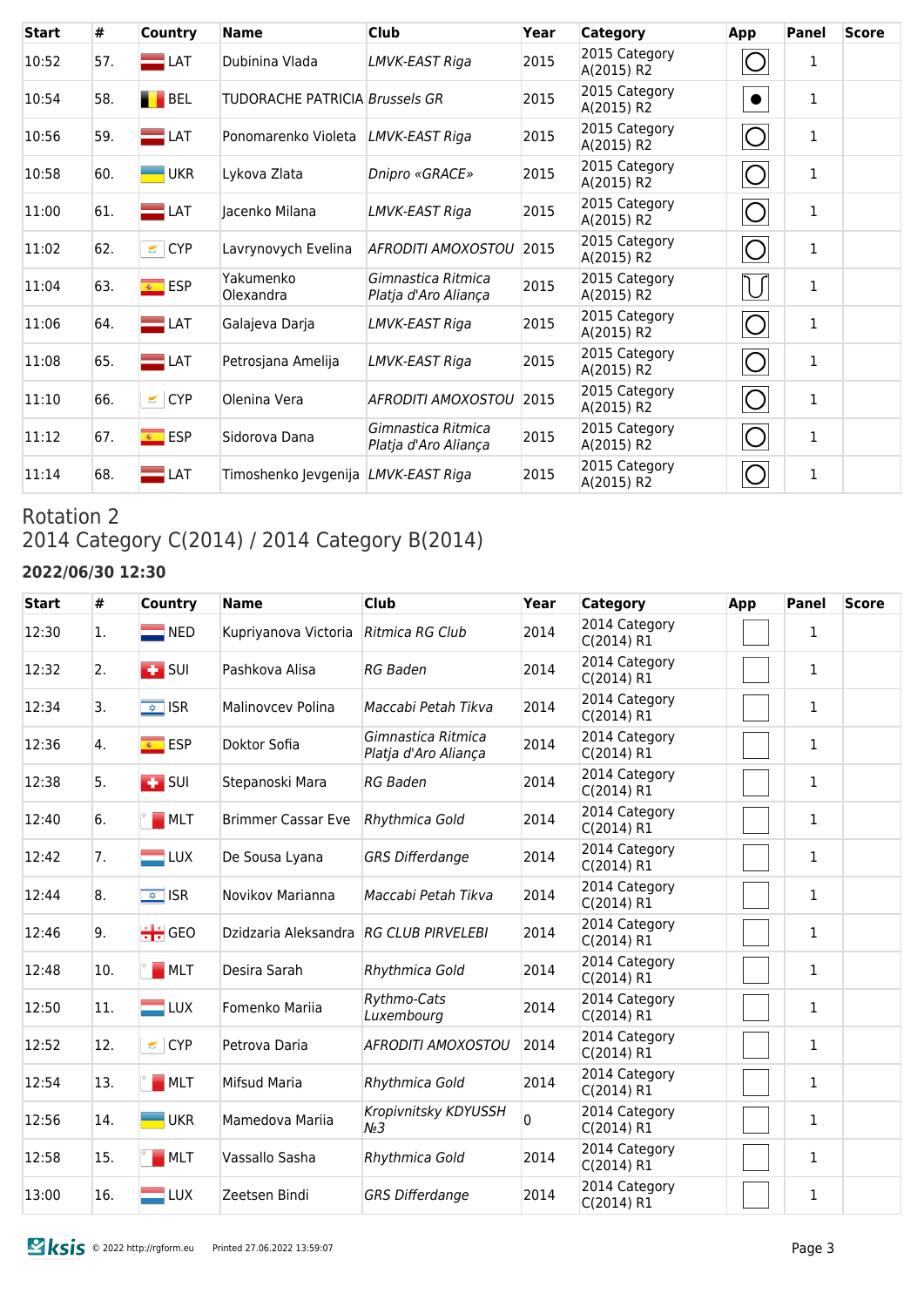| Start | # | Country | Name | Club | Year | Category | App | Panel | Score |
|---|---|---|---|---|---|---|---|---|---|
| 10:52 | 57. | LAT | Dubinina Vlada | *LMVK-EAST Riga* | 2015 | 2015 Category A(2015) R2 | | 1 | |
| 10:54 | 58. | BEL | TUDORACHE PATRICIA | *Brussels GR* | 2015 | 2015 Category A(2015) R2 | | 1 | |
| 10:56 | 59. | LAT | Ponomarenko Violeta | *LMVK-EAST Riga* | 2015 | 2015 Category A(2015) R2 | | 1 | |
| 10:58 | 60. | UKR | Lykova Zlata | *Dnipro «GRACE»* | 2015 | 2015 Category A(2015) R2 | | 1 | |
| 11:00 | 61. | LAT | Jacenko Milana | *LMVK-EAST Riga* | 2015 | 2015 Category A(2015) R2 | | 1 | |
| 11:02 | 62. | CYP | Lavrynovych Evelina | *AFRODITI AMOXOSTOU* | 2015 | 2015 Category A(2015) R2 | | 1 | |
| 11:04 | 63. | ESP | Yakumenko Olexandra | *Gimnastica Ritmica Platja d'Aro Aliança* | 2015 | 2015 Category A(2015) R2 | | 1 | |
| 11:06 | 64. | LAT | Galajeva Darja | *LMVK-EAST Riga* | 2015 | 2015 Category A(2015) R2 | | 1 | |
| 11:08 | 65. | LAT | Petrosjana Amelija | *LMVK-EAST Riga* | 2015 | 2015 Category A(2015) R2 | | 1 | |
| 11:10 | 66. | CYP | Olenina Vera | *AFRODITI AMOXOSTOU* | 2015 | 2015 Category A(2015) R2 | | 1 | |
| 11:12 | 67. | ESP | Sidorova Dana | *Gimnastica Ritmica Platja d'Aro Aliança* | 2015 | 2015 Category A(2015) R2 | | 1 | |
| 11:14 | 68. | LAT | Timoshenko Jevgenija | *LMVK-EAST Riga* | 2015 | 2015 Category A(2015) R2 | | 1 | |

## Rotation 2
## 2014 Category C(2014) / 2014 Category B(2014)

### 2022/06/30 12:30

| Start | # | Country | Name | Club | Year | Category | App | Panel | Score |
|---|---|---|---|---|---|---|---|---|---|
| 12:30 | 1. | NED | Kupriyanova Victoria | *Ritmica RG Club* | 2014 | 2014 Category C(2014) R1 | | 1 | |
| 12:32 | 2. | SUI | Pashkova Alisa | *RG Baden* | 2014 | 2014 Category C(2014) R1 | | 1 | |
| 12:34 | 3. | ISR | Malinovcev Polina | *Maccabi Petah Tikva* | 2014 | 2014 Category C(2014) R1 | | 1 | |
| 12:36 | 4. | ESP | Doktor Sofia | *Gimnastica Ritmica Platja d'Aro Aliança* | 2014 | 2014 Category C(2014) R1 | | 1 | |
| 12:38 | 5. | SUI | Stepanoski Mara | *RG Baden* | 2014 | 2014 Category C(2014) R1 | | 1 | |
| 12:40 | 6. | MLT | Brimmer Cassar Eve | *Rhythmica Gold* | 2014 | 2014 Category C(2014) R1 | | 1 | |
| 12:42 | 7. | LUX | De Sousa Lyana | *GRS Differdange* | 2014 | 2014 Category C(2014) R1 | | 1 | |
| 12:44 | 8. | ISR | Novikov Marianna | *Maccabi Petah Tikva* | 2014 | 2014 Category C(2014) R1 | | 1 | |
| 12:46 | 9. | GEO | Dzidzaria Aleksandra | *RG CLUB PIRVELEBI* | 2014 | 2014 Category C(2014) R1 | | 1 | |
| 12:48 | 10. | MLT | Desira Sarah | *Rhythmica Gold* | 2014 | 2014 Category C(2014) R1 | | 1 | |
| 12:50 | 11. | LUX | Fomenko Mariia | *Rythmo-Cats Luxembourg* | 2014 | 2014 Category C(2014) R1 | | 1 | |
| 12:52 | 12. | CYP | Petrova Daria | *AFRODITI AMOXOSTOU* | 2014 | 2014 Category C(2014) R1 | | 1 | |
| 12:54 | 13. | MLT | Mifsud Maria | *Rhythmica Gold* | 2014 | 2014 Category C(2014) R1 | | 1 | |
| 12:56 | 14. | UKR | Mamedova Mariia | *Kropivnitsky KDYUSSH №3* | 0 | 2014 Category C(2014) R1 | | 1 | |
| 12:58 | 15. | MLT | Vassallo Sasha | *Rhythmica Gold* | 2014 | 2014 Category C(2014) R1 | | 1 | |
| 13:00 | 16. | LUX | Zeetsen Bindi | *GRS Differdange* | 2014 | 2014 Category C(2014) R1 | | 1 | |

© 2022 http://rgform.eu Printed 27.06.2022 13:59:07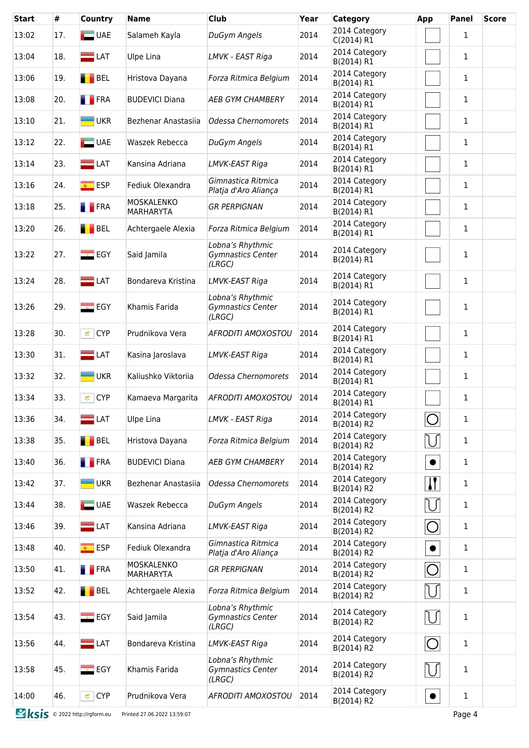| Start | # | Country | Name | Club | Year | Category | App | Panel | Score |
|---|---|---|---|---|---|---|---|---|---|
| 13:02 | 17. | UAE | Salameh Kayla | *DuGym Angels* | 2014 | 2014 Category C(2014) R1 | | 1 | |
| 13:04 | 18. | LAT | Ulpe Lina | *LMVK - EAST Riga* | 2014 | 2014 Category B(2014) R1 | | 1 | |
| 13:06 | 19. | BEL | Hristova Dayana | *Forza Ritmica Belgium* | 2014 | 2014 Category B(2014) R1 | | 1 | |
| 13:08 | 20. | FRA | BUDEVICI Diana | *AEB GYM CHAMBERY* | 2014 | 2014 Category B(2014) R1 | | 1 | |
| 13:10 | 21. | UKR | Bezhenar Anastasiia | *Odessa Chernomorets* | 2014 | 2014 Category B(2014) R1 | | 1 | |
| 13:12 | 22. | UAE | Waszek Rebecca | *DuGym Angels* | 2014 | 2014 Category B(2014) R1 | | 1 | |
| 13:14 | 23. | LAT | Kansina Adriana | *LMVK-EAST Riga* | 2014 | 2014 Category B(2014) R1 | | 1 | |
| 13:16 | 24. | ESP | Fediuk Olexandra | *Gimnastica Ritmica Platja d'Aro Aliança* | 2014 | 2014 Category B(2014) R1 | | 1 | |
| 13:18 | 25. | FRA | MOSKALENKO MARHARYTA | *GR PERPIGNAN* | 2014 | 2014 Category B(2014) R1 | | 1 | |
| 13:20 | 26. | BEL | Achtergaele Alexia | *Forza Ritmica Belgium* | 2014 | 2014 Category B(2014) R1 | | 1 | |
| 13:22 | 27. | EGY | Said Jamila | *Lobna's Rhythmic Gymnastics Center (LRGC)* | 2014 | 2014 Category B(2014) R1 | | 1 | |
| 13:24 | 28. | LAT | Bondareva Kristina | *LMVK-EAST Riga* | 2014 | 2014 Category B(2014) R1 | | 1 | |
| 13:26 | 29. | EGY | Khamis Farida | *Lobna's Rhythmic Gymnastics Center (LRGC)* | 2014 | 2014 Category B(2014) R1 | | 1 | |
| 13:28 | 30. | CYP | Prudnikova Vera | *AFRODITI AMOXOSTOU* | 2014 | 2014 Category B(2014) R1 | | 1 | |
| 13:30 | 31. | LAT | Kasina Jaroslava | *LMVK-EAST Riga* | 2014 | 2014 Category B(2014) R1 | | 1 | |
| 13:32 | 32. | UKR | Kaliushko Viktoriia | *Odessa Chernomorets* | 2014 | 2014 Category B(2014) R1 | | 1 | |
| 13:34 | 33. | CYP | Kamaeva Margarita | *AFRODITI AMOXOSTOU* | 2014 | 2014 Category B(2014) R1 | | 1 | |
| 13:36 | 34. | LAT | Ulpe Lina | *LMVK - EAST Riga* | 2014 | 2014 Category B(2014) R2 | Hoop | 1 | |
| 13:38 | 35. | BEL | Hristova Dayana | *Forza Ritmica Belgium* | 2014 | 2014 Category B(2014) R2 | Ribbon | 1 | |
| 13:40 | 36. | FRA | BUDEVICI Diana | *AEB GYM CHAMBERY* | 2014 | 2014 Category B(2014) R2 | Ball | 1 | |
| 13:42 | 37. | UKR | Bezhenar Anastasiia | *Odessa Chernomorets* | 2014 | 2014 Category B(2014) R2 | Clubs | 1 | |
| 13:44 | 38. | UAE | Waszek Rebecca | *DuGym Angels* | 2014 | 2014 Category B(2014) R2 | Ribbon | 1 | |
| 13:46 | 39. | LAT | Kansina Adriana | *LMVK-EAST Riga* | 2014 | 2014 Category B(2014) R2 | Hoop | 1 | |
| 13:48 | 40. | ESP | Fediuk Olexandra | *Gimnastica Ritmica Platja d'Aro Aliança* | 2014 | 2014 Category B(2014) R2 | Ball | 1 | |
| 13:50 | 41. | FRA | MOSKALENKO MARHARYTA | *GR PERPIGNAN* | 2014 | 2014 Category B(2014) R2 | Hoop | 1 | |
| 13:52 | 42. | BEL | Achtergaele Alexia | *Forza Ritmica Belgium* | 2014 | 2014 Category B(2014) R2 | Ribbon | 1 | |
| 13:54 | 43. | EGY | Said Jamila | *Lobna's Rhythmic Gymnastics Center (LRGC)* | 2014 | 2014 Category B(2014) R2 | Ribbon | 1 | |
| 13:56 | 44. | LAT | Bondareva Kristina | *LMVK-EAST Riga* | 2014 | 2014 Category B(2014) R2 | Hoop | 1 | |
| 13:58 | 45. | EGY | Khamis Farida | *Lobna's Rhythmic Gymnastics Center (LRGC)* | 2014 | 2014 Category B(2014) R2 | Ribbon | 1 | |
| 14:00 | 46. | CYP | Prudnikova Vera | *AFRODITI AMOXOSTOU* | 2014 | 2014 Category B(2014) R2 | Ball | 1 | |

© 2022 http://rgform.eu Printed 27.06.2022 13:59:07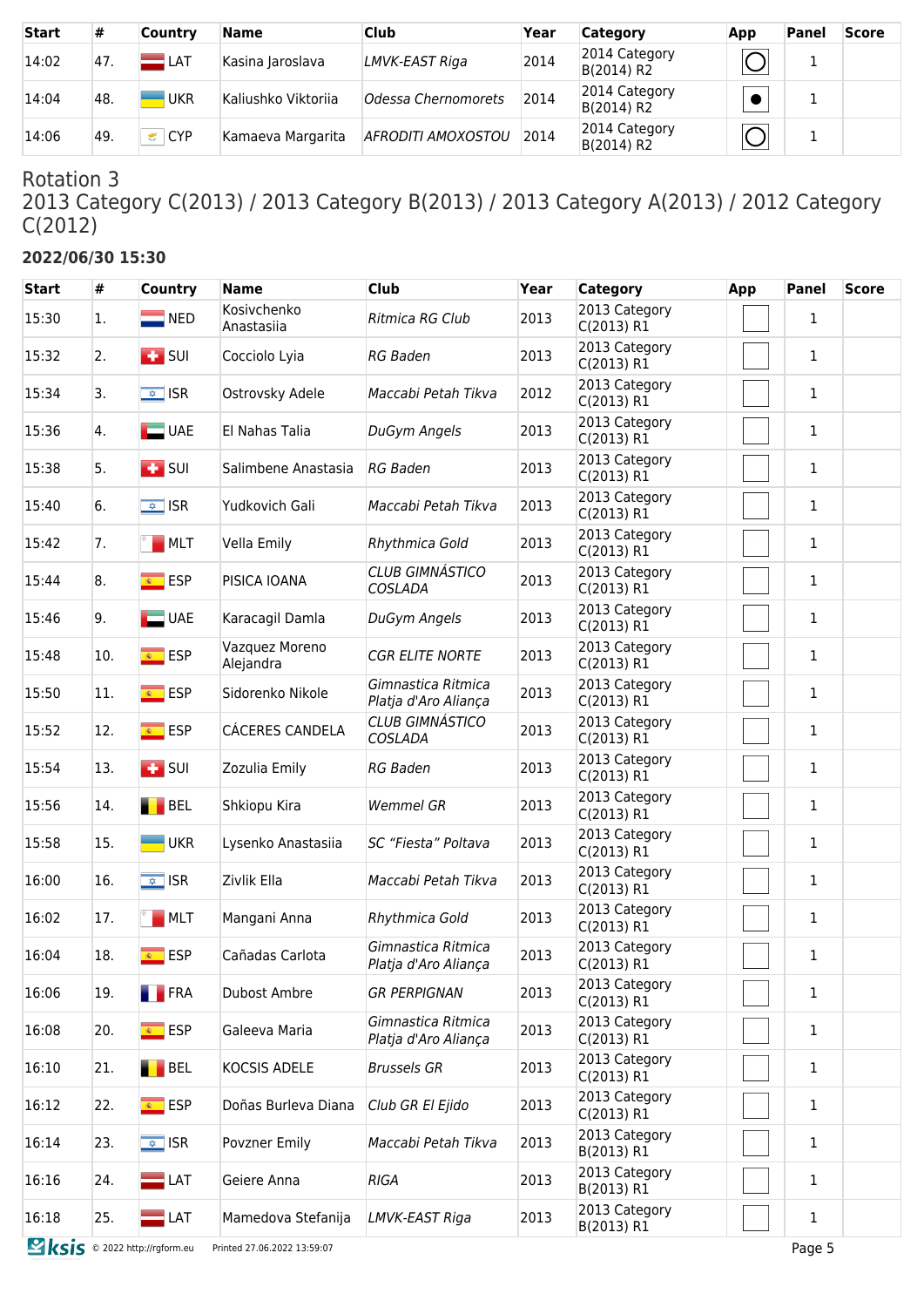| Start | # | Country | Name | Club | Year | Category | App | Panel | Score |
|---|---|---|---|---|---|---|---|---|---|
| 14:02 | 47. | LAT | Kasina Jaroslava | *LMVK-EAST Riga* | 2014 | 2014 Category B(2014) R2 | ◯ | 1 | |
| 14:04 | 48. | UKR | Kaliushko Viktoriia | *Odessa Chernomorets* | 2014 | 2014 Category B(2014) R2 | ● | 1 | |
| 14:06 | 49. | CYP | Kamaeva Margarita | *AFRODITI AMOXOSTOU* | 2014 | 2014 Category B(2014) R2 | ◯ | 1 | |

## Rotation 3
## 2013 Category C(2013) / 2013 Category B(2013) / 2013 Category A(2013) / 2012 Category C(2012)

### 2022/06/30 15:30

| Start | # | Country | Name | Club | Year | Category | App | Panel | Score |
|---|---|---|---|---|---|---|---|---|---|
| 15:30 | 1. | NED | Kosivchenko Anastasiia | *Ritmica RG Club* | 2013 | 2013 Category C(2013) R1 | | 1 | |
| 15:32 | 2. | SUI | Cocciolo Lyia | *RG Baden* | 2013 | 2013 Category C(2013) R1 | | 1 | |
| 15:34 | 3. | ISR | Ostrovsky Adele | *Maccabi Petah Tikva* | 2012 | 2013 Category C(2013) R1 | | 1 | |
| 15:36 | 4. | UAE | El Nahas Talia | *DuGym Angels* | 2013 | 2013 Category C(2013) R1 | | 1 | |
| 15:38 | 5. | SUI | Salimbene Anastasia | *RG Baden* | 2013 | 2013 Category C(2013) R1 | | 1 | |
| 15:40 | 6. | ISR | Yudkovich Gali | *Maccabi Petah Tikva* | 2013 | 2013 Category C(2013) R1 | | 1 | |
| 15:42 | 7. | MLT | Vella Emily | *Rhythmica Gold* | 2013 | 2013 Category C(2013) R1 | | 1 | |
| 15:44 | 8. | ESP | PISICA IOANA | *CLUB GIMNÁSTICO COSLADA* | 2013 | 2013 Category C(2013) R1 | | 1 | |
| 15:46 | 9. | UAE | Karacagil Damla | *DuGym Angels* | 2013 | 2013 Category C(2013) R1 | | 1 | |
| 15:48 | 10. | ESP | Vazquez Moreno Alejandra | *CGR ELITE NORTE* | 2013 | 2013 Category C(2013) R1 | | 1 | |
| 15:50 | 11. | ESP | Sidorenko Nikole | *Gimnastica Ritmica Platja d'Aro Aliança* | 2013 | 2013 Category C(2013) R1 | | 1 | |
| 15:52 | 12. | ESP | CÁCERES CANDELA | *CLUB GIMNÁSTICO COSLADA* | 2013 | 2013 Category C(2013) R1 | | 1 | |
| 15:54 | 13. | SUI | Zozulia Emily | *RG Baden* | 2013 | 2013 Category C(2013) R1 | | 1 | |
| 15:56 | 14. | BEL | Shkiopu Kira | *Wemmel GR* | 2013 | 2013 Category C(2013) R1 | | 1 | |
| 15:58 | 15. | UKR | Lysenko Anastasiia | *SC “Fiesta” Poltava* | 2013 | 2013 Category C(2013) R1 | | 1 | |
| 16:00 | 16. | ISR | Zivlik Ella | *Maccabi Petah Tikva* | 2013 | 2013 Category C(2013) R1 | | 1 | |
| 16:02 | 17. | MLT | Mangani Anna | *Rhythmica Gold* | 2013 | 2013 Category C(2013) R1 | | 1 | |
| 16:04 | 18. | ESP | Cañadas Carlota | *Gimnastica Ritmica Platja d'Aro Aliança* | 2013 | 2013 Category C(2013) R1 | | 1 | |
| 16:06 | 19. | FRA | Dubost Ambre | *GR PERPIGNAN* | 2013 | 2013 Category C(2013) R1 | | 1 | |
| 16:08 | 20. | ESP | Galeeva Maria | *Gimnastica Ritmica Platja d'Aro Aliança* | 2013 | 2013 Category C(2013) R1 | | 1 | |
| 16:10 | 21. | BEL | KOCSIS ADELE | *Brussels GR* | 2013 | 2013 Category C(2013) R1 | | 1 | |
| 16:12 | 22. | ESP | Doñas Burleva Diana | *Club GR El Ejido* | 2013 | 2013 Category C(2013) R1 | | 1 | |
| 16:14 | 23. | ISR | Povzner Emily | *Maccabi Petah Tikva* | 2013 | 2013 Category B(2013) R1 | | 1 | |
| 16:16 | 24. | LAT | Geiere Anna | *RIGA* | 2013 | 2013 Category B(2013) R1 | | 1 | |
| 16:18 | 25. | LAT | Mamedova Stefanija | *LMVK-EAST Riga* | 2013 | 2013 Category B(2013) R1 | | 1 | |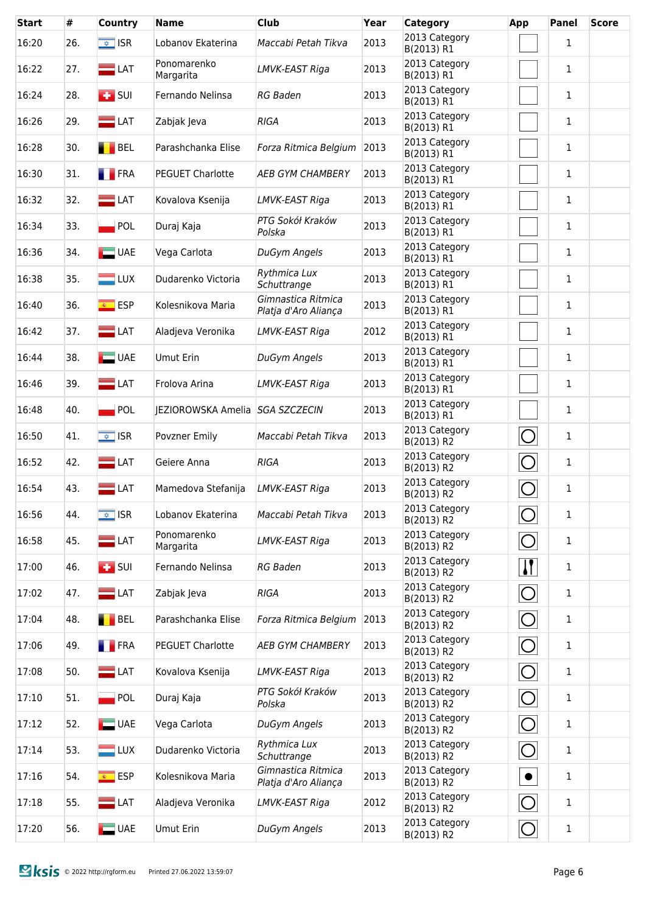| Start | # | Country | Name | Club | Year | Category | App | Panel | Score |
|---|---|---|---|---|---|---|---|---|---|
| 16:20 | 26. | ISR | Lobanov Ekaterina | *Maccabi Petah Tikva* | 2013 | 2013 Category B(2013) R1 | | 1 | |
| 16:22 | 27. | LAT | Ponomarenko Margarita | *LMVK-EAST Riga* | 2013 | 2013 Category B(2013) R1 | | 1 | |
| 16:24 | 28. | SUI | Fernando Nelinsa | *RG Baden* | 2013 | 2013 Category B(2013) R1 | | 1 | |
| 16:26 | 29. | LAT | Zabjak Jeva | *RIGA* | 2013 | 2013 Category B(2013) R1 | | 1 | |
| 16:28 | 30. | BEL | Parashchanka Elise | *Forza Ritmica Belgium* | 2013 | 2013 Category B(2013) R1 | | 1 | |
| 16:30 | 31. | FRA | PEGUET Charlotte | *AEB GYM CHAMBERY* | 2013 | 2013 Category B(2013) R1 | | 1 | |
| 16:32 | 32. | LAT | Kovalova Ksenija | *LMVK-EAST Riga* | 2013 | 2013 Category B(2013) R1 | | 1 | |
| 16:34 | 33. | POL | Duraj Kaja | *PTG Sokół Kraków Polska* | 2013 | 2013 Category B(2013) R1 | | 1 | |
| 16:36 | 34. | UAE | Vega Carlota | *DuGym Angels* | 2013 | 2013 Category B(2013) R1 | | 1 | |
| 16:38 | 35. | LUX | Dudarenko Victoria | *Rythmica Lux Schuttrange* | 2013 | 2013 Category B(2013) R1 | | 1 | |
| 16:40 | 36. | ESP | Kolesnikova Maria | *Gimnastica Ritmica Platja d'Aro Aliança* | 2013 | 2013 Category B(2013) R1 | | 1 | |
| 16:42 | 37. | LAT | Aladjeva Veronika | *LMVK-EAST Riga* | 2012 | 2013 Category B(2013) R1 | | 1 | |
| 16:44 | 38. | UAE | Umut Erin | *DuGym Angels* | 2013 | 2013 Category B(2013) R1 | | 1 | |
| 16:46 | 39. | LAT | Frolova Arina | *LMVK-EAST Riga* | 2013 | 2013 Category B(2013) R1 | | 1 | |
| 16:48 | 40. | POL | JEZIOROWSKA Amelia | *SGA SZCZECIN* | 2013 | 2013 Category B(2013) R1 | | 1 | |
| 16:50 | 41. | ISR | Povzner Emily | *Maccabi Petah Tikva* | 2013 | 2013 Category B(2013) R2 | Hoop | 1 | |
| 16:52 | 42. | LAT | Geiere Anna | *RIGA* | 2013 | 2013 Category B(2013) R2 | Hoop | 1 | |
| 16:54 | 43. | LAT | Mamedova Stefanija | *LMVK-EAST Riga* | 2013 | 2013 Category B(2013) R2 | Hoop | 1 | |
| 16:56 | 44. | ISR | Lobanov Ekaterina | *Maccabi Petah Tikva* | 2013 | 2013 Category B(2013) R2 | Hoop | 1 | |
| 16:58 | 45. | LAT | Ponomarenko Margarita | *LMVK-EAST Riga* | 2013 | 2013 Category B(2013) R2 | Hoop | 1 | |
| 17:00 | 46. | SUI | Fernando Nelinsa | *RG Baden* | 2013 | 2013 Category B(2013) R2 | Clubs | 1 | |
| 17:02 | 47. | LAT | Zabjak Jeva | *RIGA* | 2013 | 2013 Category B(2013) R2 | Hoop | 1 | |
| 17:04 | 48. | BEL | Parashchanka Elise | *Forza Ritmica Belgium* | 2013 | 2013 Category B(2013) R2 | Hoop | 1 | |
| 17:06 | 49. | FRA | PEGUET Charlotte | *AEB GYM CHAMBERY* | 2013 | 2013 Category B(2013) R2 | Hoop | 1 | |
| 17:08 | 50. | LAT | Kovalova Ksenija | *LMVK-EAST Riga* | 2013 | 2013 Category B(2013) R2 | Hoop | 1 | |
| 17:10 | 51. | POL | Duraj Kaja | *PTG Sokół Kraków Polska* | 2013 | 2013 Category B(2013) R2 | Hoop | 1 | |
| 17:12 | 52. | UAE | Vega Carlota | *DuGym Angels* | 2013 | 2013 Category B(2013) R2 | Hoop | 1 | |
| 17:14 | 53. | LUX | Dudarenko Victoria | *Rythmica Lux Schuttrange* | 2013 | 2013 Category B(2013) R2 | Hoop | 1 | |
| 17:16 | 54. | ESP | Kolesnikova Maria | *Gimnastica Ritmica Platja d'Aro Aliança* | 2013 | 2013 Category B(2013) R2 | Ball | 1 | |
| 17:18 | 55. | LAT | Aladjeva Veronika | *LMVK-EAST Riga* | 2012 | 2013 Category B(2013) R2 | Hoop | 1 | |
| 17:20 | 56. | UAE | Umut Erin | *DuGym Angels* | 2013 | 2013 Category B(2013) R2 | Hoop | 1 | |

© 2022 http://rgform.eu Printed 27.06.2022 13:59:07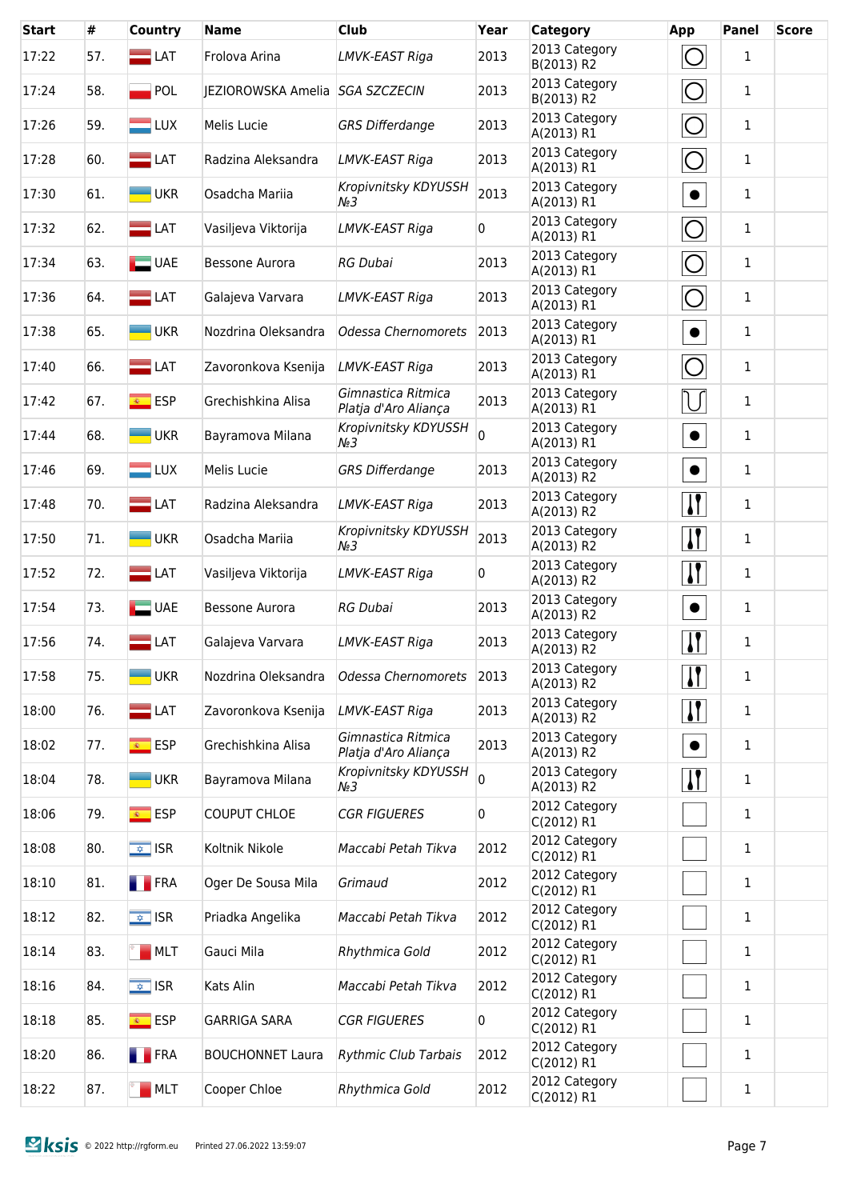| Start | # | Country | Name | Club | Year | Category | App | Panel | Score |
|---|---|---|---|---|---|---|---|---|---|
| 17:22 | 57. | LAT | Frolova Arina | *LMVK-EAST Riga* | 2013 | 2013 Category B(2013) R2 | | 1 | |
| 17:24 | 58. | POL | JEZIOROWSKA Amelia | *SGA SZCZECIN* | 2013 | 2013 Category B(2013) R2 | | 1 | |
| 17:26 | 59. | LUX | Melis Lucie | *GRS Differdange* | 2013 | 2013 Category A(2013) R1 | | 1 | |
| 17:28 | 60. | LAT | Radzina Aleksandra | *LMVK-EAST Riga* | 2013 | 2013 Category A(2013) R1 | | 1 | |
| 17:30 | 61. | UKR | Osadcha Mariia | *Kropivnitsky KDYUSSH №3* | 2013 | 2013 Category A(2013) R1 | | 1 | |
| 17:32 | 62. | LAT | Vasiljeva Viktorija | *LMVK-EAST Riga* | 0 | 2013 Category A(2013) R1 | | 1 | |
| 17:34 | 63. | UAE | Bessone Aurora | *RG Dubai* | 2013 | 2013 Category A(2013) R1 | | 1 | |
| 17:36 | 64. | LAT | Galajeva Varvara | *LMVK-EAST Riga* | 2013 | 2013 Category A(2013) R1 | | 1 | |
| 17:38 | 65. | UKR | Nozdrina Oleksandra | *Odessa Chernomorets* | 2013 | 2013 Category A(2013) R1 | | 1 | |
| 17:40 | 66. | LAT | Zavoronkova Ksenija | *LMVK-EAST Riga* | 2013 | 2013 Category A(2013) R1 | | 1 | |
| 17:42 | 67. | ESP | Grechishkina Alisa | *Gimnastica Ritmica Platja d'Aro Aliança* | 2013 | 2013 Category A(2013) R1 | | 1 | |
| 17:44 | 68. | UKR | Bayramova Milana | *Kropivnitsky KDYUSSH №3* | 0 | 2013 Category A(2013) R1 | | 1 | |
| 17:46 | 69. | LUX | Melis Lucie | *GRS Differdange* | 2013 | 2013 Category A(2013) R2 | | 1 | |
| 17:48 | 70. | LAT | Radzina Aleksandra | *LMVK-EAST Riga* | 2013 | 2013 Category A(2013) R2 | | 1 | |
| 17:50 | 71. | UKR | Osadcha Mariia | *Kropivnitsky KDYUSSH №3* | 2013 | 2013 Category A(2013) R2 | | 1 | |
| 17:52 | 72. | LAT | Vasiljeva Viktorija | *LMVK-EAST Riga* | 0 | 2013 Category A(2013) R2 | | 1 | |
| 17:54 | 73. | UAE | Bessone Aurora | *RG Dubai* | 2013 | 2013 Category A(2013) R2 | | 1 | |
| 17:56 | 74. | LAT | Galajeva Varvara | *LMVK-EAST Riga* | 2013 | 2013 Category A(2013) R2 | | 1 | |
| 17:58 | 75. | UKR | Nozdrina Oleksandra | *Odessa Chernomorets* | 2013 | 2013 Category A(2013) R2 | | 1 | |
| 18:00 | 76. | LAT | Zavoronkova Ksenija | *LMVK-EAST Riga* | 2013 | 2013 Category A(2013) R2 | | 1 | |
| 18:02 | 77. | ESP | Grechishkina Alisa | *Gimnastica Ritmica Platja d'Aro Aliança* | 2013 | 2013 Category A(2013) R2 | | 1 | |
| 18:04 | 78. | UKR | Bayramova Milana | *Kropivnitsky KDYUSSH №3* | 0 | 2013 Category A(2013) R2 | | 1 | |
| 18:06 | 79. | ESP | COUPUT CHLOE | *CGR FIGUERES* | 0 | 2012 Category C(2012) R1 | | 1 | |
| 18:08 | 80. | ISR | Koltnik Nikole | *Maccabi Petah Tikva* | 2012 | 2012 Category C(2012) R1 | | 1 | |
| 18:10 | 81. | FRA | Oger De Sousa Mila | *Grimaud* | 2012 | 2012 Category C(2012) R1 | | 1 | |
| 18:12 | 82. | ISR | Priadka Angelika | *Maccabi Petah Tikva* | 2012 | 2012 Category C(2012) R1 | | 1 | |
| 18:14 | 83. | MLT | Gauci Mila | *Rhythmica Gold* | 2012 | 2012 Category C(2012) R1 | | 1 | |
| 18:16 | 84. | ISR | Kats Alin | *Maccabi Petah Tikva* | 2012 | 2012 Category C(2012) R1 | | 1 | |
| 18:18 | 85. | ESP | GARRIGA SARA | *CGR FIGUERES* | 0 | 2012 Category C(2012) R1 | | 1 | |
| 18:20 | 86. | FRA | BOUCHONNET Laura | *Rythmic Club Tarbais* | 2012 | 2012 Category C(2012) R1 | | 1 | |
| 18:22 | 87. | MLT | Cooper Chloe | *Rhythmica Gold* | 2012 | 2012 Category C(2012) R1 | | 1 | |

© 2022 http://rgform.eu Printed 27.06.2022 13:59:07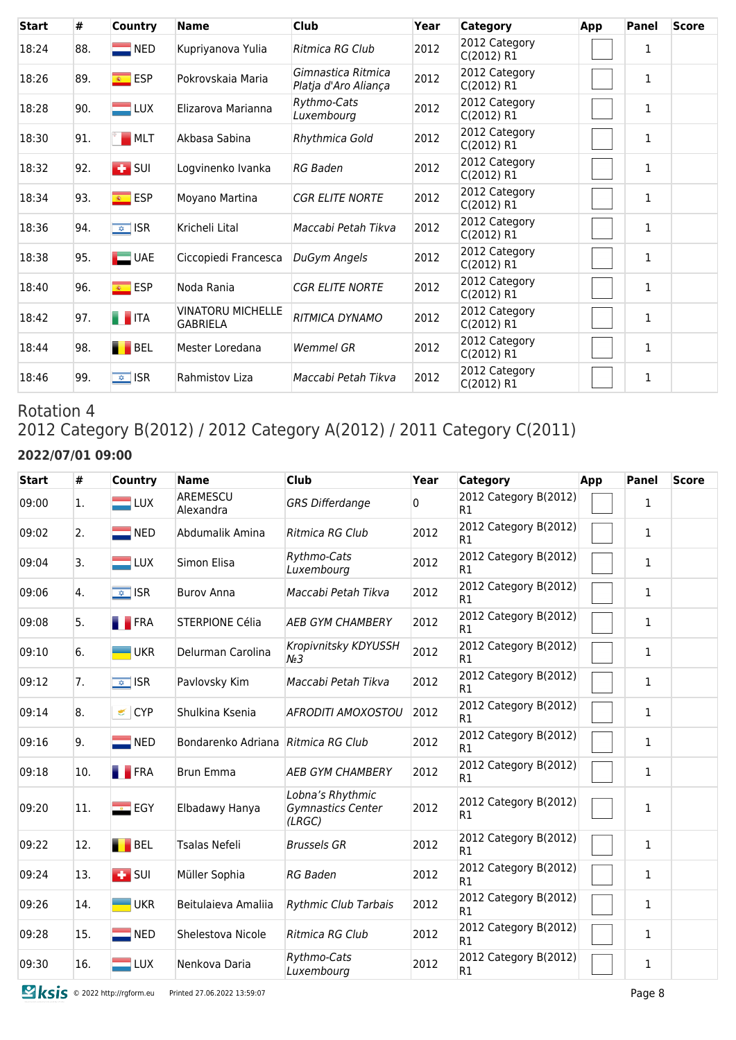| Start | # | Country | Name | Club | Year | Category | App | Panel | Score |
|---|---|---|---|---|---|---|---|---|---|
| 18:24 | 88. | NED | Kupriyanova Yulia | *Ritmica RG Club* | 2012 | 2012 Category C(2012) R1 | | 1 | |
| 18:26 | 89. | ESP | Pokrovskaia Maria | *Gimnastica Ritmica Platja d'Aro Aliança* | 2012 | 2012 Category C(2012) R1 | | 1 | |
| 18:28 | 90. | LUX | Elizarova Marianna | *Rythmo-Cats Luxembourg* | 2012 | 2012 Category C(2012) R1 | | 1 | |
| 18:30 | 91. | MLT | Akbasa Sabina | *Rhythmica Gold* | 2012 | 2012 Category C(2012) R1 | | 1 | |
| 18:32 | 92. | SUI | Logvinenko Ivanka | *RG Baden* | 2012 | 2012 Category C(2012) R1 | | 1 | |
| 18:34 | 93. | ESP | Moyano Martina | *CGR ELITE NORTE* | 2012 | 2012 Category C(2012) R1 | | 1 | |
| 18:36 | 94. | ISR | Kricheli Lital | *Maccabi Petah Tikva* | 2012 | 2012 Category C(2012) R1 | | 1 | |
| 18:38 | 95. | UAE | Ciccopiedi Francesca | *DuGym Angels* | 2012 | 2012 Category C(2012) R1 | | 1 | |
| 18:40 | 96. | ESP | Noda Rania | *CGR ELITE NORTE* | 2012 | 2012 Category C(2012) R1 | | 1 | |
| 18:42 | 97. | ITA | VINATORU MICHELLE GABRIELA | *RITMICA DYNAMO* | 2012 | 2012 Category C(2012) R1 | | 1 | |
| 18:44 | 98. | BEL | Mester Loredana | *Wemmel GR* | 2012 | 2012 Category C(2012) R1 | | 1 | |
| 18:46 | 99. | ISR | Rahmistov Liza | *Maccabi Petah Tikva* | 2012 | 2012 Category C(2012) R1 | | 1 | |

## Rotation 4
## 2012 Category B(2012) / 2012 Category A(2012) / 2011 Category C(2011)

**2022/07/01 09:00**

| Start | # | Country | Name | Club | Year | Category | App | Panel | Score |
|---|---|---|---|---|---|---|---|---|---|
| 09:00 | 1. | LUX | AREMESCU Alexandra | *GRS Differdange* | 0 | 2012 Category B(2012) R1 | | 1 | |
| 09:02 | 2. | NED | Abdumalik Amina | *Ritmica RG Club* | 2012 | 2012 Category B(2012) R1 | | 1 | |
| 09:04 | 3. | LUX | Simon Elisa | *Rythmo-Cats Luxembourg* | 2012 | 2012 Category B(2012) R1 | | 1 | |
| 09:06 | 4. | ISR | Burov Anna | *Maccabi Petah Tikva* | 2012 | 2012 Category B(2012) R1 | | 1 | |
| 09:08 | 5. | FRA | STERPIONE Célia | *AEB GYM CHAMBERY* | 2012 | 2012 Category B(2012) R1 | | 1 | |
| 09:10 | 6. | UKR | Delurman Carolina | *Kropivnitsky KDYUSSH №3* | 2012 | 2012 Category B(2012) R1 | | 1 | |
| 09:12 | 7. | ISR | Pavlovsky Kim | *Maccabi Petah Tikva* | 2012 | 2012 Category B(2012) R1 | | 1 | |
| 09:14 | 8. | CYP | Shulkina Ksenia | *AFRODITI AMOXOSTOU* | 2012 | 2012 Category B(2012) R1 | | 1 | |
| 09:16 | 9. | NED | Bondarenko Adriana | *Ritmica RG Club* | 2012 | 2012 Category B(2012) R1 | | 1 | |
| 09:18 | 10. | FRA | Brun Emma | *AEB GYM CHAMBERY* | 2012 | 2012 Category B(2012) R1 | | 1 | |
| 09:20 | 11. | EGY | Elbadawy Hanya | *Lobna's Rhythmic Gymnastics Center (LRGC)* | 2012 | 2012 Category B(2012) R1 | | 1 | |
| 09:22 | 12. | BEL | Tsalas Nefeli | *Brussels GR* | 2012 | 2012 Category B(2012) R1 | | 1 | |
| 09:24 | 13. | SUI | Müller Sophia | *RG Baden* | 2012 | 2012 Category B(2012) R1 | | 1 | |
| 09:26 | 14. | UKR | Beitulaieva Amaliia | *Rythmic Club Tarbais* | 2012 | 2012 Category B(2012) R1 | | 1 | |
| 09:28 | 15. | NED | Shelestova Nicole | *Ritmica RG Club* | 2012 | 2012 Category B(2012) R1 | | 1 | |
| 09:30 | 16. | LUX | Nenkova Daria | *Rythmo-Cats Luxembourg* | 2012 | 2012 Category B(2012) R1 | | 1 | |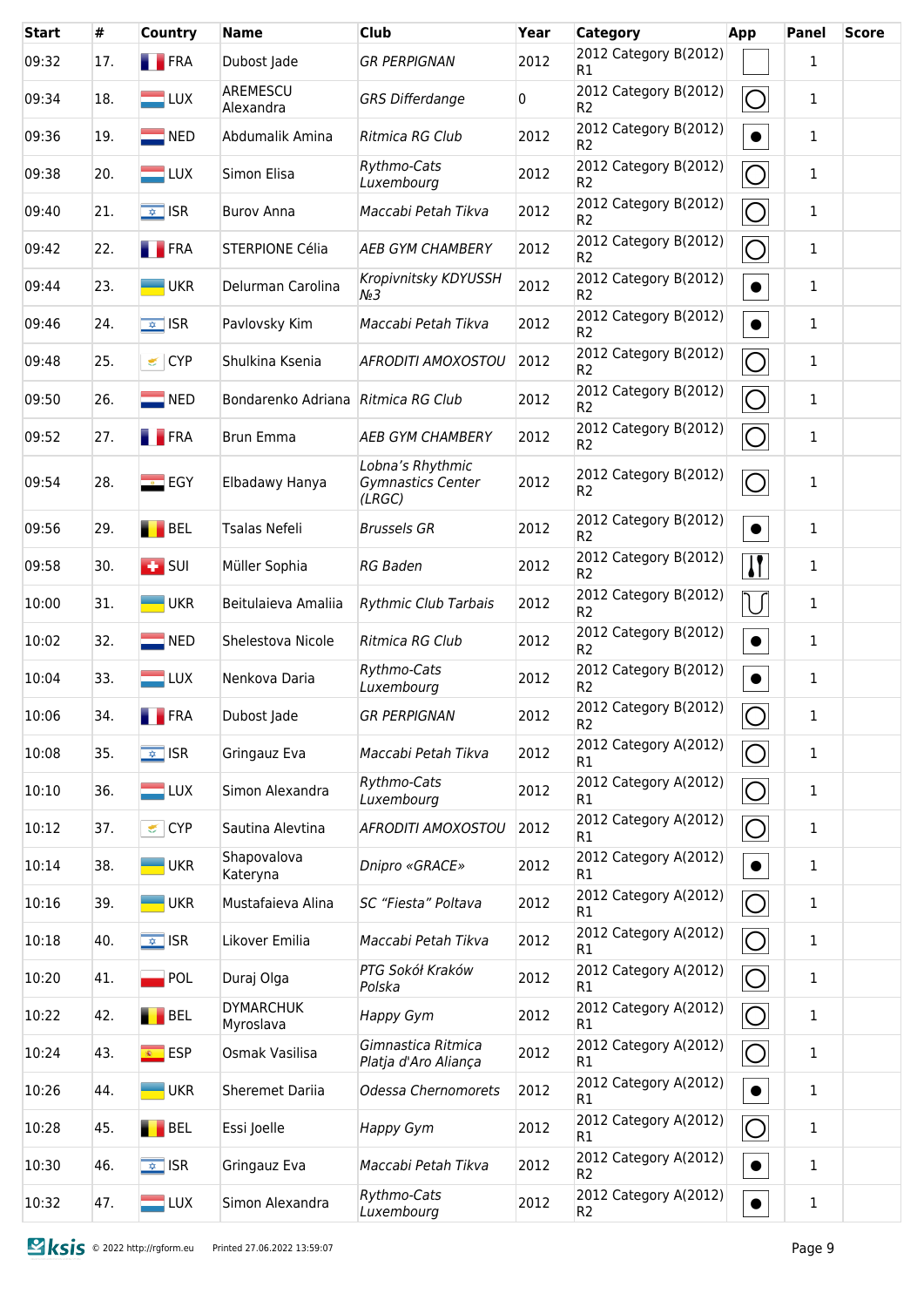| Start | # | Country | Name | Club | Year | Category | App | Panel | Score |
|---|---|---|---|---|---|---|---|---|---|
| 09:32 | 17. | FRA | Dubost Jade | GR PERPIGNAN | 2012 | 2012 Category B(2012) R1 | | 1 | |
| 09:34 | 18. | LUX | AREMESCU Alexandra | GRS Differdange | 0 | 2012 Category B(2012) R2 | | 1 | |
| 09:36 | 19. | NED | Abdumalik Amina | Ritmica RG Club | 2012 | 2012 Category B(2012) R2 | | 1 | |
| 09:38 | 20. | LUX | Simon Elisa | Rythmo-Cats Luxembourg | 2012 | 2012 Category B(2012) R2 | | 1 | |
| 09:40 | 21. | ISR | Burov Anna | Maccabi Petah Tikva | 2012 | 2012 Category B(2012) R2 | | 1 | |
| 09:42 | 22. | FRA | STERPIONE Célia | AEB GYM CHAMBERY | 2012 | 2012 Category B(2012) R2 | | 1 | |
| 09:44 | 23. | UKR | Delurman Carolina | Kropivnitsky KDYUSSH №3 | 2012 | 2012 Category B(2012) R2 | | 1 | |
| 09:46 | 24. | ISR | Pavlovsky Kim | Maccabi Petah Tikva | 2012 | 2012 Category B(2012) R2 | | 1 | |
| 09:48 | 25. | CYP | Shulkina Ksenia | AFRODITI AMOXOSTOU | 2012 | 2012 Category B(2012) R2 | | 1 | |
| 09:50 | 26. | NED | Bondarenko Adriana | Ritmica RG Club | 2012 | 2012 Category B(2012) R2 | | 1 | |
| 09:52 | 27. | FRA | Brun Emma | AEB GYM CHAMBERY | 2012 | 2012 Category B(2012) R2 | | 1 | |
| 09:54 | 28. | EGY | Elbadawy Hanya | Lobna's Rhythmic Gymnastics Center (LRGC) | 2012 | 2012 Category B(2012) R2 | | 1 | |
| 09:56 | 29. | BEL | Tsalas Nefeli | Brussels GR | 2012 | 2012 Category B(2012) R2 | | 1 | |
| 09:58 | 30. | SUI | Müller Sophia | RG Baden | 2012 | 2012 Category B(2012) R2 | | 1 | |
| 10:00 | 31. | UKR | Beitulaieva Amaliia | Rythmic Club Tarbais | 2012 | 2012 Category B(2012) R2 | | 1 | |
| 10:02 | 32. | NED | Shelestova Nicole | Ritmica RG Club | 2012 | 2012 Category B(2012) R2 | | 1 | |
| 10:04 | 33. | LUX | Nenkova Daria | Rythmo-Cats Luxembourg | 2012 | 2012 Category B(2012) R2 | | 1 | |
| 10:06 | 34. | FRA | Dubost Jade | GR PERPIGNAN | 2012 | 2012 Category B(2012) R2 | | 1 | |
| 10:08 | 35. | ISR | Gringauz Eva | Maccabi Petah Tikva | 2012 | 2012 Category A(2012) R1 | | 1 | |
| 10:10 | 36. | LUX | Simon Alexandra | Rythmo-Cats Luxembourg | 2012 | 2012 Category A(2012) R1 | | 1 | |
| 10:12 | 37. | CYP | Sautina Alevtina | AFRODITI AMOXOSTOU | 2012 | 2012 Category A(2012) R1 | | 1 | |
| 10:14 | 38. | UKR | Shapovalova Kateryna | Dnipro «GRACE» | 2012 | 2012 Category A(2012) R1 | | 1 | |
| 10:16 | 39. | UKR | Mustafaieva Alina | SC "Fiesta" Poltava | 2012 | 2012 Category A(2012) R1 | | 1 | |
| 10:18 | 40. | ISR | Likover Emilia | Maccabi Petah Tikva | 2012 | 2012 Category A(2012) R1 | | 1 | |
| 10:20 | 41. | POL | Duraj Olga | PTG Sokół Kraków Polska | 2012 | 2012 Category A(2012) R1 | | 1 | |
| 10:22 | 42. | BEL | DYMARCHUK Myroslava | Happy Gym | 2012 | 2012 Category A(2012) R1 | | 1 | |
| 10:24 | 43. | ESP | Osmak Vasilisa | Gimnastica Ritmica Platja d'Aro Aliança | 2012 | 2012 Category A(2012) R1 | | 1 | |
| 10:26 | 44. | UKR | Sheremet Dariia | Odessa Chernomorets | 2012 | 2012 Category A(2012) R1 | | 1 | |
| 10:28 | 45. | BEL | Essi Joelle | Happy Gym | 2012 | 2012 Category A(2012) R1 | | 1 | |
| 10:30 | 46. | ISR | Gringauz Eva | Maccabi Petah Tikva | 2012 | 2012 Category A(2012) R2 | | 1 | |
| 10:32 | 47. | LUX | Simon Alexandra | Rythmo-Cats Luxembourg | 2012 | 2012 Category A(2012) R2 | | 1 | |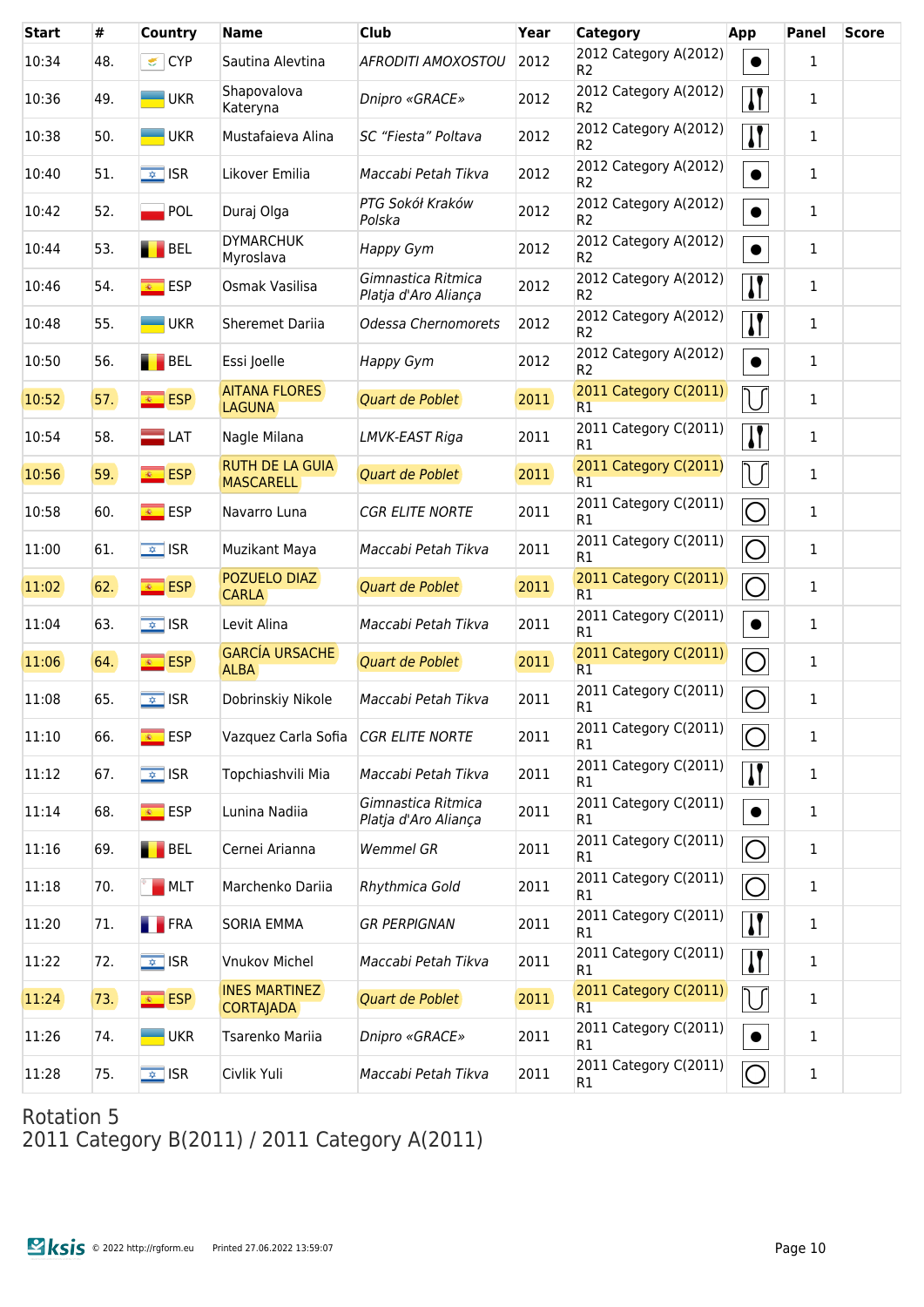| Start | # | Country | Name | Club | Year | Category | App | Panel | Score |
|---|---|---|---|---|---|---|---|---|---|
| 10:34 | 48. | CYP | Sautina Alevtina | *AFRODITI AMOXOSTOU* | 2012 | 2012 Category A(2012) R2 | ● | 1 | |
| 10:36 | 49. | UKR | Shapovalova Kateryna | *Dnipro «GRACE»* | 2012 | 2012 Category A(2012) R2 | Clubs | 1 | |
| 10:38 | 50. | UKR | Mustafaieva Alina | *SC "Fiesta" Poltava* | 2012 | 2012 Category A(2012) R2 | Clubs | 1 | |
| 10:40 | 51. | ISR | Likover Emilia | *Maccabi Petah Tikva* | 2012 | 2012 Category A(2012) R2 | ● | 1 | |
| 10:42 | 52. | POL | Duraj Olga | *PTG Sokół Kraków Polska* | 2012 | 2012 Category A(2012) R2 | ● | 1 | |
| 10:44 | 53. | BEL | DYMARCHUK Myroslava | *Happy Gym* | 2012 | 2012 Category A(2012) R2 | ● | 1 | |
| 10:46 | 54. | ESP | Osmak Vasilisa | *Gimnastica Ritmica Platja d'Aro Aliança* | 2012 | 2012 Category A(2012) R2 | Clubs | 1 | |
| 10:48 | 55. | UKR | Sheremet Dariia | *Odessa Chernomorets* | 2012 | 2012 Category A(2012) R2 | Clubs | 1 | |
| 10:50 | 56. | BEL | Essi Joelle | *Happy Gym* | 2012 | 2012 Category A(2012) R2 | ● | 1 | |
| 10:52 | 57. | ESP | AITANA FLORES LAGUNA | *Quart de Poblet* | 2011 | 2011 Category C(2011) R1 | Rope | 1 | |
| 10:54 | 58. | LAT | Nagle Milana | *LMVK-EAST Riga* | 2011 | 2011 Category C(2011) R1 | Clubs | 1 | |
| 10:56 | 59. | ESP | RUTH DE LA GUIA MASCARELL | *Quart de Poblet* | 2011 | 2011 Category C(2011) R1 | Rope | 1 | |
| 10:58 | 60. | ESP | Navarro Luna | *CGR ELITE NORTE* | 2011 | 2011 Category C(2011) R1 | Hoop | 1 | |
| 11:00 | 61. | ISR | Muzikant Maya | *Maccabi Petah Tikva* | 2011 | 2011 Category C(2011) R1 | Hoop | 1 | |
| 11:02 | 62. | ESP | POZUELO DIAZ CARLA | *Quart de Poblet* | 2011 | 2011 Category C(2011) R1 | Hoop | 1 | |
| 11:04 | 63. | ISR | Levit Alina | *Maccabi Petah Tikva* | 2011 | 2011 Category C(2011) R1 | ● | 1 | |
| 11:06 | 64. | ESP | GARCÍA URSACHE ALBA | *Quart de Poblet* | 2011 | 2011 Category C(2011) R1 | Hoop | 1 | |
| 11:08 | 65. | ISR | Dobrinskiy Nikole | *Maccabi Petah Tikva* | 2011 | 2011 Category C(2011) R1 | Hoop | 1 | |
| 11:10 | 66. | ESP | Vazquez Carla Sofia | *CGR ELITE NORTE* | 2011 | 2011 Category C(2011) R1 | Hoop | 1 | |
| 11:12 | 67. | ISR | Topchiashvili Mia | *Maccabi Petah Tikva* | 2011 | 2011 Category C(2011) R1 | Clubs | 1 | |
| 11:14 | 68. | ESP | Lunina Nadiia | *Gimnastica Ritmica Platja d'Aro Aliança* | 2011 | 2011 Category C(2011) R1 | ● | 1 | |
| 11:16 | 69. | BEL | Cernei Arianna | *Wemmel GR* | 2011 | 2011 Category C(2011) R1 | Hoop | 1 | |
| 11:18 | 70. | MLT | Marchenko Dariia | *Rhythmica Gold* | 2011 | 2011 Category C(2011) R1 | Hoop | 1 | |
| 11:20 | 71. | FRA | SORIA EMMA | *GR PERPIGNAN* | 2011 | 2011 Category C(2011) R1 | Clubs | 1 | |
| 11:22 | 72. | ISR | Vnukov Michel | *Maccabi Petah Tikva* | 2011 | 2011 Category C(2011) R1 | Clubs | 1 | |
| 11:24 | 73. | ESP | INES MARTINEZ CORTAJADA | *Quart de Poblet* | 2011 | 2011 Category C(2011) R1 | Rope | 1 | |
| 11:26 | 74. | UKR | Tsarenko Mariia | *Dnipro «GRACE»* | 2011 | 2011 Category C(2011) R1 | ● | 1 | |
| 11:28 | 75. | ISR | Civlik Yuli | *Maccabi Petah Tikva* | 2011 | 2011 Category C(2011) R1 | Hoop | 1 | |

## Rotation 5
## 2011 Category B(2011) / 2011 Category A(2011)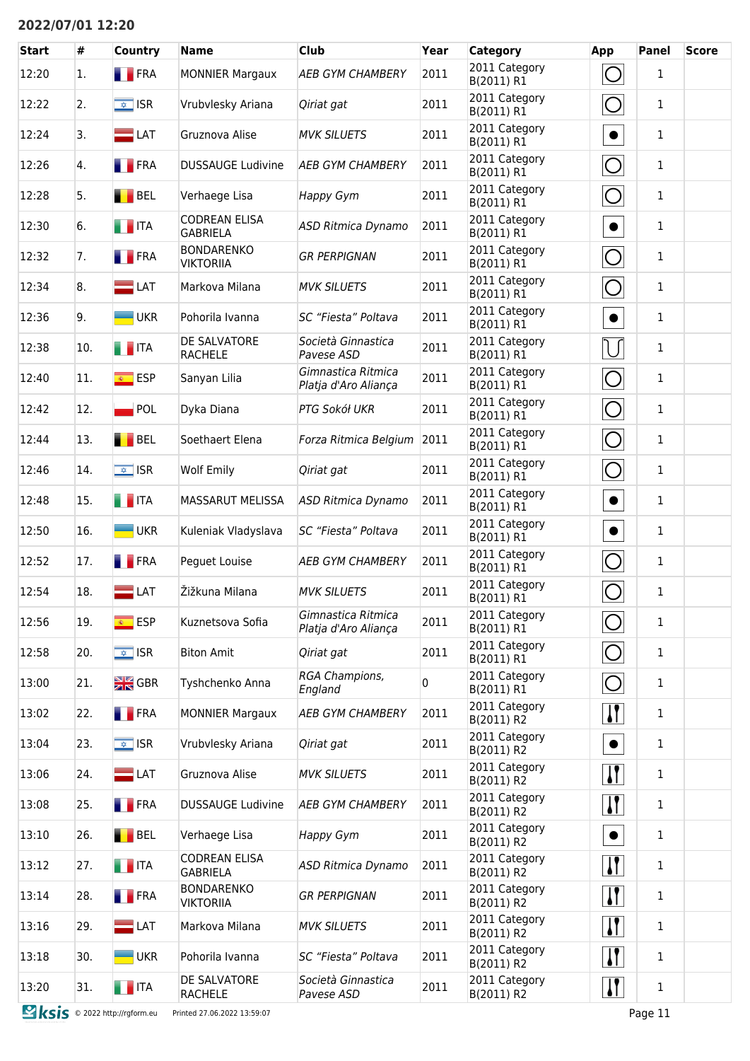**2022/07/01 12:20**

| Start | # | Country | Name | Club | Year | Category | App | Panel | Score |
|---|---|---|---|---|---|---|---|---|---|
| 12:20 | 1. | FRA | MONNIER Margaux | *AEB GYM CHAMBERY* | 2011 | 2011 Category B(2011) R1 | | 1 | |
| 12:22 | 2. | ISR | Vrubvlesky Ariana | *Qiriat gat* | 2011 | 2011 Category B(2011) R1 | | 1 | |
| 12:24 | 3. | LAT | Gruznova Alise | *MVK SILUETS* | 2011 | 2011 Category B(2011) R1 | | 1 | |
| 12:26 | 4. | FRA | DUSSAUGE Ludivine | *AEB GYM CHAMBERY* | 2011 | 2011 Category B(2011) R1 | | 1 | |
| 12:28 | 5. | BEL | Verhaege Lisa | *Happy Gym* | 2011 | 2011 Category B(2011) R1 | | 1 | |
| 12:30 | 6. | ITA | CODREAN ELISA GABRIELA | *ASD Ritmica Dynamo* | 2011 | 2011 Category B(2011) R1 | | 1 | |
| 12:32 | 7. | FRA | BONDARENKO VIKTORIIA | *GR PERPIGNAN* | 2011 | 2011 Category B(2011) R1 | | 1 | |
| 12:34 | 8. | LAT | Markova Milana | *MVK SILUETS* | 2011 | 2011 Category B(2011) R1 | | 1 | |
| 12:36 | 9. | UKR | Pohorila Ivanna | *SC "Fiesta" Poltava* | 2011 | 2011 Category B(2011) R1 | | 1 | |
| 12:38 | 10. | ITA | DE SALVATORE RACHELE | *Società Ginnastica Pavese ASD* | 2011 | 2011 Category B(2011) R1 | | 1 | |
| 12:40 | 11. | ESP | Sanyan Lilia | *Gimnastica Ritmica Platja d'Aro Aliança* | 2011 | 2011 Category B(2011) R1 | | 1 | |
| 12:42 | 12. | POL | Dyka Diana | *PTG Sokół UKR* | 2011 | 2011 Category B(2011) R1 | | 1 | |
| 12:44 | 13. | BEL | Soethaert Elena | *Forza Ritmica Belgium* | 2011 | 2011 Category B(2011) R1 | | 1 | |
| 12:46 | 14. | ISR | Wolf Emily | *Qiriat gat* | 2011 | 2011 Category B(2011) R1 | | 1 | |
| 12:48 | 15. | ITA | MASSARUT MELISSA | *ASD Ritmica Dynamo* | 2011 | 2011 Category B(2011) R1 | | 1 | |
| 12:50 | 16. | UKR | Kuleniak Vladyslava | *SC "Fiesta" Poltava* | 2011 | 2011 Category B(2011) R1 | | 1 | |
| 12:52 | 17. | FRA | Peguet Louise | *AEB GYM CHAMBERY* | 2011 | 2011 Category B(2011) R1 | | 1 | |
| 12:54 | 18. | LAT | Žižkuna Milana | *MVK SILUETS* | 2011 | 2011 Category B(2011) R1 | | 1 | |
| 12:56 | 19. | ESP | Kuznetsova Sofia | *Gimnastica Ritmica Platja d'Aro Aliança* | 2011 | 2011 Category B(2011) R1 | | 1 | |
| 12:58 | 20. | ISR | Biton Amit | *Qiriat gat* | 2011 | 2011 Category B(2011) R1 | | 1 | |
| 13:00 | 21. | GBR | Tyshchenko Anna | *RGA Champions, England* | 0 | 2011 Category B(2011) R1 | | 1 | |
| 13:02 | 22. | FRA | MONNIER Margaux | *AEB GYM CHAMBERY* | 2011 | 2011 Category B(2011) R2 | | 1 | |
| 13:04 | 23. | ISR | Vrubvlesky Ariana | *Qiriat gat* | 2011 | 2011 Category B(2011) R2 | | 1 | |
| 13:06 | 24. | LAT | Gruznova Alise | *MVK SILUETS* | 2011 | 2011 Category B(2011) R2 | | 1 | |
| 13:08 | 25. | FRA | DUSSAUGE Ludivine | *AEB GYM CHAMBERY* | 2011 | 2011 Category B(2011) R2 | | 1 | |
| 13:10 | 26. | BEL | Verhaege Lisa | *Happy Gym* | 2011 | 2011 Category B(2011) R2 | | 1 | |
| 13:12 | 27. | ITA | CODREAN ELISA GABRIELA | *ASD Ritmica Dynamo* | 2011 | 2011 Category B(2011) R2 | | 1 | |
| 13:14 | 28. | FRA | BONDARENKO VIKTORIIA | *GR PERPIGNAN* | 2011 | 2011 Category B(2011) R2 | | 1 | |
| 13:16 | 29. | LAT | Markova Milana | *MVK SILUETS* | 2011 | 2011 Category B(2011) R2 | | 1 | |
| 13:18 | 30. | UKR | Pohorila Ivanna | *SC "Fiesta" Poltava* | 2011 | 2011 Category B(2011) R2 | | 1 | |
| 13:20 | 31. | ITA | DE SALVATORE RACHELE | *Società Ginnastica Pavese ASD* | 2011 | 2011 Category B(2011) R2 | | 1 | |

© 2022 http://rgform.eu Printed 27.06.2022 13:59:07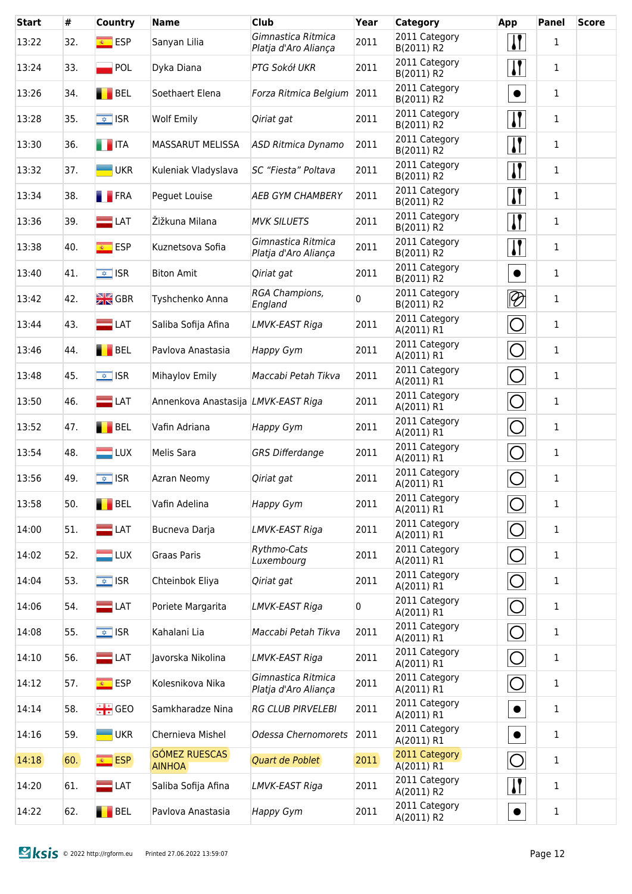| Start | # | Country | Name | Club | Year | Category | App | Panel | Score |
|---|---|---|---|---|---|---|---|---|---|
| 13:22 | 32. | ESP | Sanyan Lilia | *Gimnastica Ritmica Platja d'Aro Aliança* | 2011 | 2011 Category B(2011) R2 | | 1 | |
| 13:24 | 33. | POL | Dyka Diana | *PTG Sokół UKR* | 2011 | 2011 Category B(2011) R2 | | 1 | |
| 13:26 | 34. | BEL | Soethaert Elena | *Forza Ritmica Belgium* | 2011 | 2011 Category B(2011) R2 | | 1 | |
| 13:28 | 35. | ISR | Wolf Emily | *Qiriat gat* | 2011 | 2011 Category B(2011) R2 | | 1 | |
| 13:30 | 36. | ITA | MASSARUT MELISSA | *ASD Ritmica Dynamo* | 2011 | 2011 Category B(2011) R2 | | 1 | |
| 13:32 | 37. | UKR | Kuleniak Vladyslava | *SC "Fiesta" Poltava* | 2011 | 2011 Category B(2011) R2 | | 1 | |
| 13:34 | 38. | FRA | Peguet Louise | *AEB GYM CHAMBERY* | 2011 | 2011 Category B(2011) R2 | | 1 | |
| 13:36 | 39. | LAT | Žižkuna Milana | *MVK SILUETS* | 2011 | 2011 Category B(2011) R2 | | 1 | |
| 13:38 | 40. | ESP | Kuznetsova Sofia | *Gimnastica Ritmica Platja d'Aro Aliança* | 2011 | 2011 Category B(2011) R2 | | 1 | |
| 13:40 | 41. | ISR | Biton Amit | *Qiriat gat* | 2011 | 2011 Category B(2011) R2 | | 1 | |
| 13:42 | 42. | GBR | Tyshchenko Anna | *RGA Champions, England* | 0 | 2011 Category B(2011) R2 | | 1 | |
| 13:44 | 43. | LAT | Saliba Sofija Afina | *LMVK-EAST Riga* | 2011 | 2011 Category A(2011) R1 | | 1 | |
| 13:46 | 44. | BEL | Pavlova Anastasia | *Happy Gym* | 2011 | 2011 Category A(2011) R1 | | 1 | |
| 13:48 | 45. | ISR | Mihaylov Emily | *Maccabi Petah Tikva* | 2011 | 2011 Category A(2011) R1 | | 1 | |
| 13:50 | 46. | LAT | Annenkova Anastasija | *LMVK-EAST Riga* | 2011 | 2011 Category A(2011) R1 | | 1 | |
| 13:52 | 47. | BEL | Vafin Adriana | *Happy Gym* | 2011 | 2011 Category A(2011) R1 | | 1 | |
| 13:54 | 48. | LUX | Melis Sara | *GRS Differdange* | 2011 | 2011 Category A(2011) R1 | | 1 | |
| 13:56 | 49. | ISR | Azran Neomy | *Qiriat gat* | 2011 | 2011 Category A(2011) R1 | | 1 | |
| 13:58 | 50. | BEL | Vafin Adelina | *Happy Gym* | 2011 | 2011 Category A(2011) R1 | | 1 | |
| 14:00 | 51. | LAT | Bucneva Darja | *LMVK-EAST Riga* | 2011 | 2011 Category A(2011) R1 | | 1 | |
| 14:02 | 52. | LUX | Graas Paris | *Rythmo-Cats Luxembourg* | 2011 | 2011 Category A(2011) R1 | | 1 | |
| 14:04 | 53. | ISR | Chteinbok Eliya | *Qiriat gat* | 2011 | 2011 Category A(2011) R1 | | 1 | |
| 14:06 | 54. | LAT | Poriete Margarita | *LMVK-EAST Riga* | 0 | 2011 Category A(2011) R1 | | 1 | |
| 14:08 | 55. | ISR | Kahalani Lia | *Maccabi Petah Tikva* | 2011 | 2011 Category A(2011) R1 | | 1 | |
| 14:10 | 56. | LAT | Javorska Nikolina | *LMVK-EAST Riga* | 2011 | 2011 Category A(2011) R1 | | 1 | |
| 14:12 | 57. | ESP | Kolesnikova Nika | *Gimnastica Ritmica Platja d'Aro Aliança* | 2011 | 2011 Category A(2011) R1 | | 1 | |
| 14:14 | 58. | GEO | Samkharadze Nina | *RG CLUB PIRVELEBI* | 2011 | 2011 Category A(2011) R1 | | 1 | |
| 14:16 | 59. | UKR | Chernieva Mishel | *Odessa Chernomorets* | 2011 | 2011 Category A(2011) R1 | | 1 | |
| 14:18 | 60. | ESP | GÓMEZ RUESCAS AINHOA | *Quart de Poblet* | 2011 | 2011 Category A(2011) R1 | | 1 | |
| 14:20 | 61. | LAT | Saliba Sofija Afina | *LMVK-EAST Riga* | 2011 | 2011 Category A(2011) R2 | | 1 | |
| 14:22 | 62. | BEL | Pavlova Anastasia | *Happy Gym* | 2011 | 2011 Category A(2011) R2 | | 1 | |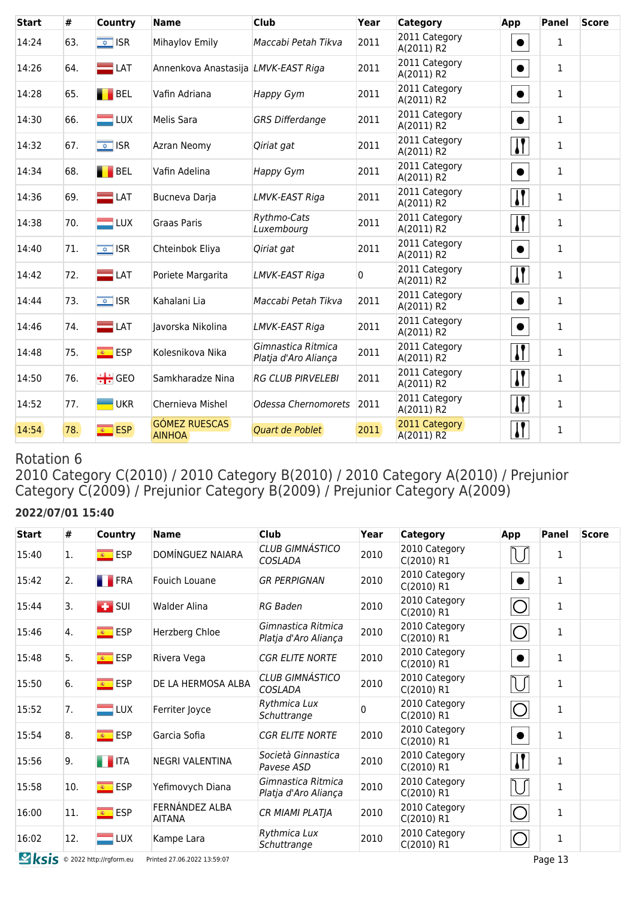| Start | # | Country | Name | Club | Year | Category | App | Panel | Score |
|---|---|---|---|---|---|---|---|---|---|
| 14:24 | 63. | ISR | Mihaylov Emily | *Maccabi Petah Tikva* | 2011 | 2011 Category A(2011) R2 | ● | 1 | |
| 14:26 | 64. | LAT | Annenkova Anastasija | *LMVK-EAST Riga* | 2011 | 2011 Category A(2011) R2 | ● | 1 | |
| 14:28 | 65. | BEL | Vafin Adriana | *Happy Gym* | 2011 | 2011 Category A(2011) R2 | ● | 1 | |
| 14:30 | 66. | LUX | Melis Sara | *GRS Differdange* | 2011 | 2011 Category A(2011) R2 | ● | 1 | |
| 14:32 | 67. | ISR | Azran Neomy | *Qiriat gat* | 2011 | 2011 Category A(2011) R2 | Clubs | 1 | |
| 14:34 | 68. | BEL | Vafin Adelina | *Happy Gym* | 2011 | 2011 Category A(2011) R2 | ● | 1 | |
| 14:36 | 69. | LAT | Bucneva Darja | *LMVK-EAST Riga* | 2011 | 2011 Category A(2011) R2 | Clubs | 1 | |
| 14:38 | 70. | LUX | Graas Paris | *Rythmo-Cats Luxembourg* | 2011 | 2011 Category A(2011) R2 | Clubs | 1 | |
| 14:40 | 71. | ISR | Chteinbok Eliya | *Qiriat gat* | 2011 | 2011 Category A(2011) R2 | ● | 1 | |
| 14:42 | 72. | LAT | Poriete Margarita | *LMVK-EAST Riga* | 0 | 2011 Category A(2011) R2 | Clubs | 1 | |
| 14:44 | 73. | ISR | Kahalani Lia | *Maccabi Petah Tikva* | 2011 | 2011 Category A(2011) R2 | ● | 1 | |
| 14:46 | 74. | LAT | Javorska Nikolina | *LMVK-EAST Riga* | 2011 | 2011 Category A(2011) R2 | ● | 1 | |
| 14:48 | 75. | ESP | Kolesnikova Nika | *Gimnastica Ritmica Platja d'Aro Aliança* | 2011 | 2011 Category A(2011) R2 | Clubs | 1 | |
| 14:50 | 76. | GEO | Samkharadze Nina | *RG CLUB PIRVELEBI* | 2011 | 2011 Category A(2011) R2 | Clubs | 1 | |
| 14:52 | 77. | UKR | Chernieva Mishel | *Odessa Chernomorets* | 2011 | 2011 Category A(2011) R2 | Clubs | 1 | |
| 14:54 | 78. | ESP | GÓMEZ RUESCAS AINHOA | *Quart de Poblet* | 2011 | 2011 Category A(2011) R2 | Clubs | 1 | |

## Rotation 6

## 2010 Category C(2010) / 2010 Category B(2010) / 2010 Category A(2010) / Prejunior Category C(2009) / Prejunior Category B(2009) / Prejunior Category A(2009)

### 2022/07/01 15:40

| Start | # | Country | Name | Club | Year | Category | App | Panel | Score |
|---|---|---|---|---|---|---|---|---|---|
| 15:40 | 1. | ESP | DOMÍNGUEZ NAIARA | *CLUB GIMNÁSTICO COSLADA* | 2010 | 2010 Category C(2010) R1 | Rope | 1 | |
| 15:42 | 2. | FRA | Fouich Louane | *GR PERPIGNAN* | 2010 | 2010 Category C(2010) R1 | ● | 1 | |
| 15:44 | 3. | SUI | Walder Alina | *RG Baden* | 2010 | 2010 Category C(2010) R1 | ○ | 1 | |
| 15:46 | 4. | ESP | Herzberg Chloe | *Gimnastica Ritmica Platja d'Aro Aliança* | 2010 | 2010 Category C(2010) R1 | ○ | 1 | |
| 15:48 | 5. | ESP | Rivera Vega | *CGR ELITE NORTE* | 2010 | 2010 Category C(2010) R1 | ● | 1 | |
| 15:50 | 6. | ESP | DE LA HERMOSA ALBA | *CLUB GIMNÁSTICO COSLADA* | 2010 | 2010 Category C(2010) R1 | Rope | 1 | |
| 15:52 | 7. | LUX | Ferriter Joyce | *Rythmica Lux Schuttrange* | 0 | 2010 Category C(2010) R1 | ○ | 1 | |
| 15:54 | 8. | ESP | Garcia Sofia | *CGR ELITE NORTE* | 2010 | 2010 Category C(2010) R1 | ● | 1 | |
| 15:56 | 9. | ITA | NEGRI VALENTINA | *Società Ginnastica Pavese ASD* | 2010 | 2010 Category C(2010) R1 | Clubs | 1 | |
| 15:58 | 10. | ESP | Yefimovych Diana | *Gimnastica Ritmica Platja d'Aro Aliança* | 2010 | 2010 Category C(2010) R1 | Rope | 1 | |
| 16:00 | 11. | ESP | FERNÁNDEZ ALBA AITANA | *CR MIAMI PLATJA* | 2010 | 2010 Category C(2010) R1 | ○ | 1 | |
| 16:02 | 12. | LUX | Kampe Lara | *Rythmica Lux Schuttrange* | 2010 | 2010 Category C(2010) R1 | ○ | 1 | |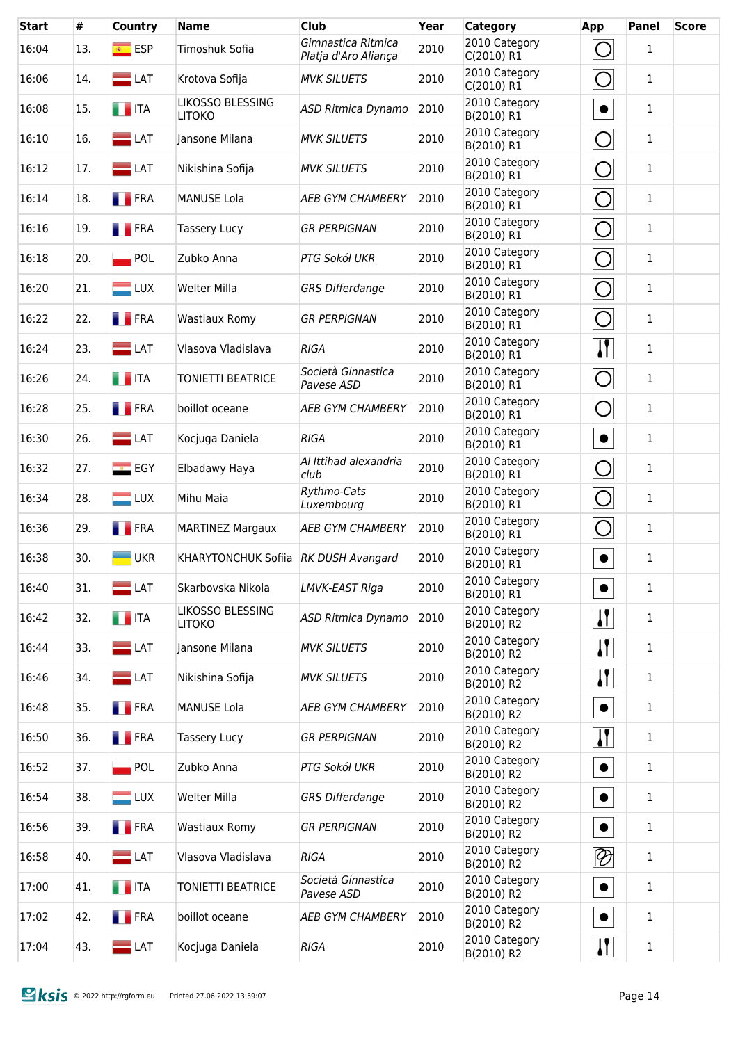| Start | # | Country | Name | Club | Year | Category | App | Panel | Score |
|---|---|---|---|---|---|---|---|---|---|
| 16:04 | 13. | ESP | Timoshuk Sofia | *Gimnastica Ritmica Platja d'Aro Aliança* | 2010 | 2010 Category C(2010) R1 | | 1 | |
| 16:06 | 14. | LAT | Krotova Sofija | *MVK SILUETS* | 2010 | 2010 Category C(2010) R1 | | 1 | |
| 16:08 | 15. | ITA | LIKOSSO BLESSING LITOKO | *ASD Ritmica Dynamo* | 2010 | 2010 Category B(2010) R1 | | 1 | |
| 16:10 | 16. | LAT | Jansone Milana | *MVK SILUETS* | 2010 | 2010 Category B(2010) R1 | | 1 | |
| 16:12 | 17. | LAT | Nikishina Sofija | *MVK SILUETS* | 2010 | 2010 Category B(2010) R1 | | 1 | |
| 16:14 | 18. | FRA | MANUSE Lola | *AEB GYM CHAMBERY* | 2010 | 2010 Category B(2010) R1 | | 1 | |
| 16:16 | 19. | FRA | Tassery Lucy | *GR PERPIGNAN* | 2010 | 2010 Category B(2010) R1 | | 1 | |
| 16:18 | 20. | POL | Zubko Anna | *PTG Sokół UKR* | 2010 | 2010 Category B(2010) R1 | | 1 | |
| 16:20 | 21. | LUX | Welter Milla | *GRS Differdange* | 2010 | 2010 Category B(2010) R1 | | 1 | |
| 16:22 | 22. | FRA | Wastiaux Romy | *GR PERPIGNAN* | 2010 | 2010 Category B(2010) R1 | | 1 | |
| 16:24 | 23. | LAT | Vlasova Vladislava | *RIGA* | 2010 | 2010 Category B(2010) R1 | | 1 | |
| 16:26 | 24. | ITA | TONIETTI BEATRICE | *Società Ginnastica Pavese ASD* | 2010 | 2010 Category B(2010) R1 | | 1 | |
| 16:28 | 25. | FRA | boillot oceane | *AEB GYM CHAMBERY* | 2010 | 2010 Category B(2010) R1 | | 1 | |
| 16:30 | 26. | LAT | Kocjuga Daniela | *RIGA* | 2010 | 2010 Category B(2010) R1 | | 1 | |
| 16:32 | 27. | EGY | Elbadawy Haya | *Al Ittihad alexandria club* | 2010 | 2010 Category B(2010) R1 | | 1 | |
| 16:34 | 28. | LUX | Mihu Maia | *Rythmo-Cats Luxembourg* | 2010 | 2010 Category B(2010) R1 | | 1 | |
| 16:36 | 29. | FRA | MARTINEZ Margaux | *AEB GYM CHAMBERY* | 2010 | 2010 Category B(2010) R1 | | 1 | |
| 16:38 | 30. | UKR | KHARYTONCHUK Sofiia | *RK DUSH Avangard* | 2010 | 2010 Category B(2010) R1 | | 1 | |
| 16:40 | 31. | LAT | Skarbovska Nikola | *LMVK-EAST Riga* | 2010 | 2010 Category B(2010) R1 | | 1 | |
| 16:42 | 32. | ITA | LIKOSSO BLESSING LITOKO | *ASD Ritmica Dynamo* | 2010 | 2010 Category B(2010) R2 | | 1 | |
| 16:44 | 33. | LAT | Jansone Milana | *MVK SILUETS* | 2010 | 2010 Category B(2010) R2 | | 1 | |
| 16:46 | 34. | LAT | Nikishina Sofija | *MVK SILUETS* | 2010 | 2010 Category B(2010) R2 | | 1 | |
| 16:48 | 35. | FRA | MANUSE Lola | *AEB GYM CHAMBERY* | 2010 | 2010 Category B(2010) R2 | | 1 | |
| 16:50 | 36. | FRA | Tassery Lucy | *GR PERPIGNAN* | 2010 | 2010 Category B(2010) R2 | | 1 | |
| 16:52 | 37. | POL | Zubko Anna | *PTG Sokół UKR* | 2010 | 2010 Category B(2010) R2 | | 1 | |
| 16:54 | 38. | LUX | Welter Milla | *GRS Differdange* | 2010 | 2010 Category B(2010) R2 | | 1 | |
| 16:56 | 39. | FRA | Wastiaux Romy | *GR PERPIGNAN* | 2010 | 2010 Category B(2010) R2 | | 1 | |
| 16:58 | 40. | LAT | Vlasova Vladislava | *RIGA* | 2010 | 2010 Category B(2010) R2 | | 1 | |
| 17:00 | 41. | ITA | TONIETTI BEATRICE | *Società Ginnastica Pavese ASD* | 2010 | 2010 Category B(2010) R2 | | 1 | |
| 17:02 | 42. | FRA | boillot oceane | *AEB GYM CHAMBERY* | 2010 | 2010 Category B(2010) R2 | | 1 | |
| 17:04 | 43. | LAT | Kocjuga Daniela | *RIGA* | 2010 | 2010 Category B(2010) R2 | | 1 | |

© 2022 http://rgform.eu Printed 27.06.2022 13:59:07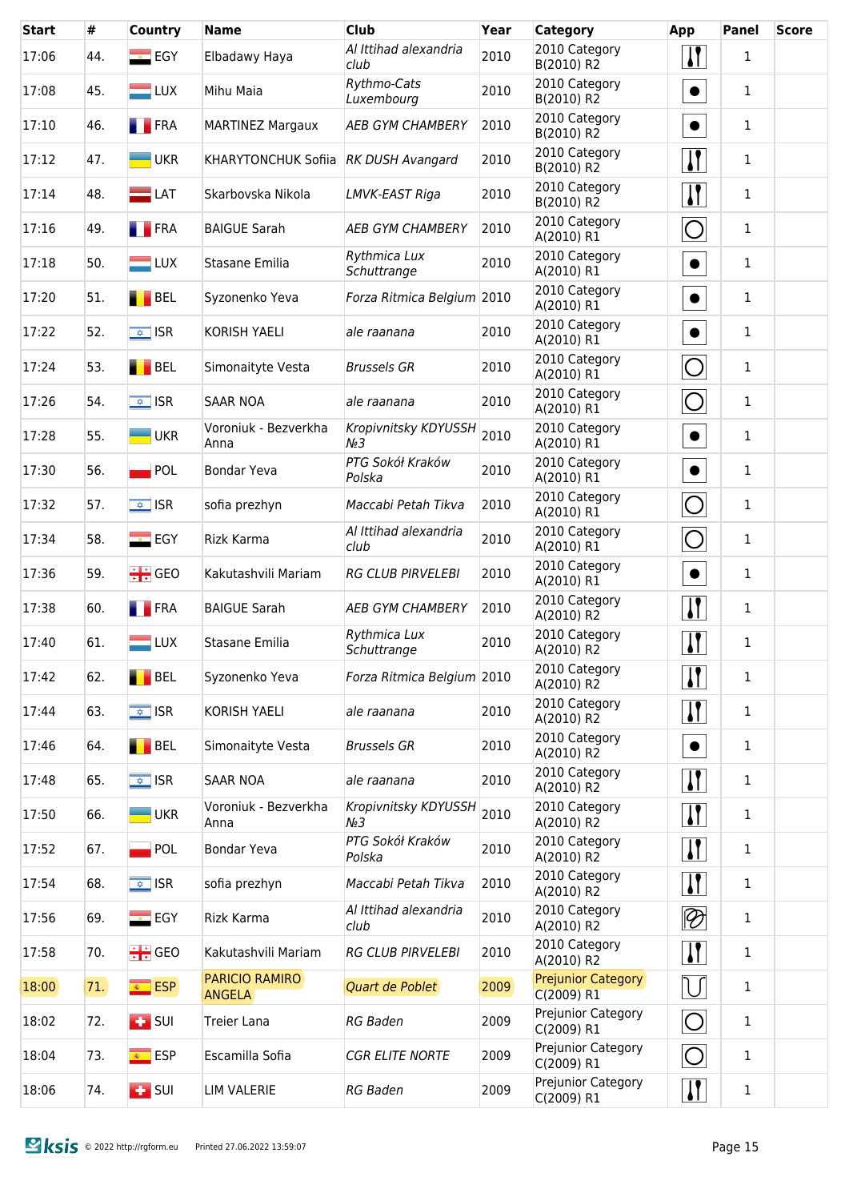| Start | # | Country | Name | Club | Year | Category | App | Panel | Score |
|---|---|---|---|---|---|---|---|---|---|
| 17:06 | 44. | EGY | Elbadawy Haya | Al Ittihad alexandria club | 2010 | 2010 Category B(2010) R2 | | 1 | |
| 17:08 | 45. | LUX | Mihu Maia | Rythmo-Cats Luxembourg | 2010 | 2010 Category B(2010) R2 | | 1 | |
| 17:10 | 46. | FRA | MARTINEZ Margaux | AEB GYM CHAMBERY | 2010 | 2010 Category B(2010) R2 | | 1 | |
| 17:12 | 47. | UKR | KHARYTONCHUK Sofiia | RK DUSH Avangard | 2010 | 2010 Category B(2010) R2 | | 1 | |
| 17:14 | 48. | LAT | Skarbovska Nikola | LMVK-EAST Riga | 2010 | 2010 Category B(2010) R2 | | 1 | |
| 17:16 | 49. | FRA | BAIGUE Sarah | AEB GYM CHAMBERY | 2010 | 2010 Category A(2010) R1 | | 1 | |
| 17:18 | 50. | LUX | Stasane Emilia | Rythmica Lux Schuttrange | 2010 | 2010 Category A(2010) R1 | | 1 | |
| 17:20 | 51. | BEL | Syzonenko Yeva | Forza Ritmica Belgium | 2010 | 2010 Category A(2010) R1 | | 1 | |
| 17:22 | 52. | ISR | KORISH YAELI | ale raanana | 2010 | 2010 Category A(2010) R1 | | 1 | |
| 17:24 | 53. | BEL | Simonaityte Vesta | Brussels GR | 2010 | 2010 Category A(2010) R1 | | 1 | |
| 17:26 | 54. | ISR | SAAR NOA | ale raanana | 2010 | 2010 Category A(2010) R1 | | 1 | |
| 17:28 | 55. | UKR | Voroniuk - Bezverkha Anna | Kropivnitsky KDYUSSH №3 | 2010 | 2010 Category A(2010) R1 | | 1 | |
| 17:30 | 56. | POL | Bondar Yeva | PTG Sokół Kraków Polska | 2010 | 2010 Category A(2010) R1 | | 1 | |
| 17:32 | 57. | ISR | sofia prezhyn | Maccabi Petah Tikva | 2010 | 2010 Category A(2010) R1 | | 1 | |
| 17:34 | 58. | EGY | Rizk Karma | Al Ittihad alexandria club | 2010 | 2010 Category A(2010) R1 | | 1 | |
| 17:36 | 59. | GEO | Kakutashvili Mariam | RG CLUB PIRVELEBI | 2010 | 2010 Category A(2010) R1 | | 1 | |
| 17:38 | 60. | FRA | BAIGUE Sarah | AEB GYM CHAMBERY | 2010 | 2010 Category A(2010) R2 | | 1 | |
| 17:40 | 61. | LUX | Stasane Emilia | Rythmica Lux Schuttrange | 2010 | 2010 Category A(2010) R2 | | 1 | |
| 17:42 | 62. | BEL | Syzonenko Yeva | Forza Ritmica Belgium | 2010 | 2010 Category A(2010) R2 | | 1 | |
| 17:44 | 63. | ISR | KORISH YAELI | ale raanana | 2010 | 2010 Category A(2010) R2 | | 1 | |
| 17:46 | 64. | BEL | Simonaityte Vesta | Brussels GR | 2010 | 2010 Category A(2010) R2 | | 1 | |
| 17:48 | 65. | ISR | SAAR NOA | ale raanana | 2010 | 2010 Category A(2010) R2 | | 1 | |
| 17:50 | 66. | UKR | Voroniuk - Bezverkha Anna | Kropivnitsky KDYUSSH №3 | 2010 | 2010 Category A(2010) R2 | | 1 | |
| 17:52 | 67. | POL | Bondar Yeva | PTG Sokół Kraków Polska | 2010 | 2010 Category A(2010) R2 | | 1 | |
| 17:54 | 68. | ISR | sofia prezhyn | Maccabi Petah Tikva | 2010 | 2010 Category A(2010) R2 | | 1 | |
| 17:56 | 69. | EGY | Rizk Karma | Al Ittihad alexandria club | 2010 | 2010 Category A(2010) R2 | | 1 | |
| 17:58 | 70. | GEO | Kakutashvili Mariam | RG CLUB PIRVELEBI | 2010 | 2010 Category A(2010) R2 | | 1 | |
| 18:00 | 71. | ESP | PARICIO RAMIRO ANGELA | Quart de Poblet | 2009 | Prejunior Category C(2009) R1 | | 1 | |
| 18:02 | 72. | SUI | Treier Lana | RG Baden | 2009 | Prejunior Category C(2009) R1 | | 1 | |
| 18:04 | 73. | ESP | Escamilla Sofia | CGR ELITE NORTE | 2009 | Prejunior Category C(2009) R1 | | 1 | |
| 18:06 | 74. | SUI | LIM VALERIE | RG Baden | 2009 | Prejunior Category C(2009) R1 | | 1 | |

© 2022 http://rgform.eu Printed 27.06.2022 13:59:07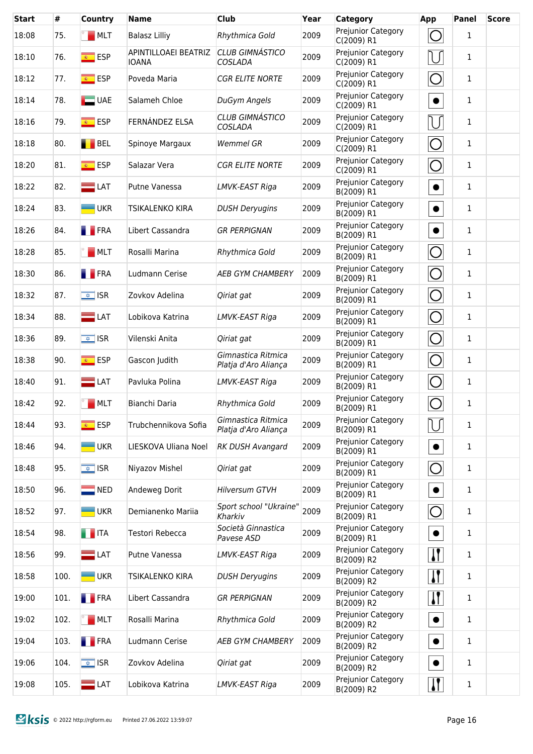| Start | # | Country | Name | Club | Year | Category | App | Panel | Score |
|---|---|---|---|---|---|---|---|---|---|
| 18:08 | 75. | MLT | Balasz Lilliy | *Rhythmica Gold* | 2009 | Prejunior Category C(2009) R1 | | 1 | |
| 18:10 | 76. | ESP | APINTILLOAEI BEATRIZ IOANA | *CLUB GIMNÁSTICO COSLADA* | 2009 | Prejunior Category C(2009) R1 | | 1 | |
| 18:12 | 77. | ESP | Poveda Maria | *CGR ELITE NORTE* | 2009 | Prejunior Category C(2009) R1 | | 1 | |
| 18:14 | 78. | UAE | Salameh Chloe | *DuGym Angels* | 2009 | Prejunior Category C(2009) R1 | | 1 | |
| 18:16 | 79. | ESP | FERNÁNDEZ ELSA | *CLUB GIMNÁSTICO COSLADA* | 2009 | Prejunior Category C(2009) R1 | | 1 | |
| 18:18 | 80. | BEL | Spinoye Margaux | *Wemmel GR* | 2009 | Prejunior Category C(2009) R1 | | 1 | |
| 18:20 | 81. | ESP | Salazar Vera | *CGR ELITE NORTE* | 2009 | Prejunior Category C(2009) R1 | | 1 | |
| 18:22 | 82. | LAT | Putne Vanessa | *LMVK-EAST Riga* | 2009 | Prejunior Category B(2009) R1 | | 1 | |
| 18:24 | 83. | UKR | TSIKALENKO KIRA | *DUSH Deryugins* | 2009 | Prejunior Category B(2009) R1 | | 1 | |
| 18:26 | 84. | FRA | Libert Cassandra | *GR PERPIGNAN* | 2009 | Prejunior Category B(2009) R1 | | 1 | |
| 18:28 | 85. | MLT | Rosalli Marina | *Rhythmica Gold* | 2009 | Prejunior Category B(2009) R1 | | 1 | |
| 18:30 | 86. | FRA | Ludmann Cerise | *AEB GYM CHAMBERY* | 2009 | Prejunior Category B(2009) R1 | | 1 | |
| 18:32 | 87. | ISR | Zovkov Adelina | *Qiriat gat* | 2009 | Prejunior Category B(2009) R1 | | 1 | |
| 18:34 | 88. | LAT | Lobikova Katrina | *LMVK-EAST Riga* | 2009 | Prejunior Category B(2009) R1 | | 1 | |
| 18:36 | 89. | ISR | Vilenski Anita | *Qiriat gat* | 2009 | Prejunior Category B(2009) R1 | | 1 | |
| 18:38 | 90. | ESP | Gascon Judith | *Gimnastica Ritmica Platja d'Aro Aliança* | 2009 | Prejunior Category B(2009) R1 | | 1 | |
| 18:40 | 91. | LAT | Pavluka Polina | *LMVK-EAST Riga* | 2009 | Prejunior Category B(2009) R1 | | 1 | |
| 18:42 | 92. | MLT | Bianchi Daria | *Rhythmica Gold* | 2009 | Prejunior Category B(2009) R1 | | 1 | |
| 18:44 | 93. | ESP | Trubchennikova Sofia | *Gimnastica Ritmica Platja d'Aro Aliança* | 2009 | Prejunior Category B(2009) R1 | | 1 | |
| 18:46 | 94. | UKR | LIESKOVA Uliana Noel | *RK DUSH Avangard* | 2009 | Prejunior Category B(2009) R1 | | 1 | |
| 18:48 | 95. | ISR | Niyazov Mishel | *Qiriat gat* | 2009 | Prejunior Category B(2009) R1 | | 1 | |
| 18:50 | 96. | NED | Andeweg Dorit | *Hilversum GTVH* | 2009 | Prejunior Category B(2009) R1 | | 1 | |
| 18:52 | 97. | UKR | Demianenko Mariia | *Sport school "Ukraine" Kharkiv* | 2009 | Prejunior Category B(2009) R1 | | 1 | |
| 18:54 | 98. | ITA | Testori Rebecca | *Società Ginnastica Pavese ASD* | 2009 | Prejunior Category B(2009) R1 | | 1 | |
| 18:56 | 99. | LAT | Putne Vanessa | *LMVK-EAST Riga* | 2009 | Prejunior Category B(2009) R2 | | 1 | |
| 18:58 | 100. | UKR | TSIKALENKO KIRA | *DUSH Deryugins* | 2009 | Prejunior Category B(2009) R2 | | 1 | |
| 19:00 | 101. | FRA | Libert Cassandra | *GR PERPIGNAN* | 2009 | Prejunior Category B(2009) R2 | | 1 | |
| 19:02 | 102. | MLT | Rosalli Marina | *Rhythmica Gold* | 2009 | Prejunior Category B(2009) R2 | | 1 | |
| 19:04 | 103. | FRA | Ludmann Cerise | *AEB GYM CHAMBERY* | 2009 | Prejunior Category B(2009) R2 | | 1 | |
| 19:06 | 104. | ISR | Zovkov Adelina | *Qiriat gat* | 2009 | Prejunior Category B(2009) R2 | | 1 | |
| 19:08 | 105. | LAT | Lobikova Katrina | *LMVK-EAST Riga* | 2009 | Prejunior Category B(2009) R2 | | 1 | |

© 2022 http://rgform.eu Printed 27.06.2022 13:59:07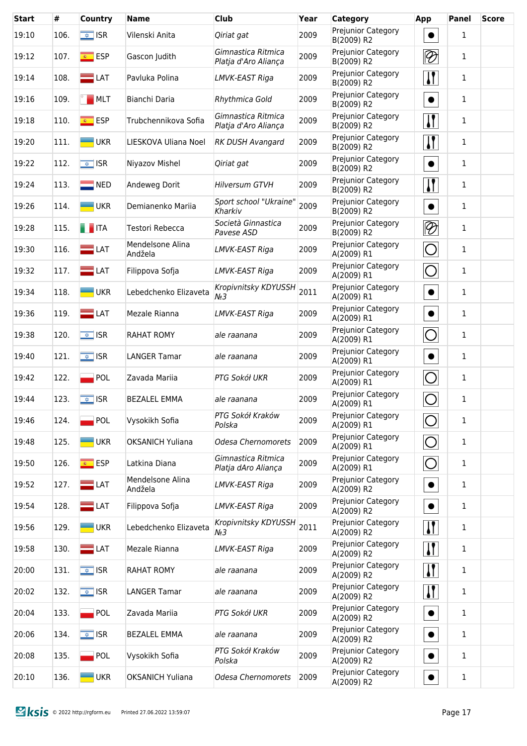| Start | # | Country | Name | Club | Year | Category | App | Panel | Score |
|---|---|---|---|---|---|---|---|---|---|
| 19:10 | 106. | ISR | Vilenski Anita | *Qiriat gat* | 2009 | Prejunior Category B(2009) R2 | | 1 | |
| 19:12 | 107. | ESP | Gascon Judith | *Gimnastica Ritmica Platja d'Aro Aliança* | 2009 | Prejunior Category B(2009) R2 | | 1 | |
| 19:14 | 108. | LAT | Pavluka Polina | *LMVK-EAST Riga* | 2009 | Prejunior Category B(2009) R2 | | 1 | |
| 19:16 | 109. | MLT | Bianchi Daria | *Rhythmica Gold* | 2009 | Prejunior Category B(2009) R2 | | 1 | |
| 19:18 | 110. | ESP | Trubchennikova Sofia | *Gimnastica Ritmica Platja d'Aro Aliança* | 2009 | Prejunior Category B(2009) R2 | | 1 | |
| 19:20 | 111. | UKR | LIESKOVA Uliana Noel | *RK DUSH Avangard* | 2009 | Prejunior Category B(2009) R2 | | 1 | |
| 19:22 | 112. | ISR | Niyazov Mishel | *Qiriat gat* | 2009 | Prejunior Category B(2009) R2 | | 1 | |
| 19:24 | 113. | NED | Andeweg Dorit | *Hilversum GTVH* | 2009 | Prejunior Category B(2009) R2 | | 1 | |
| 19:26 | 114. | UKR | Demianenko Mariia | *Sport school "Ukraine" Kharkiv* | 2009 | Prejunior Category B(2009) R2 | | 1 | |
| 19:28 | 115. | ITA | Testori Rebecca | *Società Ginnastica Pavese ASD* | 2009 | Prejunior Category B(2009) R2 | | 1 | |
| 19:30 | 116. | LAT | Mendelsone Alina Andžela | *LMVK-EAST Riga* | 2009 | Prejunior Category A(2009) R1 | | 1 | |
| 19:32 | 117. | LAT | Filippova Sofja | *LMVK-EAST Riga* | 2009 | Prejunior Category A(2009) R1 | | 1 | |
| 19:34 | 118. | UKR | Lebedchenko Elizaveta | *Kropivnitsky KDYUSSH №3* | 2011 | Prejunior Category A(2009) R1 | | 1 | |
| 19:36 | 119. | LAT | Mezale Rianna | *LMVK-EAST Riga* | 2009 | Prejunior Category A(2009) R1 | | 1 | |
| 19:38 | 120. | ISR | RAHAT ROMY | *ale raanana* | 2009 | Prejunior Category A(2009) R1 | | 1 | |
| 19:40 | 121. | ISR | LANGER Tamar | *ale raanana* | 2009 | Prejunior Category A(2009) R1 | | 1 | |
| 19:42 | 122. | POL | Zavada Mariia | *PTG Sokół UKR* | 2009 | Prejunior Category A(2009) R1 | | 1 | |
| 19:44 | 123. | ISR | BEZALEL EMMA | *ale raanana* | 2009 | Prejunior Category A(2009) R1 | | 1 | |
| 19:46 | 124. | POL | Vysokikh Sofia | *PTG Sokół Kraków Polska* | 2009 | Prejunior Category A(2009) R1 | | 1 | |
| 19:48 | 125. | UKR | OKSANICH Yuliana | *Odesa Chernomorets* | 2009 | Prejunior Category A(2009) R1 | | 1 | |
| 19:50 | 126. | ESP | Latkina Diana | *Gimnastica Ritmica Platja dAro Aliança* | 2009 | Prejunior Category A(2009) R1 | | 1 | |
| 19:52 | 127. | LAT | Mendelsone Alina Andžela | *LMVK-EAST Riga* | 2009 | Prejunior Category A(2009) R2 | | 1 | |
| 19:54 | 128. | LAT | Filippova Sofja | *LMVK-EAST Riga* | 2009 | Prejunior Category A(2009) R2 | | 1 | |
| 19:56 | 129. | UKR | Lebedchenko Elizaveta | *Kropivnitsky KDYUSSH №3* | 2011 | Prejunior Category A(2009) R2 | | 1 | |
| 19:58 | 130. | LAT | Mezale Rianna | *LMVK-EAST Riga* | 2009 | Prejunior Category A(2009) R2 | | 1 | |
| 20:00 | 131. | ISR | RAHAT ROMY | *ale raanana* | 2009 | Prejunior Category A(2009) R2 | | 1 | |
| 20:02 | 132. | ISR | LANGER Tamar | *ale raanana* | 2009 | Prejunior Category A(2009) R2 | | 1 | |
| 20:04 | 133. | POL | Zavada Mariia | *PTG Sokół UKR* | 2009 | Prejunior Category A(2009) R2 | | 1 | |
| 20:06 | 134. | ISR | BEZALEL EMMA | *ale raanana* | 2009 | Prejunior Category A(2009) R2 | | 1 | |
| 20:08 | 135. | POL | Vysokikh Sofia | *PTG Sokół Kraków Polska* | 2009 | Prejunior Category A(2009) R2 | | 1 | |
| 20:10 | 136. | UKR | OKSANICH Yuliana | *Odesa Chernomorets* | 2009 | Prejunior Category A(2009) R2 | | 1 | |

© 2022 http://rgform.eu Printed 27.06.2022 13:59:07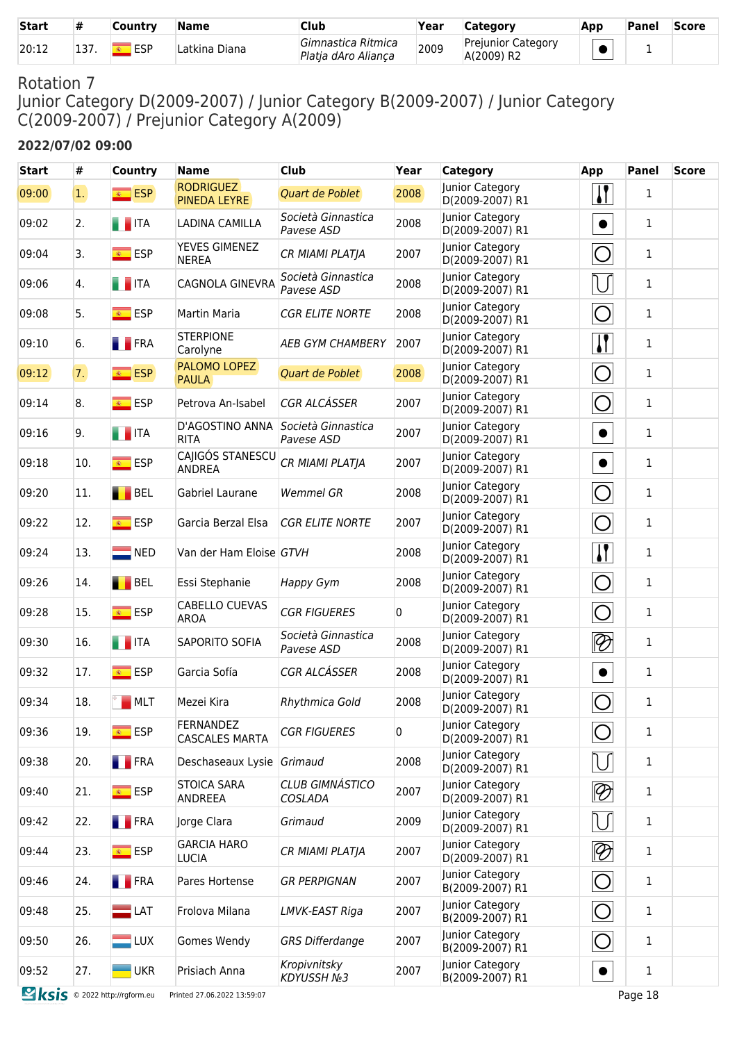| Start | # | Country | Name | Club | Year | Category | App | Panel | Score |
|---|---|---|---|---|---|---|---|---|---|
| 20:12 | 137. | ESP | Latkina Diana | *Gimnastica Ritmica Platja dAro Aliança* | 2009 | Prejunior Category A(2009) R2 | | 1 | |

## Rotation 7
## Junior Category D(2009-2007) / Junior Category B(2009-2007) / Junior Category C(2009-2007) / Prejunior Category A(2009)

### 2022/07/02 09:00

| Start | # | Country | Name | Club | Year | Category | App | Panel | Score |
|---|---|---|---|---|---|---|---|---|---|
| 09:00 | 1. | ESP | RODRIGUEZ PINEDA LEYRE | *Quart de Poblet* | 2008 | Junior Category D(2009-2007) R1 | | 1 | |
| 09:02 | 2. | ITA | LADINA CAMILLA | *Società Ginnastica Pavese ASD* | 2008 | Junior Category D(2009-2007) R1 | | 1 | |
| 09:04 | 3. | ESP | YEVES GIMENEZ NEREA | *CR MIAMI PLATJA* | 2007 | Junior Category D(2009-2007) R1 | | 1 | |
| 09:06 | 4. | ITA | CAGNOLA GINEVRA | *Società Ginnastica Pavese ASD* | 2008 | Junior Category D(2009-2007) R1 | | 1 | |
| 09:08 | 5. | ESP | Martin Maria | *CGR ELITE NORTE* | 2008 | Junior Category D(2009-2007) R1 | | 1 | |
| 09:10 | 6. | FRA | STERPIONE Carolyne | *AEB GYM CHAMBERY* | 2007 | Junior Category D(2009-2007) R1 | | 1 | |
| 09:12 | 7. | ESP | PALOMO LOPEZ PAULA | *Quart de Poblet* | 2008 | Junior Category D(2009-2007) R1 | | 1 | |
| 09:14 | 8. | ESP | Petrova An-Isabel | *CGR ALCÁSSER* | 2007 | Junior Category D(2009-2007) R1 | | 1 | |
| 09:16 | 9. | ITA | D'AGOSTINO ANNA RITA | *Società Ginnastica Pavese ASD* | 2007 | Junior Category D(2009-2007) R1 | | 1 | |
| 09:18 | 10. | ESP | CAJIGÓS STANESCU ANDREA | *CR MIAMI PLATJA* | 2007 | Junior Category D(2009-2007) R1 | | 1 | |
| 09:20 | 11. | BEL | Gabriel Laurane | *Wemmel GR* | 2008 | Junior Category D(2009-2007) R1 | | 1 | |
| 09:22 | 12. | ESP | Garcia Berzal Elsa | *CGR ELITE NORTE* | 2007 | Junior Category D(2009-2007) R1 | | 1 | |
| 09:24 | 13. | NED | Van der Ham Eloise | *GTVH* | 2008 | Junior Category D(2009-2007) R1 | | 1 | |
| 09:26 | 14. | BEL | Essi Stephanie | *Happy Gym* | 2008 | Junior Category D(2009-2007) R1 | | 1 | |
| 09:28 | 15. | ESP | CABELLO CUEVAS AROA | *CGR FIGUERES* | 0 | Junior Category D(2009-2007) R1 | | 1 | |
| 09:30 | 16. | ITA | SAPORITO SOFIA | *Società Ginnastica Pavese ASD* | 2008 | Junior Category D(2009-2007) R1 | | 1 | |
| 09:32 | 17. | ESP | Garcia Sofía | *CGR ALCÁSSER* | 2008 | Junior Category D(2009-2007) R1 | | 1 | |
| 09:34 | 18. | MLT | Mezei Kira | *Rhythmica Gold* | 2008 | Junior Category D(2009-2007) R1 | | 1 | |
| 09:36 | 19. | ESP | FERNANDEZ CASCALES MARTA | *CGR FIGUERES* | 0 | Junior Category D(2009-2007) R1 | | 1 | |
| 09:38 | 20. | FRA | Deschaseaux Lysie | *Grimaud* | 2008 | Junior Category D(2009-2007) R1 | | 1 | |
| 09:40 | 21. | ESP | STOICA SARA ANDREEA | *CLUB GIMNÁSTICO COSLADA* | 2007 | Junior Category D(2009-2007) R1 | | 1 | |
| 09:42 | 22. | FRA | Jorge Clara | *Grimaud* | 2009 | Junior Category D(2009-2007) R1 | | 1 | |
| 09:44 | 23. | ESP | GARCIA HARO LUCIA | *CR MIAMI PLATJA* | 2007 | Junior Category D(2009-2007) R1 | | 1 | |
| 09:46 | 24. | FRA | Pares Hortense | *GR PERPIGNAN* | 2007 | Junior Category B(2009-2007) R1 | | 1 | |
| 09:48 | 25. | LAT | Frolova Milana | *LMVK-EAST Riga* | 2007 | Junior Category B(2009-2007) R1 | | 1 | |
| 09:50 | 26. | LUX | Gomes Wendy | *GRS Differdange* | 2007 | Junior Category B(2009-2007) R1 | | 1 | |
| 09:52 | 27. | UKR | Prisiach Anna | *Kropivnitsky KDYUSSH №3* | 2007 | Junior Category B(2009-2007) R1 | | 1 | |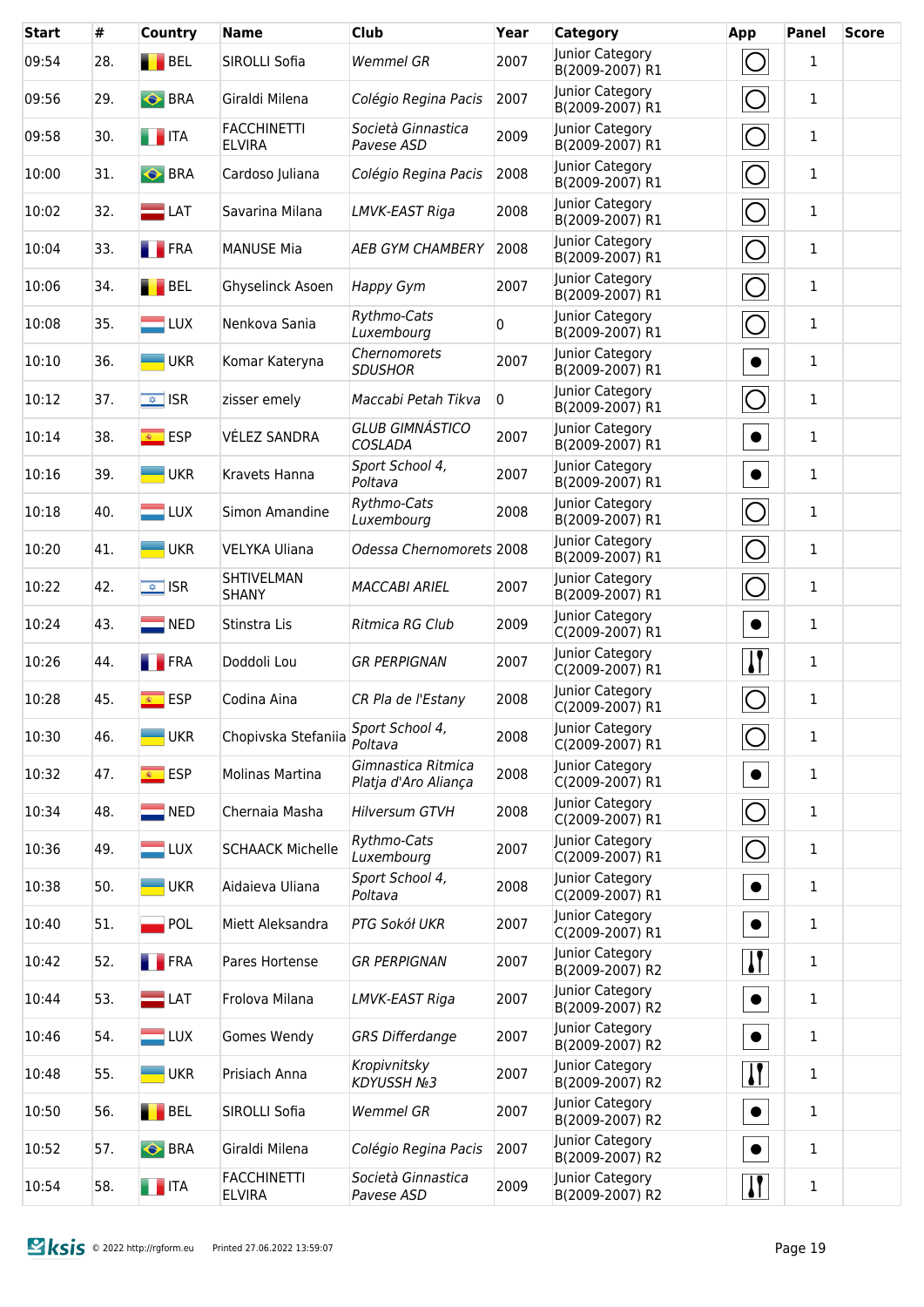| Start | # | Country | Name | Club | Year | Category | App | Panel | Score |
|---|---|---|---|---|---|---|---|---|---|
| 09:54 | 28. | BEL | SIROLLI Sofia | *Wemmel GR* | 2007 | Junior Category B(2009-2007) R1 | | 1 | |
| 09:56 | 29. | BRA | Giraldi Milena | *Colégio Regina Pacis* | 2007 | Junior Category B(2009-2007) R1 | | 1 | |
| 09:58 | 30. | ITA | FACCHINETTI ELVIRA | *Società Ginnastica Pavese ASD* | 2009 | Junior Category B(2009-2007) R1 | | 1 | |
| 10:00 | 31. | BRA | Cardoso Juliana | *Colégio Regina Pacis* | 2008 | Junior Category B(2009-2007) R1 | | 1 | |
| 10:02 | 32. | LAT | Savarina Milana | *LMVK-EAST Riga* | 2008 | Junior Category B(2009-2007) R1 | | 1 | |
| 10:04 | 33. | FRA | MANUSE Mia | *AEB GYM CHAMBERY* | 2008 | Junior Category B(2009-2007) R1 | | 1 | |
| 10:06 | 34. | BEL | Ghyselinck Asoen | *Happy Gym* | 2007 | Junior Category B(2009-2007) R1 | | 1 | |
| 10:08 | 35. | LUX | Nenkova Sania | *Rythmo-Cats Luxembourg* | 0 | Junior Category B(2009-2007) R1 | | 1 | |
| 10:10 | 36. | UKR | Komar Kateryna | *Chernomorets SDUSHOR* | 2007 | Junior Category B(2009-2007) R1 | | 1 | |
| 10:12 | 37. | ISR | zisser emely | *Maccabi Petah Tikva* | 0 | Junior Category B(2009-2007) R1 | | 1 | |
| 10:14 | 38. | ESP | VÉLEZ SANDRA | *GLUB GIMNÁSTICO COSLADA* | 2007 | Junior Category B(2009-2007) R1 | | 1 | |
| 10:16 | 39. | UKR | Kravets Hanna | *Sport School 4, Poltava* | 2007 | Junior Category B(2009-2007) R1 | | 1 | |
| 10:18 | 40. | LUX | Simon Amandine | *Rythmo-Cats Luxembourg* | 2008 | Junior Category B(2009-2007) R1 | | 1 | |
| 10:20 | 41. | UKR | VELYKA Uliana | *Odessa Chernomorets* | 2008 | Junior Category B(2009-2007) R1 | | 1 | |
| 10:22 | 42. | ISR | SHTIVELMAN SHANY | *MACCABI ARIEL* | 2007 | Junior Category B(2009-2007) R1 | | 1 | |
| 10:24 | 43. | NED | Stinstra Lis | *Ritmica RG Club* | 2009 | Junior Category C(2009-2007) R1 | | 1 | |
| 10:26 | 44. | FRA | Doddoli Lou | *GR PERPIGNAN* | 2007 | Junior Category C(2009-2007) R1 | | 1 | |
| 10:28 | 45. | ESP | Codina Aina | *CR Pla de l'Estany* | 2008 | Junior Category C(2009-2007) R1 | | 1 | |
| 10:30 | 46. | UKR | Chopivska Stefaniia | *Sport School 4, Poltava* | 2008 | Junior Category C(2009-2007) R1 | | 1 | |
| 10:32 | 47. | ESP | Molinas Martina | *Gimnastica Ritmica Platja d'Aro Aliança* | 2008 | Junior Category C(2009-2007) R1 | | 1 | |
| 10:34 | 48. | NED | Chernaia Masha | *Hilversum GTVH* | 2008 | Junior Category C(2009-2007) R1 | | 1 | |
| 10:36 | 49. | LUX | SCHAACK Michelle | *Rythmo-Cats Luxembourg* | 2007 | Junior Category C(2009-2007) R1 | | 1 | |
| 10:38 | 50. | UKR | Aidaieva Uliana | *Sport School 4, Poltava* | 2008 | Junior Category C(2009-2007) R1 | | 1 | |
| 10:40 | 51. | POL | Miett Aleksandra | *PTG Sokół UKR* | 2007 | Junior Category C(2009-2007) R1 | | 1 | |
| 10:42 | 52. | FRA | Pares Hortense | *GR PERPIGNAN* | 2007 | Junior Category B(2009-2007) R2 | | 1 | |
| 10:44 | 53. | LAT | Frolova Milana | *LMVK-EAST Riga* | 2007 | Junior Category B(2009-2007) R2 | | 1 | |
| 10:46 | 54. | LUX | Gomes Wendy | *GRS Differdange* | 2007 | Junior Category B(2009-2007) R2 | | 1 | |
| 10:48 | 55. | UKR | Prisiach Anna | *Kropivnitsky KDYUSSH №3* | 2007 | Junior Category B(2009-2007) R2 | | 1 | |
| 10:50 | 56. | BEL | SIROLLI Sofia | *Wemmel GR* | 2007 | Junior Category B(2009-2007) R2 | | 1 | |
| 10:52 | 57. | BRA | Giraldi Milena | *Colégio Regina Pacis* | 2007 | Junior Category B(2009-2007) R2 | | 1 | |
| 10:54 | 58. | ITA | FACCHINETTI ELVIRA | *Società Ginnastica Pavese ASD* | 2009 | Junior Category B(2009-2007) R2 | | 1 | |

© 2022 http://rgform.eu Printed 27.06.2022 13:59:07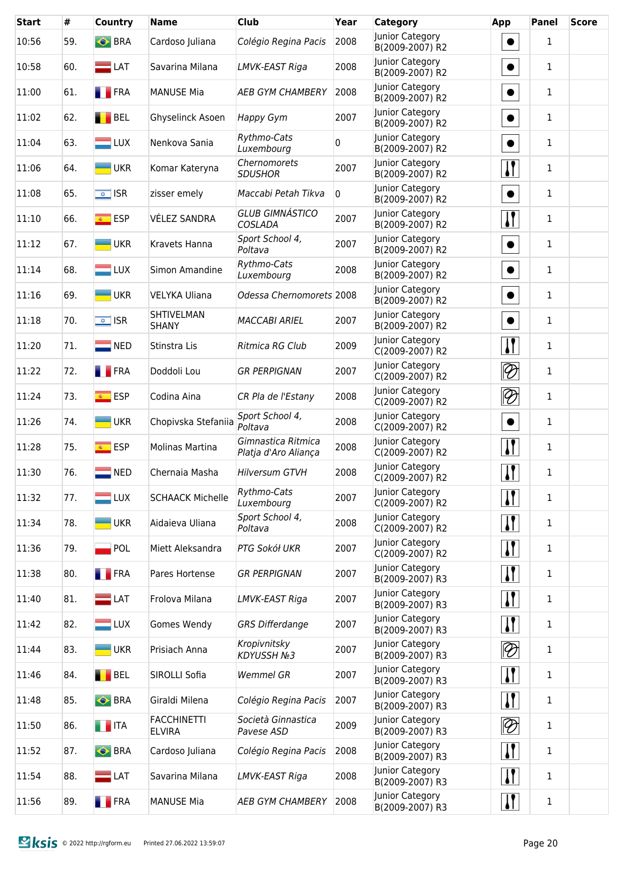| Start | # | Country | Name | Club | Year | Category | App | Panel | Score |
|---|---|---|---|---|---|---|---|---|---|
| 10:56 | 59. | BRA | Cardoso Juliana | *Colégio Regina Pacis* | 2008 | Junior Category B(2009-2007) R2 | ● | 1 | |
| 10:58 | 60. | LAT | Savarina Milana | *LMVK-EAST Riga* | 2008 | Junior Category B(2009-2007) R2 | ● | 1 | |
| 11:00 | 61. | FRA | MANUSE Mia | *AEB GYM CHAMBERY* | 2008 | Junior Category B(2009-2007) R2 | ● | 1 | |
| 11:02 | 62. | BEL | Ghyselinck Asoen | *Happy Gym* | 2007 | Junior Category B(2009-2007) R2 | ● | 1 | |
| 11:04 | 63. | LUX | Nenkova Sania | *Rythmo-Cats Luxembourg* | 0 | Junior Category B(2009-2007) R2 | ● | 1 | |
| 11:06 | 64. | UKR | Komar Kateryna | *Chernomorets SDUSHOR* | 2007 | Junior Category B(2009-2007) R2 | Clubs | 1 | |
| 11:08 | 65. | ISR | zisser emely | *Maccabi Petah Tikva* | 0 | Junior Category B(2009-2007) R2 | ● | 1 | |
| 11:10 | 66. | ESP | VÉLEZ SANDRA | *GLUB GIMNÁSTICO COSLADA* | 2007 | Junior Category B(2009-2007) R2 | Clubs | 1 | |
| 11:12 | 67. | UKR | Kravets Hanna | *Sport School 4, Poltava* | 2007 | Junior Category B(2009-2007) R2 | ● | 1 | |
| 11:14 | 68. | LUX | Simon Amandine | *Rythmo-Cats Luxembourg* | 2008 | Junior Category B(2009-2007) R2 | ● | 1 | |
| 11:16 | 69. | UKR | VELYKA Uliana | *Odessa Chernomorets* | 2008 | Junior Category B(2009-2007) R2 | ● | 1 | |
| 11:18 | 70. | ISR | SHTIVELMAN SHANY | *MACCABI ARIEL* | 2007 | Junior Category B(2009-2007) R2 | ● | 1 | |
| 11:20 | 71. | NED | Stinstra Lis | *Ritmica RG Club* | 2009 | Junior Category C(2009-2007) R2 | Clubs | 1 | |
| 11:22 | 72. | FRA | Doddoli Lou | *GR PERPIGNAN* | 2007 | Junior Category C(2009-2007) R2 | Ribbon | 1 | |
| 11:24 | 73. | ESP | Codina Aina | *CR Pla de l'Estany* | 2008 | Junior Category C(2009-2007) R2 | Ribbon | 1 | |
| 11:26 | 74. | UKR | Chopivska Stefaniia | *Sport School 4, Poltava* | 2008 | Junior Category C(2009-2007) R2 | ● | 1 | |
| 11:28 | 75. | ESP | Molinas Martina | *Gimnastica Ritmica Platja d'Aro Aliança* | 2008 | Junior Category C(2009-2007) R2 | Clubs | 1 | |
| 11:30 | 76. | NED | Chernaia Masha | *Hilversum GTVH* | 2008 | Junior Category C(2009-2007) R2 | Clubs | 1 | |
| 11:32 | 77. | LUX | SCHAACK Michelle | *Rythmo-Cats Luxembourg* | 2007 | Junior Category C(2009-2007) R2 | Clubs | 1 | |
| 11:34 | 78. | UKR | Aidaieva Uliana | *Sport School 4, Poltava* | 2008 | Junior Category C(2009-2007) R2 | Clubs | 1 | |
| 11:36 | 79. | POL | Miett Aleksandra | *PTG Sokół UKR* | 2007 | Junior Category C(2009-2007) R2 | Clubs | 1 | |
| 11:38 | 80. | FRA | Pares Hortense | *GR PERPIGNAN* | 2007 | Junior Category B(2009-2007) R3 | Clubs | 1 | |
| 11:40 | 81. | LAT | Frolova Milana | *LMVK-EAST Riga* | 2007 | Junior Category B(2009-2007) R3 | Clubs | 1 | |
| 11:42 | 82. | LUX | Gomes Wendy | *GRS Differdange* | 2007 | Junior Category B(2009-2007) R3 | Clubs | 1 | |
| 11:44 | 83. | UKR | Prisiach Anna | *Kropivnitsky KDYUSSH №3* | 2007 | Junior Category B(2009-2007) R3 | Ribbon | 1 | |
| 11:46 | 84. | BEL | SIROLLI Sofia | *Wemmel GR* | 2007 | Junior Category B(2009-2007) R3 | Clubs | 1 | |
| 11:48 | 85. | BRA | Giraldi Milena | *Colégio Regina Pacis* | 2007 | Junior Category B(2009-2007) R3 | Clubs | 1 | |
| 11:50 | 86. | ITA | FACCHINETTI ELVIRA | *Società Ginnastica Pavese ASD* | 2009 | Junior Category B(2009-2007) R3 | Ribbon | 1 | |
| 11:52 | 87. | BRA | Cardoso Juliana | *Colégio Regina Pacis* | 2008 | Junior Category B(2009-2007) R3 | Clubs | 1 | |
| 11:54 | 88. | LAT | Savarina Milana | *LMVK-EAST Riga* | 2008 | Junior Category B(2009-2007) R3 | Clubs | 1 | |
| 11:56 | 89. | FRA | MANUSE Mia | *AEB GYM CHAMBERY* | 2008 | Junior Category B(2009-2007) R3 | Clubs | 1 | |

© 2022 http://rgform.eu Printed 27.06.2022 13:59:07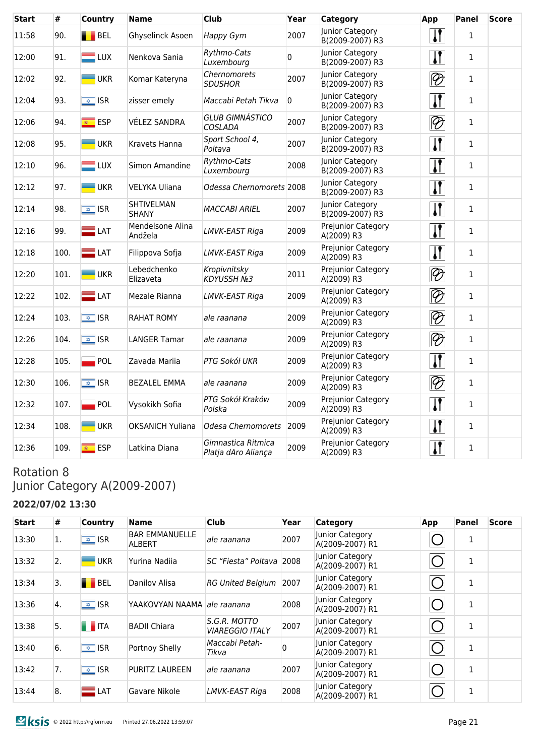| Start | # | Country | Name | Club | Year | Category | App | Panel | Score |
|---|---|---|---|---|---|---|---|---|---|
| 11:58 | 90. | BEL | Ghyselinck Asoen | *Happy Gym* | 2007 | Junior Category B(2009-2007) R3 | | 1 | |
| 12:00 | 91. | LUX | Nenkova Sania | *Rythmo-Cats Luxembourg* | 0 | Junior Category B(2009-2007) R3 | | 1 | |
| 12:02 | 92. | UKR | Komar Kateryna | *Chernomorets SDUSHOR* | 2007 | Junior Category B(2009-2007) R3 | | 1 | |
| 12:04 | 93. | ISR | zisser emely | *Maccabi Petah Tikva* | 0 | Junior Category B(2009-2007) R3 | | 1 | |
| 12:06 | 94. | ESP | VÉLEZ SANDRA | *GLUB GIMNÁSTICO COSLADA* | 2007 | Junior Category B(2009-2007) R3 | | 1 | |
| 12:08 | 95. | UKR | Kravets Hanna | *Sport School 4, Poltava* | 2007 | Junior Category B(2009-2007) R3 | | 1 | |
| 12:10 | 96. | LUX | Simon Amandine | *Rythmo-Cats Luxembourg* | 2008 | Junior Category B(2009-2007) R3 | | 1 | |
| 12:12 | 97. | UKR | VELYKA Uliana | *Odessa Chernomorets* | 2008 | Junior Category B(2009-2007) R3 | | 1 | |
| 12:14 | 98. | ISR | SHTIVELMAN SHANY | *MACCABI ARIEL* | 2007 | Junior Category B(2009-2007) R3 | | 1 | |
| 12:16 | 99. | LAT | Mendelsone Alina Andžela | *LMVK-EAST Riga* | 2009 | Prejunior Category A(2009) R3 | | 1 | |
| 12:18 | 100. | LAT | Filippova Sofja | *LMVK-EAST Riga* | 2009 | Prejunior Category A(2009) R3 | | 1 | |
| 12:20 | 101. | UKR | Lebedchenko Elizaveta | *Kropivnitsky KDYUSSH №3* | 2011 | Prejunior Category A(2009) R3 | | 1 | |
| 12:22 | 102. | LAT | Mezale Rianna | *LMVK-EAST Riga* | 2009 | Prejunior Category A(2009) R3 | | 1 | |
| 12:24 | 103. | ISR | RAHAT ROMY | *ale raanana* | 2009 | Prejunior Category A(2009) R3 | | 1 | |
| 12:26 | 104. | ISR | LANGER Tamar | *ale raanana* | 2009 | Prejunior Category A(2009) R3 | | 1 | |
| 12:28 | 105. | POL | Zavada Mariia | *PTG Sokół UKR* | 2009 | Prejunior Category A(2009) R3 | | 1 | |
| 12:30 | 106. | ISR | BEZALEL EMMA | *ale raanana* | 2009 | Prejunior Category A(2009) R3 | | 1 | |
| 12:32 | 107. | POL | Vysokikh Sofia | *PTG Sokół Kraków Polska* | 2009 | Prejunior Category A(2009) R3 | | 1 | |
| 12:34 | 108. | UKR | OKSANICH Yuliana | *Odesa Chernomorets* | 2009 | Prejunior Category A(2009) R3 | | 1 | |
| 12:36 | 109. | ESP | Latkina Diana | *Gimnastica Ritmica Platja dAro Aliança* | 2009 | Prejunior Category A(2009) R3 | | 1 | |

## Rotation 8
## Junior Category A(2009-2007)

### 2022/07/02 13:30

| Start | # | Country | Name | Club | Year | Category | App | Panel | Score |
|---|---|---|---|---|---|---|---|---|---|
| 13:30 | 1. | ISR | BAR EMMANUELLE ALBERT | *ale raanana* | 2007 | Junior Category A(2009-2007) R1 | | 1 | |
| 13:32 | 2. | UKR | Yurina Nadiia | *SC "Fiesta" Poltava* | 2008 | Junior Category A(2009-2007) R1 | | 1 | |
| 13:34 | 3. | BEL | Danilov Alisa | *RG United Belgium* | 2007 | Junior Category A(2009-2007) R1 | | 1 | |
| 13:36 | 4. | ISR | YAAKOVYAN NAAMA | *ale raanana* | 2008 | Junior Category A(2009-2007) R1 | | 1 | |
| 13:38 | 5. | ITA | BADII Chiara | *S.G.R. MOTTO VIAREGGIO ITALY* | 2007 | Junior Category A(2009-2007) R1 | | 1 | |
| 13:40 | 6. | ISR | Portnoy Shelly | *Maccabi Petah-Tikva* | 0 | Junior Category A(2009-2007) R1 | | 1 | |
| 13:42 | 7. | ISR | PURITZ LAUREEN | *ale raanana* | 2007 | Junior Category A(2009-2007) R1 | | 1 | |
| 13:44 | 8. | LAT | Gavare Nikole | *LMVK-EAST Riga* | 2008 | Junior Category A(2009-2007) R1 | | 1 | |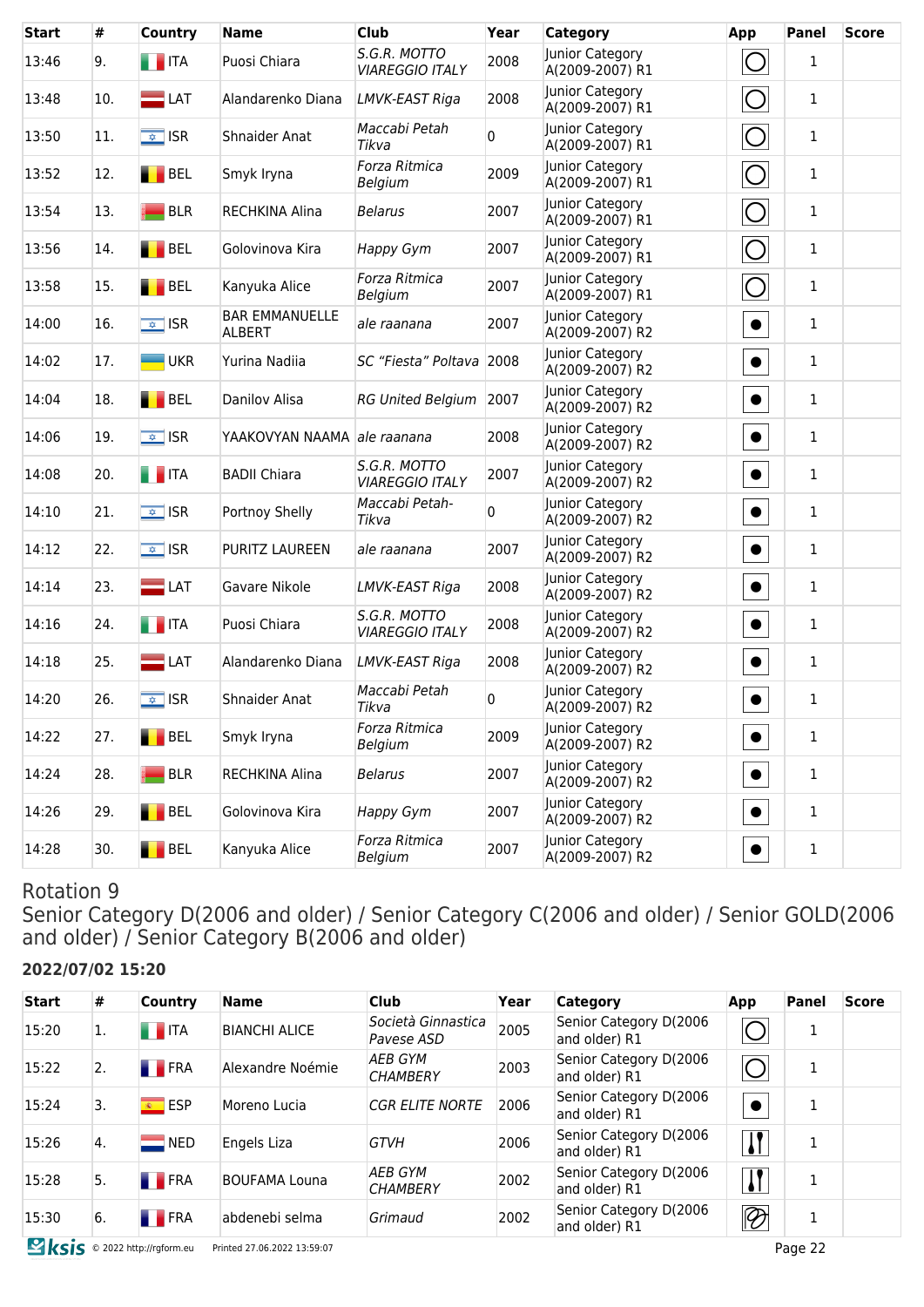| Start | # | Country | Name | Club | Year | Category | App | Panel | Score |
|---|---|---|---|---|---|---|---|---|---|
| 13:46 | 9. | ITA | Puosi Chiara | *S.G.R. MOTTO VIAREGGIO ITALY* | 2008 | Junior Category A(2009-2007) R1 | | 1 | |
| 13:48 | 10. | LAT | Alandarenko Diana | *LMVK-EAST Riga* | 2008 | Junior Category A(2009-2007) R1 | | 1 | |
| 13:50 | 11. | ISR | Shnaider Anat | *Maccabi Petah Tikva* | 0 | Junior Category A(2009-2007) R1 | | 1 | |
| 13:52 | 12. | BEL | Smyk Iryna | *Forza Ritmica Belgium* | 2009 | Junior Category A(2009-2007) R1 | | 1 | |
| 13:54 | 13. | BLR | RECHKINA Alina | *Belarus* | 2007 | Junior Category A(2009-2007) R1 | | 1 | |
| 13:56 | 14. | BEL | Golovinova Kira | *Happy Gym* | 2007 | Junior Category A(2009-2007) R1 | | 1 | |
| 13:58 | 15. | BEL | Kanyuka Alice | *Forza Ritmica Belgium* | 2007 | Junior Category A(2009-2007) R1 | | 1 | |
| 14:00 | 16. | ISR | BAR EMMANUELLE ALBERT | *ale raanana* | 2007 | Junior Category A(2009-2007) R2 | | 1 | |
| 14:02 | 17. | UKR | Yurina Nadiia | *SC "Fiesta" Poltava* | 2008 | Junior Category A(2009-2007) R2 | | 1 | |
| 14:04 | 18. | BEL | Danilov Alisa | *RG United Belgium* | 2007 | Junior Category A(2009-2007) R2 | | 1 | |
| 14:06 | 19. | ISR | YAAKOVYAN NAAMA | *ale raanana* | 2008 | Junior Category A(2009-2007) R2 | | 1 | |
| 14:08 | 20. | ITA | BADII Chiara | *S.G.R. MOTTO VIAREGGIO ITALY* | 2007 | Junior Category A(2009-2007) R2 | | 1 | |
| 14:10 | 21. | ISR | Portnoy Shelly | *Maccabi Petah-Tikva* | 0 | Junior Category A(2009-2007) R2 | | 1 | |
| 14:12 | 22. | ISR | PURITZ LAUREEN | *ale raanana* | 2007 | Junior Category A(2009-2007) R2 | | 1 | |
| 14:14 | 23. | LAT | Gavare Nikole | *LMVK-EAST Riga* | 2008 | Junior Category A(2009-2007) R2 | | 1 | |
| 14:16 | 24. | ITA | Puosi Chiara | *S.G.R. MOTTO VIAREGGIO ITALY* | 2008 | Junior Category A(2009-2007) R2 | | 1 | |
| 14:18 | 25. | LAT | Alandarenko Diana | *LMVK-EAST Riga* | 2008 | Junior Category A(2009-2007) R2 | | 1 | |
| 14:20 | 26. | ISR | Shnaider Anat | *Maccabi Petah Tikva* | 0 | Junior Category A(2009-2007) R2 | | 1 | |
| 14:22 | 27. | BEL | Smyk Iryna | *Forza Ritmica Belgium* | 2009 | Junior Category A(2009-2007) R2 | | 1 | |
| 14:24 | 28. | BLR | RECHKINA Alina | *Belarus* | 2007 | Junior Category A(2009-2007) R2 | | 1 | |
| 14:26 | 29. | BEL | Golovinova Kira | *Happy Gym* | 2007 | Junior Category A(2009-2007) R2 | | 1 | |
| 14:28 | 30. | BEL | Kanyuka Alice | *Forza Ritmica Belgium* | 2007 | Junior Category A(2009-2007) R2 | | 1 | |

## Rotation 9
## Senior Category D(2006 and older) / Senior Category C(2006 and older) / Senior GOLD(2006 and older) / Senior Category B(2006 and older)

**2022/07/02 15:20**

| Start | # | Country | Name | Club | Year | Category | App | Panel | Score |
|---|---|---|---|---|---|---|---|---|---|
| 15:20 | 1. | ITA | BIANCHI ALICE | *Società Ginnastica Pavese ASD* | 2005 | Senior Category D(2006 and older) R1 | | 1 | |
| 15:22 | 2. | FRA | Alexandre Noémie | *AEB GYM CHAMBERY* | 2003 | Senior Category D(2006 and older) R1 | | 1 | |
| 15:24 | 3. | ESP | Moreno Lucia | *CGR ELITE NORTE* | 2006 | Senior Category D(2006 and older) R1 | | 1 | |
| 15:26 | 4. | NED | Engels Liza | *GTVH* | 2006 | Senior Category D(2006 and older) R1 | | 1 | |
| 15:28 | 5. | FRA | BOUFAMA Louna | *AEB GYM CHAMBERY* | 2002 | Senior Category D(2006 and older) R1 | | 1 | |
| 15:30 | 6. | FRA | abdenebi selma | *Grimaud* | 2002 | Senior Category D(2006 and older) R1 | | 1 | |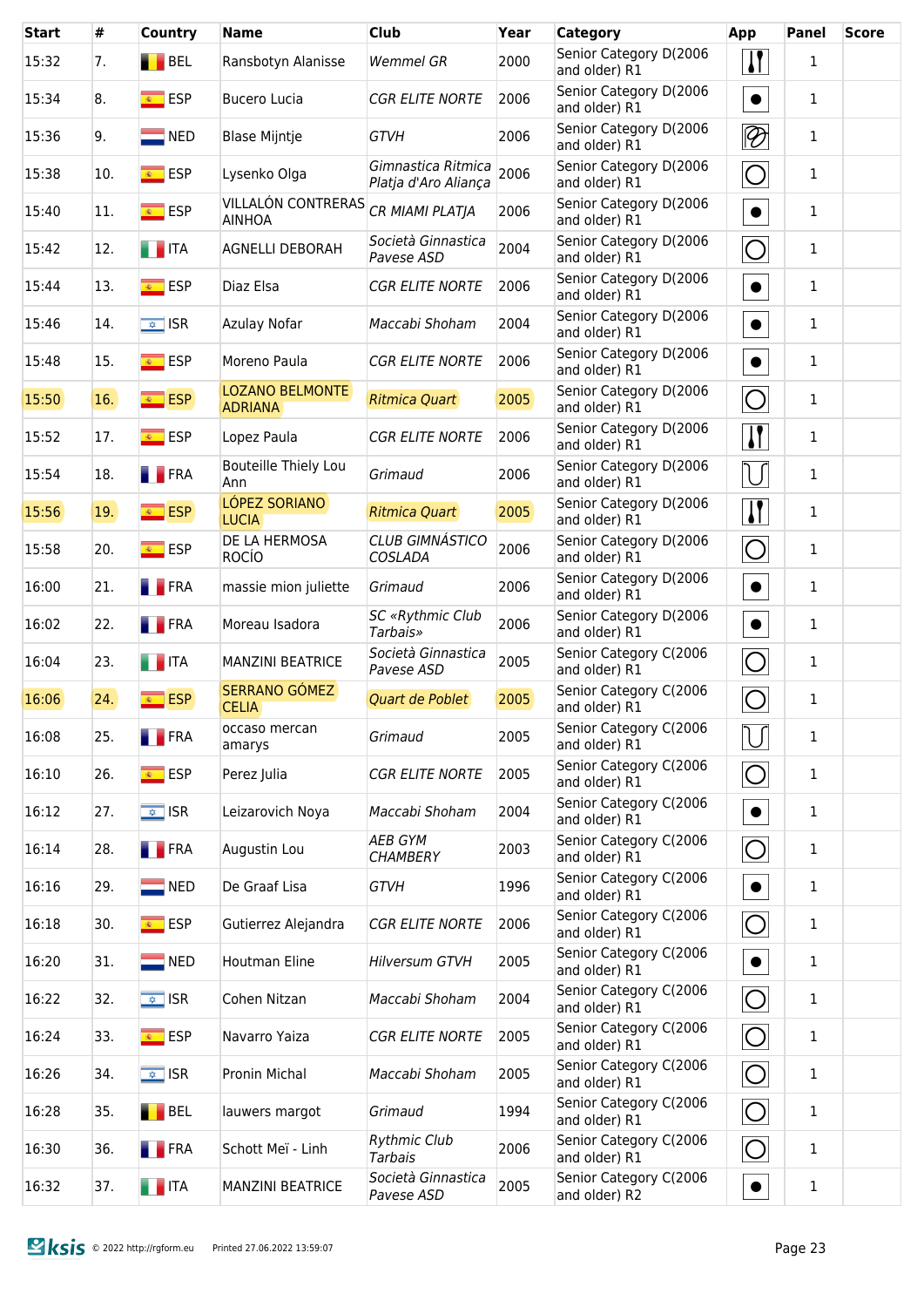| Start | # | Country | Name | Club | Year | Category | App | Panel | Score |
|---|---|---|---|---|---|---|---|---|---|
| 15:32 | 7. | BEL | Ransbotyn Alanisse | *Wemmel GR* | 2000 | Senior Category D(2006 and older) R1 | | 1 | |
| 15:34 | 8. | ESP | Bucero Lucia | *CGR ELITE NORTE* | 2006 | Senior Category D(2006 and older) R1 | | 1 | |
| 15:36 | 9. | NED | Blase Mijntje | *GTVH* | 2006 | Senior Category D(2006 and older) R1 | | 1 | |
| 15:38 | 10. | ESP | Lysenko Olga | *Gimnastica Ritmica Platja d'Aro Aliança* | 2006 | Senior Category D(2006 and older) R1 | | 1 | |
| 15:40 | 11. | ESP | VILLALÓN CONTRERAS AINHOA | *CR MIAMI PLATJA* | 2006 | Senior Category D(2006 and older) R1 | | 1 | |
| 15:42 | 12. | ITA | AGNELLI DEBORAH | *Società Ginnastica Pavese ASD* | 2004 | Senior Category D(2006 and older) R1 | | 1 | |
| 15:44 | 13. | ESP | Diaz Elsa | *CGR ELITE NORTE* | 2006 | Senior Category D(2006 and older) R1 | | 1 | |
| 15:46 | 14. | ISR | Azulay Nofar | *Maccabi Shoham* | 2004 | Senior Category D(2006 and older) R1 | | 1 | |
| 15:48 | 15. | ESP | Moreno Paula | *CGR ELITE NORTE* | 2006 | Senior Category D(2006 and older) R1 | | 1 | |
| 15:50 | 16. | ESP | LOZANO BELMONTE ADRIANA | *Ritmica Quart* | 2005 | Senior Category D(2006 and older) R1 | | 1 | |
| 15:52 | 17. | ESP | Lopez Paula | *CGR ELITE NORTE* | 2006 | Senior Category D(2006 and older) R1 | | 1 | |
| 15:54 | 18. | FRA | Bouteille Thiely Lou Ann | *Grimaud* | 2006 | Senior Category D(2006 and older) R1 | | 1 | |
| 15:56 | 19. | ESP | LÓPEZ SORIANO LUCIA | *Ritmica Quart* | 2005 | Senior Category D(2006 and older) R1 | | 1 | |
| 15:58 | 20. | ESP | DE LA HERMOSA ROCÍO | *CLUB GIMNÁSTICO COSLADA* | 2006 | Senior Category D(2006 and older) R1 | | 1 | |
| 16:00 | 21. | FRA | massie mion juliette | *Grimaud* | 2006 | Senior Category D(2006 and older) R1 | | 1 | |
| 16:02 | 22. | FRA | Moreau Isadora | *SC «Rythmic Club Tarbais»* | 2006 | Senior Category D(2006 and older) R1 | | 1 | |
| 16:04 | 23. | ITA | MANZINI BEATRICE | *Società Ginnastica Pavese ASD* | 2005 | Senior Category C(2006 and older) R1 | | 1 | |
| 16:06 | 24. | ESP | SERRANO GÓMEZ CELIA | *Quart de Poblet* | 2005 | Senior Category C(2006 and older) R1 | | 1 | |
| 16:08 | 25. | FRA | occaso mercan amarys | *Grimaud* | 2005 | Senior Category C(2006 and older) R1 | | 1 | |
| 16:10 | 26. | ESP | Perez Julia | *CGR ELITE NORTE* | 2005 | Senior Category C(2006 and older) R1 | | 1 | |
| 16:12 | 27. | ISR | Leizarovich Noya | *Maccabi Shoham* | 2004 | Senior Category C(2006 and older) R1 | | 1 | |
| 16:14 | 28. | FRA | Augustin Lou | *AEB GYM CHAMBERY* | 2003 | Senior Category C(2006 and older) R1 | | 1 | |
| 16:16 | 29. | NED | De Graaf Lisa | *GTVH* | 1996 | Senior Category C(2006 and older) R1 | | 1 | |
| 16:18 | 30. | ESP | Gutierrez Alejandra | *CGR ELITE NORTE* | 2006 | Senior Category C(2006 and older) R1 | | 1 | |
| 16:20 | 31. | NED | Houtman Eline | *Hilversum GTVH* | 2005 | Senior Category C(2006 and older) R1 | | 1 | |
| 16:22 | 32. | ISR | Cohen Nitzan | *Maccabi Shoham* | 2004 | Senior Category C(2006 and older) R1 | | 1 | |
| 16:24 | 33. | ESP | Navarro Yaiza | *CGR ELITE NORTE* | 2005 | Senior Category C(2006 and older) R1 | | 1 | |
| 16:26 | 34. | ISR | Pronin Michal | *Maccabi Shoham* | 2005 | Senior Category C(2006 and older) R1 | | 1 | |
| 16:28 | 35. | BEL | lauwers margot | *Grimaud* | 1994 | Senior Category C(2006 and older) R1 | | 1 | |
| 16:30 | 36. | FRA | Schott Meï - Linh | *Rythmic Club Tarbais* | 2006 | Senior Category C(2006 and older) R1 | | 1 | |
| 16:32 | 37. | ITA | MANZINI BEATRICE | *Società Ginnastica Pavese ASD* | 2005 | Senior Category C(2006 and older) R2 | | 1 | |

© 2022 http://rgform.eu Printed 27.06.2022 13:59:07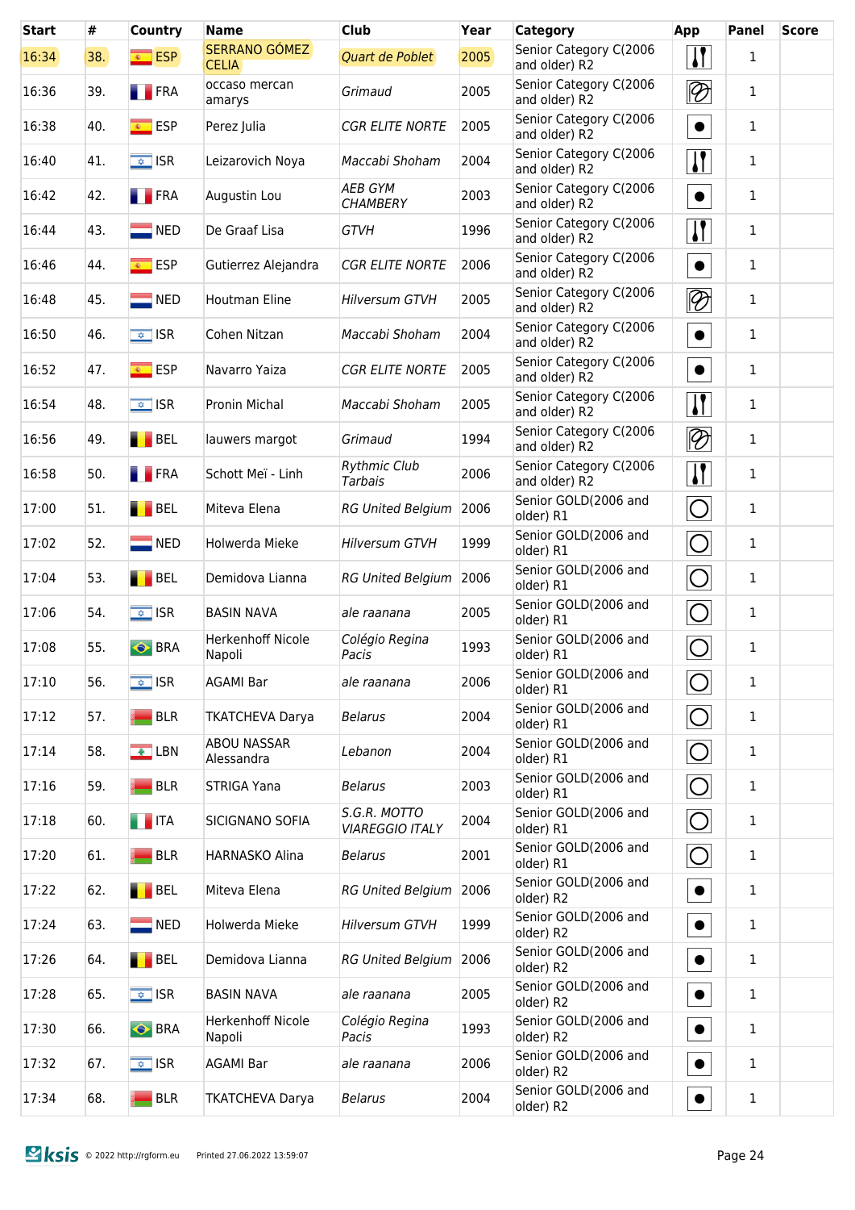| Start | # | Country | Name | Club | Year | Category | App | Panel | Score |
|---|---|---|---|---|---|---|---|---|---|
| 16:34 | 38. | ESP | SERRANO GÓMEZ CELIA | Quart de Poblet | 2005 | Senior Category C(2006 and older) R2 | | 1 | |
| 16:36 | 39. | FRA | occaso mercan amarys | Grimaud | 2005 | Senior Category C(2006 and older) R2 | | 1 | |
| 16:38 | 40. | ESP | Perez Julia | CGR ELITE NORTE | 2005 | Senior Category C(2006 and older) R2 | | 1 | |
| 16:40 | 41. | ISR | Leizarovich Noya | Maccabi Shoham | 2004 | Senior Category C(2006 and older) R2 | | 1 | |
| 16:42 | 42. | FRA | Augustin Lou | AEB GYM CHAMBERY | 2003 | Senior Category C(2006 and older) R2 | | 1 | |
| 16:44 | 43. | NED | De Graaf Lisa | GTVH | 1996 | Senior Category C(2006 and older) R2 | | 1 | |
| 16:46 | 44. | ESP | Gutierrez Alejandra | CGR ELITE NORTE | 2006 | Senior Category C(2006 and older) R2 | | 1 | |
| 16:48 | 45. | NED | Houtman Eline | Hilversum GTVH | 2005 | Senior Category C(2006 and older) R2 | | 1 | |
| 16:50 | 46. | ISR | Cohen Nitzan | Maccabi Shoham | 2004 | Senior Category C(2006 and older) R2 | | 1 | |
| 16:52 | 47. | ESP | Navarro Yaiza | CGR ELITE NORTE | 2005 | Senior Category C(2006 and older) R2 | | 1 | |
| 16:54 | 48. | ISR | Pronin Michal | Maccabi Shoham | 2005 | Senior Category C(2006 and older) R2 | | 1 | |
| 16:56 | 49. | BEL | lauwers margot | Grimaud | 1994 | Senior Category C(2006 and older) R2 | | 1 | |
| 16:58 | 50. | FRA | Schott Meï - Linh | Rythmic Club Tarbais | 2006 | Senior Category C(2006 and older) R2 | | 1 | |
| 17:00 | 51. | BEL | Miteva Elena | RG United Belgium | 2006 | Senior GOLD(2006 and older) R1 | | 1 | |
| 17:02 | 52. | NED | Holwerda Mieke | Hilversum GTVH | 1999 | Senior GOLD(2006 and older) R1 | | 1 | |
| 17:04 | 53. | BEL | Demidova Lianna | RG United Belgium | 2006 | Senior GOLD(2006 and older) R1 | | 1 | |
| 17:06 | 54. | ISR | BASIN NAVA | ale raanana | 2005 | Senior GOLD(2006 and older) R1 | | 1 | |
| 17:08 | 55. | BRA | Herkenhoff Nicole Napoli | Colégio Regina Pacis | 1993 | Senior GOLD(2006 and older) R1 | | 1 | |
| 17:10 | 56. | ISR | AGAMI Bar | ale raanana | 2006 | Senior GOLD(2006 and older) R1 | | 1 | |
| 17:12 | 57. | BLR | TKATCHEVA Darya | Belarus | 2004 | Senior GOLD(2006 and older) R1 | | 1 | |
| 17:14 | 58. | LBN | ABOU NASSAR Alessandra | Lebanon | 2004 | Senior GOLD(2006 and older) R1 | | 1 | |
| 17:16 | 59. | BLR | STRIGA Yana | Belarus | 2003 | Senior GOLD(2006 and older) R1 | | 1 | |
| 17:18 | 60. | ITA | SICIGNANO SOFIA | S.G.R. MOTTO VIAREGGIO ITALY | 2004 | Senior GOLD(2006 and older) R1 | | 1 | |
| 17:20 | 61. | BLR | HARNASKO Alina | Belarus | 2001 | Senior GOLD(2006 and older) R1 | | 1 | |
| 17:22 | 62. | BEL | Miteva Elena | RG United Belgium | 2006 | Senior GOLD(2006 and older) R2 | | 1 | |
| 17:24 | 63. | NED | Holwerda Mieke | Hilversum GTVH | 1999 | Senior GOLD(2006 and older) R2 | | 1 | |
| 17:26 | 64. | BEL | Demidova Lianna | RG United Belgium | 2006 | Senior GOLD(2006 and older) R2 | | 1 | |
| 17:28 | 65. | ISR | BASIN NAVA | ale raanana | 2005 | Senior GOLD(2006 and older) R2 | | 1 | |
| 17:30 | 66. | BRA | Herkenhoff Nicole Napoli | Colégio Regina Pacis | 1993 | Senior GOLD(2006 and older) R2 | | 1 | |
| 17:32 | 67. | ISR | AGAMI Bar | ale raanana | 2006 | Senior GOLD(2006 and older) R2 | | 1 | |
| 17:34 | 68. | BLR | TKATCHEVA Darya | Belarus | 2004 | Senior GOLD(2006 and older) R2 | | 1 | |

© 2022 http://rgform.eu Printed 27.06.2022 13:59:07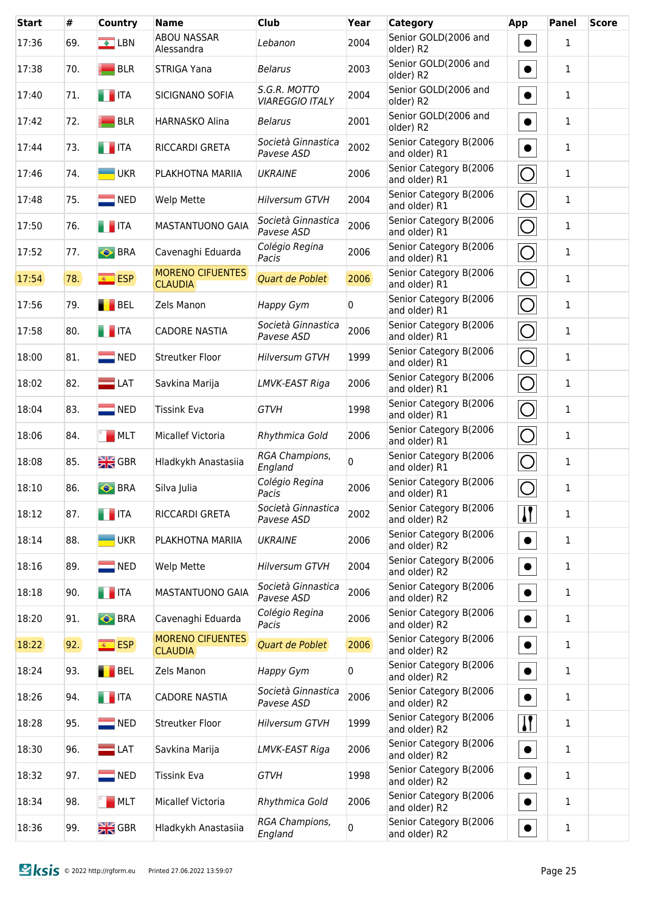| Start | # | Country | Name | Club | Year | Category | App | Panel | Score |
|---|---|---|---|---|---|---|---|---|---|
| 17:36 | 69. | LBN | ABOU NASSAR Alessandra | *Lebanon* | 2004 | Senior GOLD(2006 and older) R2 | | 1 | |
| 17:38 | 70. | BLR | STRIGA Yana | *Belarus* | 2003 | Senior GOLD(2006 and older) R2 | | 1 | |
| 17:40 | 71. | ITA | SICIGNANO SOFIA | *S.G.R. MOTTO VIAREGGIO ITALY* | 2004 | Senior GOLD(2006 and older) R2 | | 1 | |
| 17:42 | 72. | BLR | HARNASKO Alina | *Belarus* | 2001 | Senior GOLD(2006 and older) R2 | | 1 | |
| 17:44 | 73. | ITA | RICCARDI GRETA | *Società Ginnastica Pavese ASD* | 2002 | Senior Category B(2006 and older) R1 | | 1 | |
| 17:46 | 74. | UKR | PLAKHOTNA MARIIA | *UKRAINE* | 2006 | Senior Category B(2006 and older) R1 | | 1 | |
| 17:48 | 75. | NED | Welp Mette | *Hilversum GTVH* | 2004 | Senior Category B(2006 and older) R1 | | 1 | |
| 17:50 | 76. | ITA | MASTANTUONO GAIA | *Società Ginnastica Pavese ASD* | 2006 | Senior Category B(2006 and older) R1 | | 1 | |
| 17:52 | 77. | BRA | Cavenaghi Eduarda | *Colégio Regina Pacis* | 2006 | Senior Category B(2006 and older) R1 | | 1 | |
| 17:54 | 78. | ESP | MORENO CIFUENTES CLAUDIA | *Quart de Poblet* | 2006 | Senior Category B(2006 and older) R1 | | 1 | |
| 17:56 | 79. | BEL | Zels Manon | *Happy Gym* | 0 | Senior Category B(2006 and older) R1 | | 1 | |
| 17:58 | 80. | ITA | CADORE NASTIA | *Società Ginnastica Pavese ASD* | 2006 | Senior Category B(2006 and older) R1 | | 1 | |
| 18:00 | 81. | NED | Streutker Floor | *Hilversum GTVH* | 1999 | Senior Category B(2006 and older) R1 | | 1 | |
| 18:02 | 82. | LAT | Savkina Marija | *LMVK-EAST Riga* | 2006 | Senior Category B(2006 and older) R1 | | 1 | |
| 18:04 | 83. | NED | Tissink Eva | *GTVH* | 1998 | Senior Category B(2006 and older) R1 | | 1 | |
| 18:06 | 84. | MLT | Micallef Victoria | *Rhythmica Gold* | 2006 | Senior Category B(2006 and older) R1 | | 1 | |
| 18:08 | 85. | GBR | Hladkykh Anastasiia | *RGA Champions, England* | 0 | Senior Category B(2006 and older) R1 | | 1 | |
| 18:10 | 86. | BRA | Silva Julia | *Colégio Regina Pacis* | 2006 | Senior Category B(2006 and older) R1 | | 1 | |
| 18:12 | 87. | ITA | RICCARDI GRETA | *Società Ginnastica Pavese ASD* | 2002 | Senior Category B(2006 and older) R2 | | 1 | |
| 18:14 | 88. | UKR | PLAKHOTNA MARIIA | *UKRAINE* | 2006 | Senior Category B(2006 and older) R2 | | 1 | |
| 18:16 | 89. | NED | Welp Mette | *Hilversum GTVH* | 2004 | Senior Category B(2006 and older) R2 | | 1 | |
| 18:18 | 90. | ITA | MASTANTUONO GAIA | *Società Ginnastica Pavese ASD* | 2006 | Senior Category B(2006 and older) R2 | | 1 | |
| 18:20 | 91. | BRA | Cavenaghi Eduarda | *Colégio Regina Pacis* | 2006 | Senior Category B(2006 and older) R2 | | 1 | |
| 18:22 | 92. | ESP | MORENO CIFUENTES CLAUDIA | *Quart de Poblet* | 2006 | Senior Category B(2006 and older) R2 | | 1 | |
| 18:24 | 93. | BEL | Zels Manon | *Happy Gym* | 0 | Senior Category B(2006 and older) R2 | | 1 | |
| 18:26 | 94. | ITA | CADORE NASTIA | *Società Ginnastica Pavese ASD* | 2006 | Senior Category B(2006 and older) R2 | | 1 | |
| 18:28 | 95. | NED | Streutker Floor | *Hilversum GTVH* | 1999 | Senior Category B(2006 and older) R2 | | 1 | |
| 18:30 | 96. | LAT | Savkina Marija | *LMVK-EAST Riga* | 2006 | Senior Category B(2006 and older) R2 | | 1 | |
| 18:32 | 97. | NED | Tissink Eva | *GTVH* | 1998 | Senior Category B(2006 and older) R2 | | 1 | |
| 18:34 | 98. | MLT | Micallef Victoria | *Rhythmica Gold* | 2006 | Senior Category B(2006 and older) R2 | | 1 | |
| 18:36 | 99. | GBR | Hladkykh Anastasiia | *RGA Champions, England* | 0 | Senior Category B(2006 and older) R2 | | 1 | |

© 2022 http://rgform.eu Printed 27.06.2022 13:59:07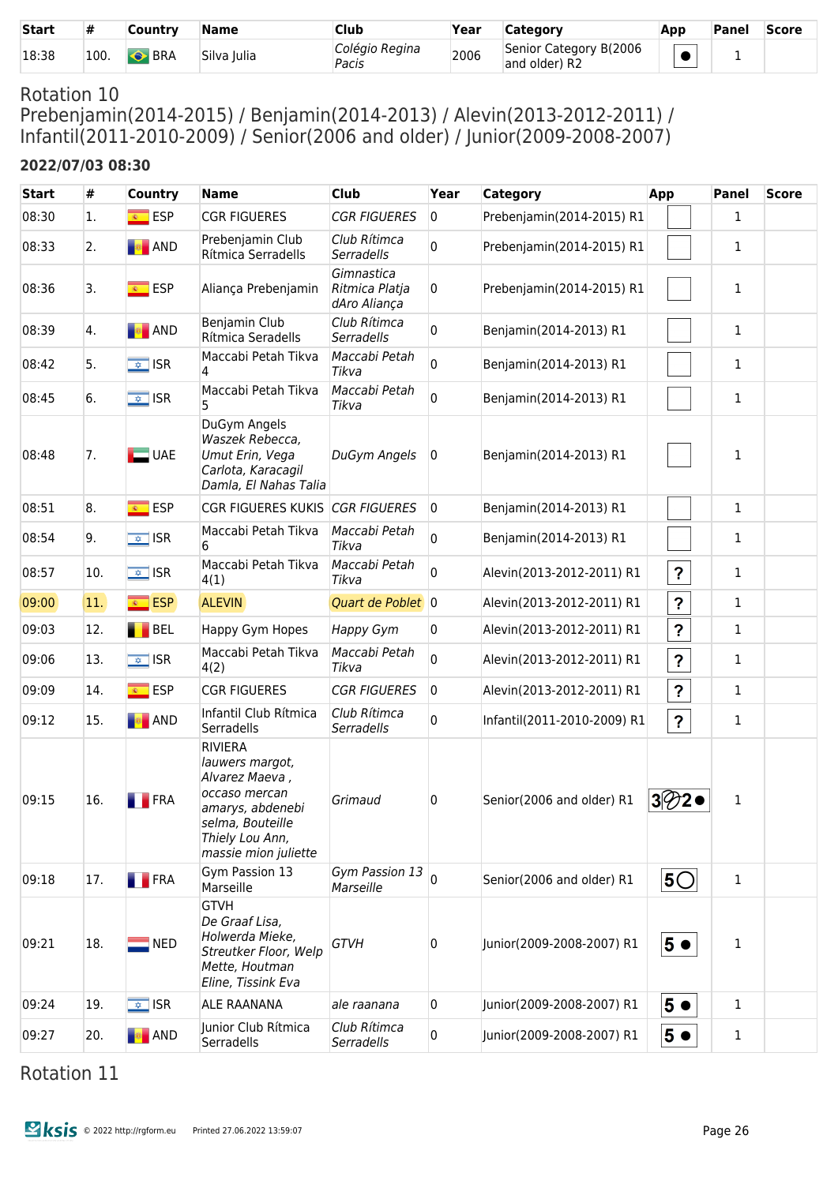| Start | # | Country | Name | Club | Year | Category | App | Panel | Score |
|---|---|---|---|---|---|---|---|---|---|
| 18:38 | 100. | BRA | Silva Julia | *Colégio Regina Pacis* | 2006 | Senior Category B(2006 and older) R2 | ● | 1 | |

## Rotation 10
## Prebenjamin(2014-2015) / Benjamin(2014-2013) / Alevin(2013-2012-2011) / Infantil(2011-2010-2009) / Senior(2006 and older) / Junior(2009-2008-2007)

### 2022/07/03 08:30

| Start | # | Country | Name | Club | Year | Category | App | Panel | Score |
|---|---|---|---|---|---|---|---|---|---|
| 08:30 | 1. | ESP | CGR FIGUERES | *CGR FIGUERES* | 0 | Prebenjamin(2014-2015) R1 | | 1 | |
| 08:33 | 2. | AND | Prebenjamin Club Rítmica Serradells | *Club Rítimca Serradells* | 0 | Prebenjamin(2014-2015) R1 | | 1 | |
| 08:36 | 3. | ESP | Aliança Prebenjamin | *Gimnastica Ritmica Platja dAro Aliança* | 0 | Prebenjamin(2014-2015) R1 | | 1 | |
| 08:39 | 4. | AND | Benjamin Club Rítmica Seradells | *Club Rítimca Serradells* | 0 | Benjamin(2014-2013) R1 | | 1 | |
| 08:42 | 5. | ISR | Maccabi Petah Tikva 4 | *Maccabi Petah Tikva* | 0 | Benjamin(2014-2013) R1 | | 1 | |
| 08:45 | 6. | ISR | Maccabi Petah Tikva 5 | *Maccabi Petah Tikva* | 0 | Benjamin(2014-2013) R1 | | 1 | |
| 08:48 | 7. | UAE | DuGym Angels *Waszek Rebecca, Umut Erin, Vega Carlota, Karacagil Damla, El Nahas Talia* | *DuGym Angels* | 0 | Benjamin(2014-2013) R1 | | 1 | |
| 08:51 | 8. | ESP | CGR FIGUERES KUKIS | *CGR FIGUERES* | 0 | Benjamin(2014-2013) R1 | | 1 | |
| 08:54 | 9. | ISR | Maccabi Petah Tikva 6 | *Maccabi Petah Tikva* | 0 | Benjamin(2014-2013) R1 | | 1 | |
| 08:57 | 10. | ISR | Maccabi Petah Tikva 4(1) | *Maccabi Petah Tikva* | 0 | Alevin(2013-2012-2011) R1 | ? | 1 | |
| 09:00 | 11. | ESP | ALEVIN | *Quart de Poblet* | 0 | Alevin(2013-2012-2011) R1 | ? | 1 | |
| 09:03 | 12. | BEL | Happy Gym Hopes | *Happy Gym* | 0 | Alevin(2013-2012-2011) R1 | ? | 1 | |
| 09:06 | 13. | ISR | Maccabi Petah Tikva 4(2) | *Maccabi Petah Tikva* | 0 | Alevin(2013-2012-2011) R1 | ? | 1 | |
| 09:09 | 14. | ESP | CGR FIGUERES | *CGR FIGUERES* | 0 | Alevin(2013-2012-2011) R1 | ? | 1 | |
| 09:12 | 15. | AND | Infantil Club Rítmica Serradells | *Club Rítimca Serradells* | 0 | Infantil(2011-2010-2009) R1 | ? | 1 | |
| 09:15 | 16. | FRA | RIVIERA *lauwers margot, Alvarez Maeva , occaso mercan amarys, abdenebi selma, Bouteille Thiely Lou Ann, massie mion juliette* | *Grimaud* | 0 | Senior(2006 and older) R1 | 3 2 ● | 1 | |
| 09:18 | 17. | FRA | Gym Passion 13 Marseille | *Gym Passion 13 Marseille* | 0 | Senior(2006 and older) R1 | 5 ◯ | 1 | |
| 09:21 | 18. | NED | GTVH *De Graaf Lisa, Holwerda Mieke, Streutker Floor, Welp Mette, Houtman Eline, Tissink Eva* | *GTVH* | 0 | Junior(2009-2008-2007) R1 | 5 ● | 1 | |
| 09:24 | 19. | ISR | ALE RAANANA | *ale raanana* | 0 | Junior(2009-2008-2007) R1 | 5 ● | 1 | |
| 09:27 | 20. | AND | Junior Club Rítmica Serradells | *Club Rítimca Serradells* | 0 | Junior(2009-2008-2007) R1 | 5 ● | 1 | |

## Rotation 11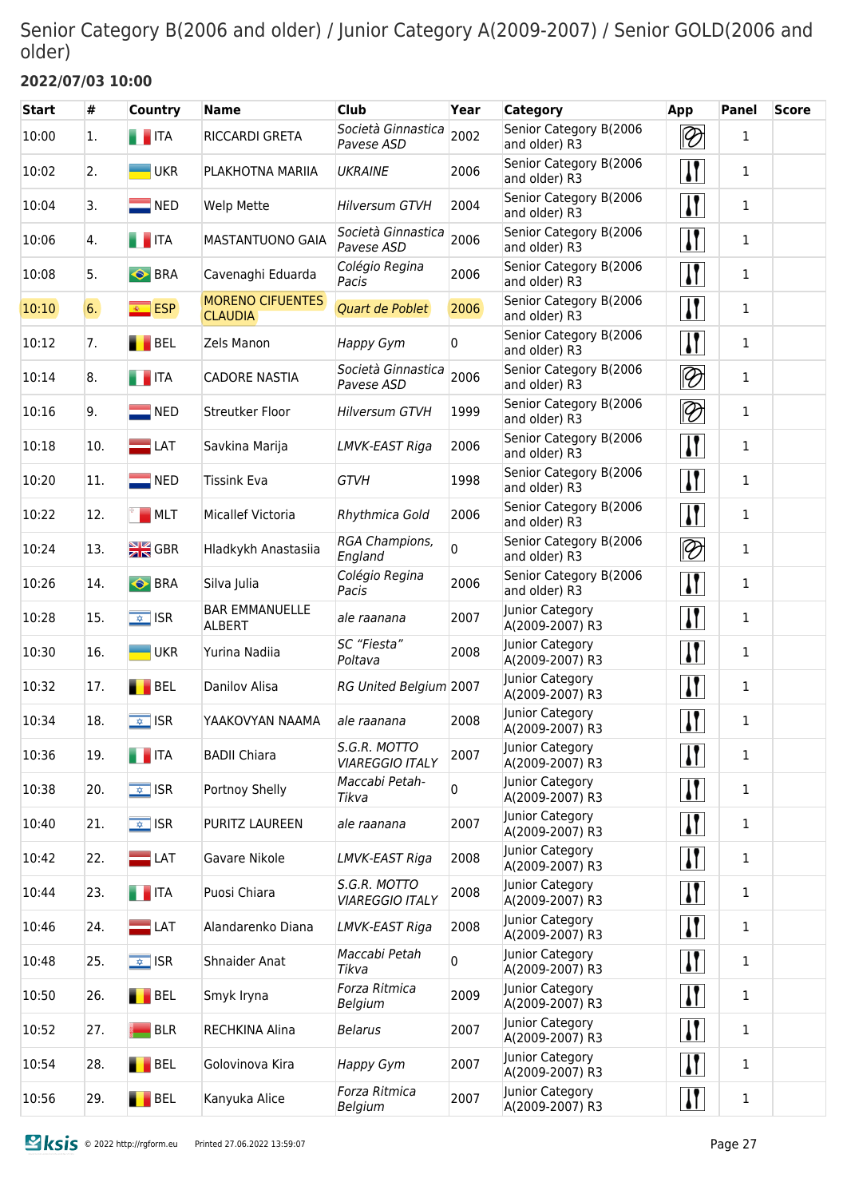# Senior Category B(2006 and older) / Junior Category A(2009-2007) / Senior GOLD(2006 and older)

### 2022/07/03 10:00

| Start | # | Country | Name | Club | Year | Category | App | Panel | Score |
|---|---|---|---|---|---|---|---|---|---|
| 10:00 | 1. | ITA | RICCARDI GRETA | *Società Ginnastica Pavese ASD* | 2002 | Senior Category B(2006 and older) R3 | | 1 | |
| 10:02 | 2. | UKR | PLAKHOTNA MARIIA | *UKRAINE* | 2006 | Senior Category B(2006 and older) R3 | | 1 | |
| 10:04 | 3. | NED | Welp Mette | *Hilversum GTVH* | 2004 | Senior Category B(2006 and older) R3 | | 1 | |
| 10:06 | 4. | ITA | MASTANTUONO GAIA | *Società Ginnastica Pavese ASD* | 2006 | Senior Category B(2006 and older) R3 | | 1 | |
| 10:08 | 5. | BRA | Cavenaghi Eduarda | *Colégio Regina Pacis* | 2006 | Senior Category B(2006 and older) R3 | | 1 | |
| 10:10 | 6. | ESP | MORENO CIFUENTES CLAUDIA | *Quart de Poblet* | 2006 | Senior Category B(2006 and older) R3 | | 1 | |
| 10:12 | 7. | BEL | Zels Manon | *Happy Gym* | 0 | Senior Category B(2006 and older) R3 | | 1 | |
| 10:14 | 8. | ITA | CADORE NASTIA | *Società Ginnastica Pavese ASD* | 2006 | Senior Category B(2006 and older) R3 | | 1 | |
| 10:16 | 9. | NED | Streutker Floor | *Hilversum GTVH* | 1999 | Senior Category B(2006 and older) R3 | | 1 | |
| 10:18 | 10. | LAT | Savkina Marija | *LMVK-EAST Riga* | 2006 | Senior Category B(2006 and older) R3 | | 1 | |
| 10:20 | 11. | NED | Tissink Eva | *GTVH* | 1998 | Senior Category B(2006 and older) R3 | | 1 | |
| 10:22 | 12. | MLT | Micallef Victoria | *Rhythmica Gold* | 2006 | Senior Category B(2006 and older) R3 | | 1 | |
| 10:24 | 13. | GBR | Hladkykh Anastasiia | *RGA Champions, England* | 0 | Senior Category B(2006 and older) R3 | | 1 | |
| 10:26 | 14. | BRA | Silva Julia | *Colégio Regina Pacis* | 2006 | Senior Category B(2006 and older) R3 | | 1 | |
| 10:28 | 15. | ISR | BAR EMMANUELLE ALBERT | *ale raanana* | 2007 | Junior Category A(2009-2007) R3 | | 1 | |
| 10:30 | 16. | UKR | Yurina Nadiia | *SC “Fiesta” Poltava* | 2008 | Junior Category A(2009-2007) R3 | | 1 | |
| 10:32 | 17. | BEL | Danilov Alisa | *RG United Belgium* | 2007 | Junior Category A(2009-2007) R3 | | 1 | |
| 10:34 | 18. | ISR | YAAKOVYAN NAAMA | *ale raanana* | 2008 | Junior Category A(2009-2007) R3 | | 1 | |
| 10:36 | 19. | ITA | BADII Chiara | *S.G.R. MOTTO VIAREGGIO ITALY* | 2007 | Junior Category A(2009-2007) R3 | | 1 | |
| 10:38 | 20. | ISR | Portnoy Shelly | *Maccabi Petah-Tikva* | 0 | Junior Category A(2009-2007) R3 | | 1 | |
| 10:40 | 21. | ISR | PURITZ LAUREEN | *ale raanana* | 2007 | Junior Category A(2009-2007) R3 | | 1 | |
| 10:42 | 22. | LAT | Gavare Nikole | *LMVK-EAST Riga* | 2008 | Junior Category A(2009-2007) R3 | | 1 | |
| 10:44 | 23. | ITA | Puosi Chiara | *S.G.R. MOTTO VIAREGGIO ITALY* | 2008 | Junior Category A(2009-2007) R3 | | 1 | |
| 10:46 | 24. | LAT | Alandarenko Diana | *LMVK-EAST Riga* | 2008 | Junior Category A(2009-2007) R3 | | 1 | |
| 10:48 | 25. | ISR | Shnaider Anat | *Maccabi Petah Tikva* | 0 | Junior Category A(2009-2007) R3 | | 1 | |
| 10:50 | 26. | BEL | Smyk Iryna | *Forza Ritmica Belgium* | 2009 | Junior Category A(2009-2007) R3 | | 1 | |
| 10:52 | 27. | BLR | RECHKINA Alina | *Belarus* | 2007 | Junior Category A(2009-2007) R3 | | 1 | |
| 10:54 | 28. | BEL | Golovinova Kira | *Happy Gym* | 2007 | Junior Category A(2009-2007) R3 | | 1 | |
| 10:56 | 29. | BEL | Kanyuka Alice | *Forza Ritmica Belgium* | 2007 | Junior Category A(2009-2007) R3 | | 1 | |

© 2022 http://rgform.eu Printed 27.06.2022 13:59:07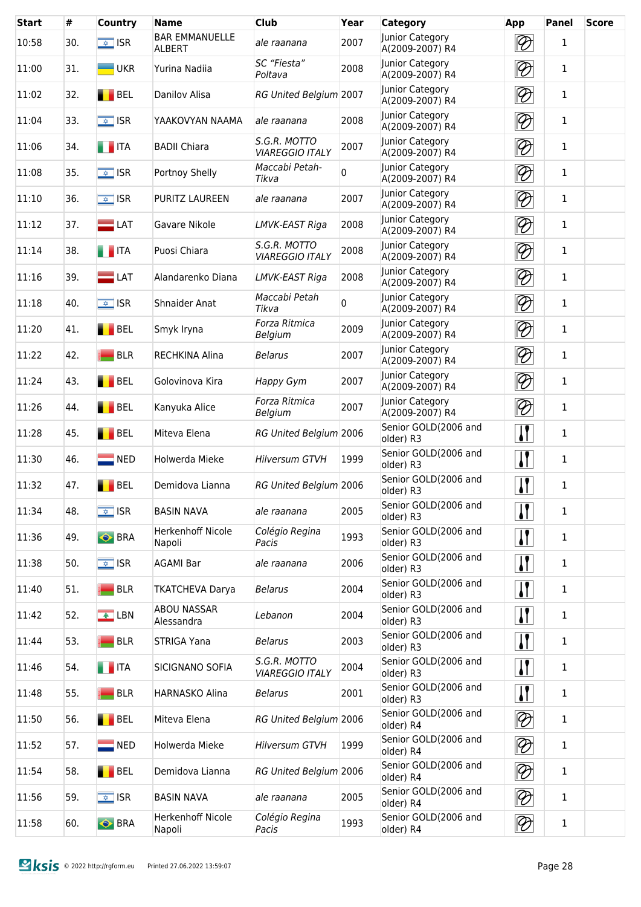| Start | # | Country | Name | Club | Year | Category | App | Panel | Score |
|---|---|---|---|---|---|---|---|---|---|
| 10:58 | 30. | ISR | BAR EMMANUELLE ALBERT | *ale raanana* | 2007 | Junior Category A(2009-2007) R4 | | 1 | |
| 11:00 | 31. | UKR | Yurina Nadiia | *SC "Fiesta" Poltava* | 2008 | Junior Category A(2009-2007) R4 | | 1 | |
| 11:02 | 32. | BEL | Danilov Alisa | *RG United Belgium* | 2007 | Junior Category A(2009-2007) R4 | | 1 | |
| 11:04 | 33. | ISR | YAAKOVYAN NAAMA | *ale raanana* | 2008 | Junior Category A(2009-2007) R4 | | 1 | |
| 11:06 | 34. | ITA | BADII Chiara | *S.G.R. MOTTO VIAREGGIO ITALY* | 2007 | Junior Category A(2009-2007) R4 | | 1 | |
| 11:08 | 35. | ISR | Portnoy Shelly | *Maccabi Petah-Tikva* | 0 | Junior Category A(2009-2007) R4 | | 1 | |
| 11:10 | 36. | ISR | PURITZ LAUREEN | *ale raanana* | 2007 | Junior Category A(2009-2007) R4 | | 1 | |
| 11:12 | 37. | LAT | Gavare Nikole | *LMVK-EAST Riga* | 2008 | Junior Category A(2009-2007) R4 | | 1 | |
| 11:14 | 38. | ITA | Puosi Chiara | *S.G.R. MOTTO VIAREGGIO ITALY* | 2008 | Junior Category A(2009-2007) R4 | | 1 | |
| 11:16 | 39. | LAT | Alandarenko Diana | *LMVK-EAST Riga* | 2008 | Junior Category A(2009-2007) R4 | | 1 | |
| 11:18 | 40. | ISR | Shnaider Anat | *Maccabi Petah Tikva* | 0 | Junior Category A(2009-2007) R4 | | 1 | |
| 11:20 | 41. | BEL | Smyk Iryna | *Forza Ritmica Belgium* | 2009 | Junior Category A(2009-2007) R4 | | 1 | |
| 11:22 | 42. | BLR | RECHKINA Alina | *Belarus* | 2007 | Junior Category A(2009-2007) R4 | | 1 | |
| 11:24 | 43. | BEL | Golovinova Kira | *Happy Gym* | 2007 | Junior Category A(2009-2007) R4 | | 1 | |
| 11:26 | 44. | BEL | Kanyuka Alice | *Forza Ritmica Belgium* | 2007 | Junior Category A(2009-2007) R4 | | 1 | |
| 11:28 | 45. | BEL | Miteva Elena | *RG United Belgium* | 2006 | Senior GOLD(2006 and older) R3 | | 1 | |
| 11:30 | 46. | NED | Holwerda Mieke | *Hilversum GTVH* | 1999 | Senior GOLD(2006 and older) R3 | | 1 | |
| 11:32 | 47. | BEL | Demidova Lianna | *RG United Belgium* | 2006 | Senior GOLD(2006 and older) R3 | | 1 | |
| 11:34 | 48. | ISR | BASIN NAVA | *ale raanana* | 2005 | Senior GOLD(2006 and older) R3 | | 1 | |
| 11:36 | 49. | BRA | Herkenhoff Nicole Napoli | *Colégio Regina Pacis* | 1993 | Senior GOLD(2006 and older) R3 | | 1 | |
| 11:38 | 50. | ISR | AGAMI Bar | *ale raanana* | 2006 | Senior GOLD(2006 and older) R3 | | 1 | |
| 11:40 | 51. | BLR | TKATCHEVA Darya | *Belarus* | 2004 | Senior GOLD(2006 and older) R3 | | 1 | |
| 11:42 | 52. | LBN | ABOU NASSAR Alessandra | *Lebanon* | 2004 | Senior GOLD(2006 and older) R3 | | 1 | |
| 11:44 | 53. | BLR | STRIGA Yana | *Belarus* | 2003 | Senior GOLD(2006 and older) R3 | | 1 | |
| 11:46 | 54. | ITA | SICIGNANO SOFIA | *S.G.R. MOTTO VIAREGGIO ITALY* | 2004 | Senior GOLD(2006 and older) R3 | | 1 | |
| 11:48 | 55. | BLR | HARNASKO Alina | *Belarus* | 2001 | Senior GOLD(2006 and older) R3 | | 1 | |
| 11:50 | 56. | BEL | Miteva Elena | *RG United Belgium* | 2006 | Senior GOLD(2006 and older) R4 | | 1 | |
| 11:52 | 57. | NED | Holwerda Mieke | *Hilversum GTVH* | 1999 | Senior GOLD(2006 and older) R4 | | 1 | |
| 11:54 | 58. | BEL | Demidova Lianna | *RG United Belgium* | 2006 | Senior GOLD(2006 and older) R4 | | 1 | |
| 11:56 | 59. | ISR | BASIN NAVA | *ale raanana* | 2005 | Senior GOLD(2006 and older) R4 | | 1 | |
| 11:58 | 60. | BRA | Herkenhoff Nicole Napoli | *Colégio Regina Pacis* | 1993 | Senior GOLD(2006 and older) R4 | | 1 | |

© 2022 http://rgform.eu Printed 27.06.2022 13:59:07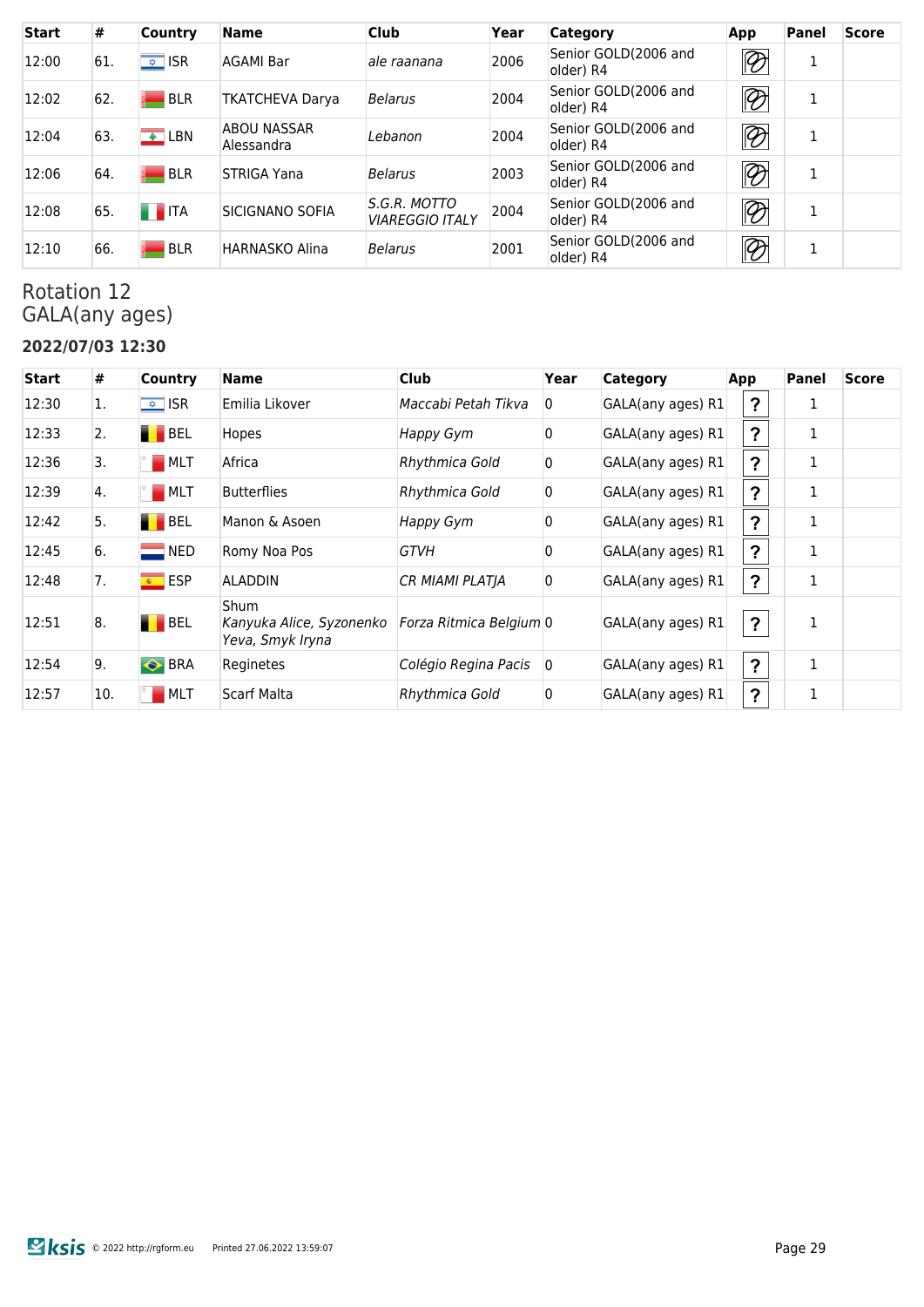| Start | # | Country | Name | Club | Year | Category | App | Panel | Score |
|---|---|---|---|---|---|---|---|---|---|
| 12:00 | 61. | ISR | AGAMI Bar | *ale raanana* | 2006 | Senior GOLD(2006 and older) R4 | | 1 | |
| 12:02 | 62. | BLR | TKATCHEVA Darya | *Belarus* | 2004 | Senior GOLD(2006 and older) R4 | | 1 | |
| 12:04 | 63. | LBN | ABOU NASSAR Alessandra | *Lebanon* | 2004 | Senior GOLD(2006 and older) R4 | | 1 | |
| 12:06 | 64. | BLR | STRIGA Yana | *Belarus* | 2003 | Senior GOLD(2006 and older) R4 | | 1 | |
| 12:08 | 65. | ITA | SICIGNANO SOFIA | *S.G.R. MOTTO VIAREGGIO ITALY* | 2004 | Senior GOLD(2006 and older) R4 | | 1 | |
| 12:10 | 66. | BLR | HARNASKO Alina | *Belarus* | 2001 | Senior GOLD(2006 and older) R4 | | 1 | |

## Rotation 12
## GALA(any ages)

### 2022/07/03 12:30

| Start | # | Country | Name | Club | Year | Category | App | Panel | Score |
|---|---|---|---|---|---|---|---|---|---|
| 12:30 | 1. | ISR | Emilia Likover | *Maccabi Petah Tikva* | 0 | GALA(any ages) R1 | ? | 1 | |
| 12:33 | 2. | BEL | Hopes | *Happy Gym* | 0 | GALA(any ages) R1 | ? | 1 | |
| 12:36 | 3. | MLT | Africa | *Rhythmica Gold* | 0 | GALA(any ages) R1 | ? | 1 | |
| 12:39 | 4. | MLT | Butterflies | *Rhythmica Gold* | 0 | GALA(any ages) R1 | ? | 1 | |
| 12:42 | 5. | BEL | Manon & Asoen | *Happy Gym* | 0 | GALA(any ages) R1 | ? | 1 | |
| 12:45 | 6. | NED | Romy Noa Pos | *GTVH* | 0 | GALA(any ages) R1 | ? | 1 | |
| 12:48 | 7. | ESP | ALADDIN | *CR MIAMI PLATJA* | 0 | GALA(any ages) R1 | ? | 1 | |
| 12:51 | 8. | BEL | Shum *Kanyuka Alice, Syzonenko Yeva, Smyk Iryna* | *Forza Ritmica Belgium* | 0 | GALA(any ages) R1 | ? | 1 | |
| 12:54 | 9. | BRA | Reginetes | *Colégio Regina Pacis* | 0 | GALA(any ages) R1 | ? | 1 | |
| 12:57 | 10. | MLT | Scarf Malta | *Rhythmica Gold* | 0 | GALA(any ages) R1 | ? | 1 | |

© 2022 http://rgform.eu Printed 27.06.2022 13:59:07